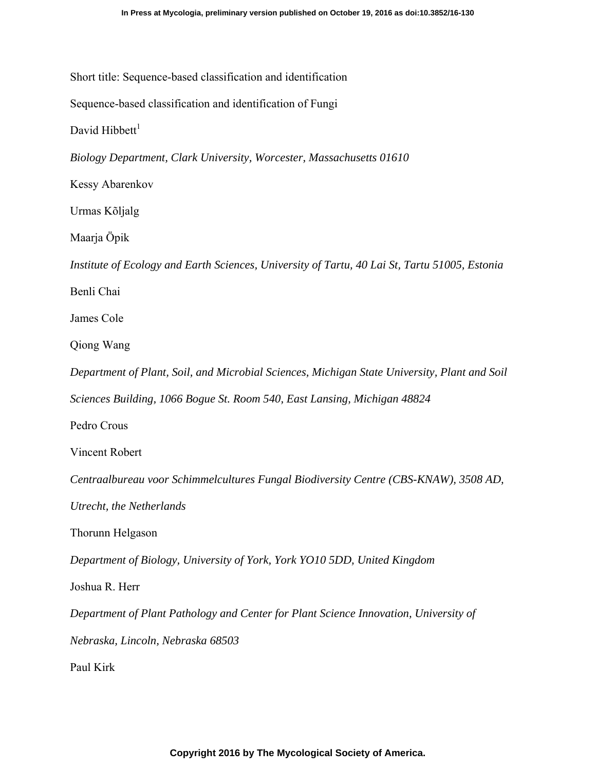Short title: Sequence-based classification and identification

Sequence-based classification and identification of Fungi

David Hibbett[1]

*Biology Department, Clark University, Worcester, Massachusetts 01610*

Kessy Abarenkov

Urmas Kõljalg

Maarja Öpik

*Institute of Ecology and Earth Sciences, University of Tartu, 40 Lai St, Tartu 51005, Estonia*

Benli Chai

James Cole

Qiong Wang

*Department of Plant, Soil, and Microbial Sciences, Michigan State University, Plant and Soil Sciences Building, 1066 Bogue St. Room 540, East Lansing, Michigan 48824*

Pedro Crous

Vincent Robert

*Centraalbureau voor Schimmelcultures Fungal Biodiversity Centre (CBS-KNAW), 3508 AD, Utrecht, the Netherlands*

Thorunn Helgason

*Department of Biology, University of York, York YO10 5DD, United Kingdom*

Joshua R. Herr

*Department of Plant Pathology and Center for Plant Science Innovation, University of Nebraska, Lincoln, Nebraska 68503*

Paul Kirk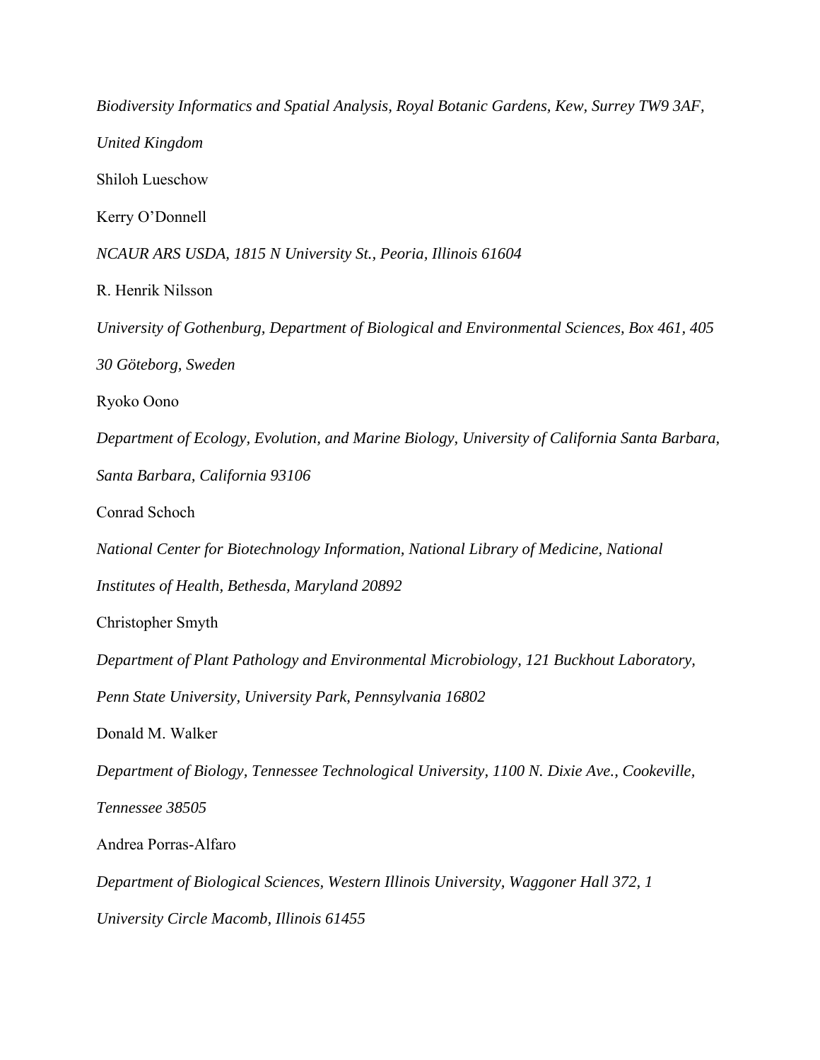*Biodiversity Informatics and Spatial Analysis, Royal Botanic Gardens, Kew, Surrey TW9 3AF, United Kingdom*

Shiloh Lueschow

Kerry O'Donnell

*NCAUR ARS USDA, 1815 N University St., Peoria, Illinois 61604*

R. Henrik Nilsson

*University of Gothenburg, Department of Biological and Environmental Sciences, Box 461, 405 30 Göteborg, Sweden*

Ryoko Oono

*Department of Ecology, Evolution, and Marine Biology, University of California Santa Barbara, Santa Barbara, California 93106*

Conrad Schoch

*National Center for Biotechnology Information, National Library of Medicine, National Institutes of Health, Bethesda, Maryland 20892*

Christopher Smyth

*Department of Plant Pathology and Environmental Microbiology, 121 Buckhout Laboratory, Penn State University, University Park, Pennsylvania 16802*

Donald M. Walker

*Department of Biology, Tennessee Technological University, 1100 N. Dixie Ave., Cookeville, Tennessee 38505*

Andrea Porras-Alfaro

*Department of Biological Sciences, Western Illinois University, Waggoner Hall 372, 1 University Circle Macomb, Illinois 61455*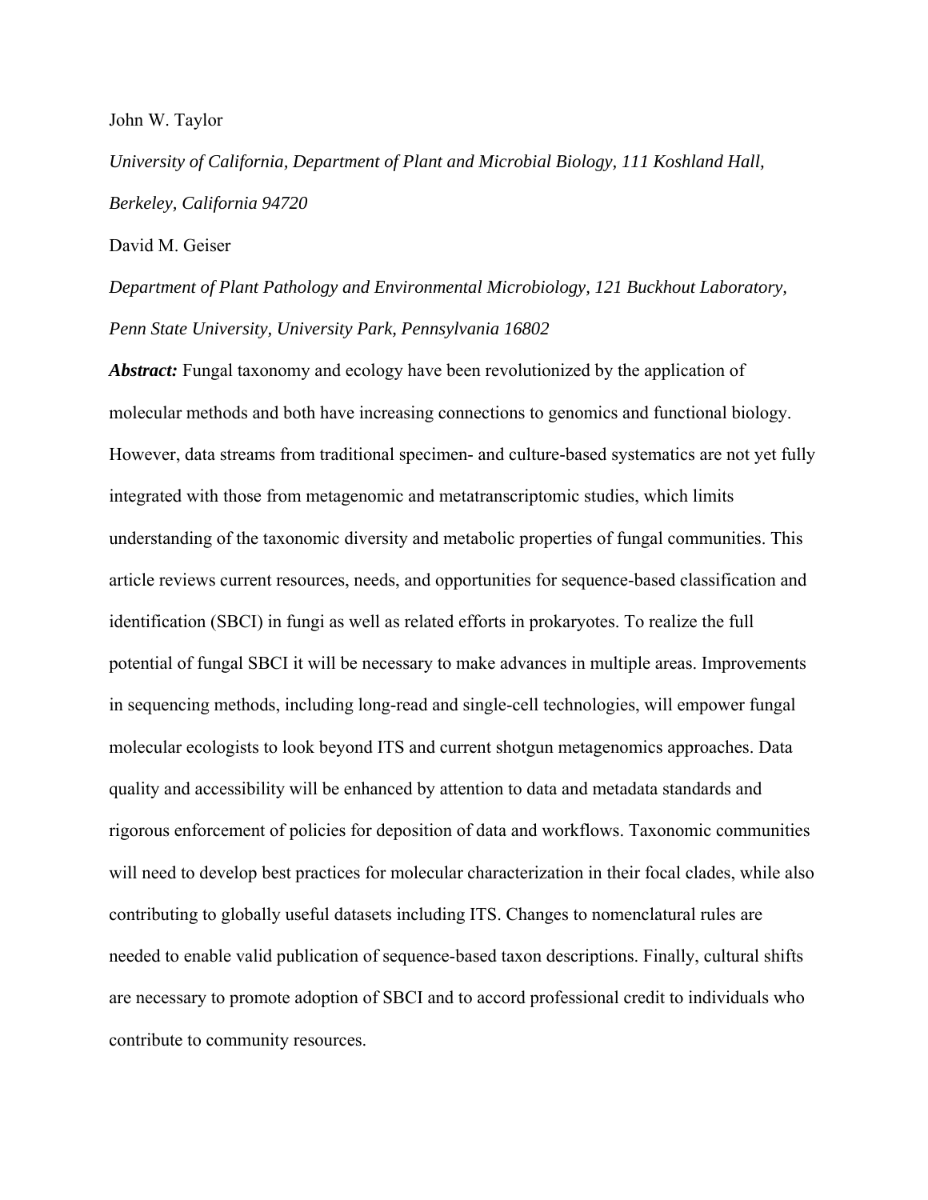John W. Taylor

*University of California, Department of Plant and Microbial Biology, 111 Koshland Hall, Berkeley, California 94720*

David M. Geiser

*Department of Plant Pathology and Environmental Microbiology, 121 Buckhout Laboratory, Penn State University, University Park, Pennsylvania 16802*

***Abstract:*** Fungal taxonomy and ecology have been revolutionized by the application of molecular methods and both have increasing connections to genomics and functional biology. However, data streams from traditional specimen- and culture-based systematics are not yet fully integrated with those from metagenomic and metatranscriptomic studies, which limits understanding of the taxonomic diversity and metabolic properties of fungal communities. This article reviews current resources, needs, and opportunities for sequence-based classification and identification (SBCI) in fungi as well as related efforts in prokaryotes. To realize the full potential of fungal SBCI it will be necessary to make advances in multiple areas. Improvements in sequencing methods, including long-read and single-cell technologies, will empower fungal molecular ecologists to look beyond ITS and current shotgun metagenomics approaches. Data quality and accessibility will be enhanced by attention to data and metadata standards and rigorous enforcement of policies for deposition of data and workflows. Taxonomic communities will need to develop best practices for molecular characterization in their focal clades, while also contributing to globally useful datasets including ITS. Changes to nomenclatural rules are needed to enable valid publication of sequence-based taxon descriptions. Finally, cultural shifts are necessary to promote adoption of SBCI and to accord professional credit to individuals who contribute to community resources.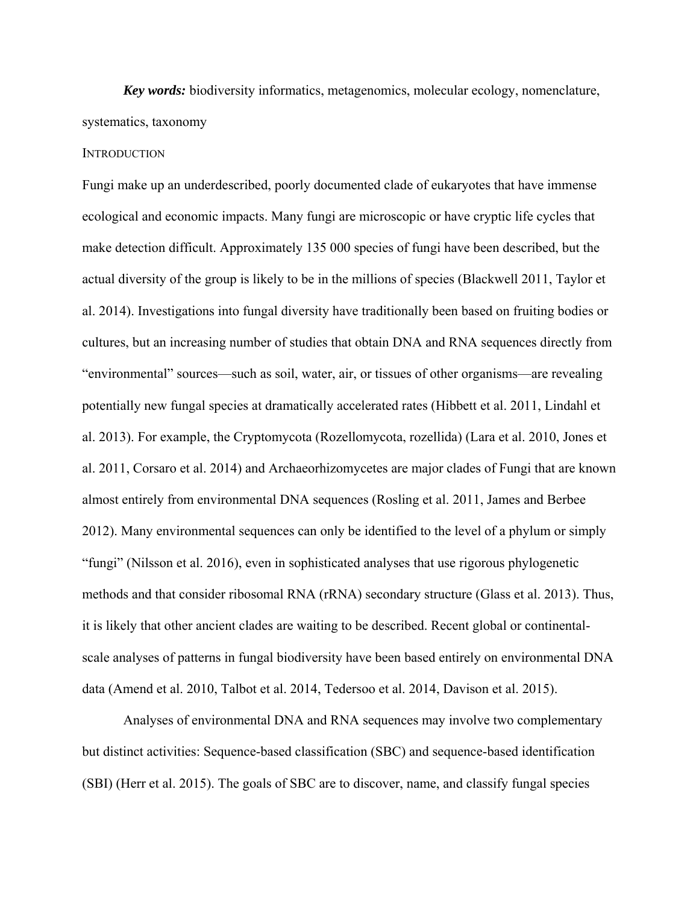***Key words:*** biodiversity informatics, metagenomics, molecular ecology, nomenclature, systematics, taxonomy

## INTRODUCTION

Fungi make up an underdescribed, poorly documented clade of eukaryotes that have immense ecological and economic impacts. Many fungi are microscopic or have cryptic life cycles that make detection difficult. Approximately 135 000 species of fungi have been described, but the actual diversity of the group is likely to be in the millions of species (Blackwell 2011, Taylor et al. 2014). Investigations into fungal diversity have traditionally been based on fruiting bodies or cultures, but an increasing number of studies that obtain DNA and RNA sequences directly from "environmental" sources—such as soil, water, air, or tissues of other organisms—are revealing potentially new fungal species at dramatically accelerated rates (Hibbett et al. 2011, Lindahl et al. 2013). For example, the Cryptomycota (Rozellomycota, rozellida) (Lara et al. 2010, Jones et al. 2011, Corsaro et al. 2014) and Archaeorhizomycetes are major clades of Fungi that are known almost entirely from environmental DNA sequences (Rosling et al. 2011, James and Berbee 2012). Many environmental sequences can only be identified to the level of a phylum or simply "fungi" (Nilsson et al. 2016), even in sophisticated analyses that use rigorous phylogenetic methods and that consider ribosomal RNA (rRNA) secondary structure (Glass et al. 2013). Thus, it is likely that other ancient clades are waiting to be described. Recent global or continental-scale analyses of patterns in fungal biodiversity have been based entirely on environmental DNA data (Amend et al. 2010, Talbot et al. 2014, Tedersoo et al. 2014, Davison et al. 2015).

Analyses of environmental DNA and RNA sequences may involve two complementary but distinct activities: Sequence-based classification (SBC) and sequence-based identification (SBI) (Herr et al. 2015). The goals of SBC are to discover, name, and classify fungal species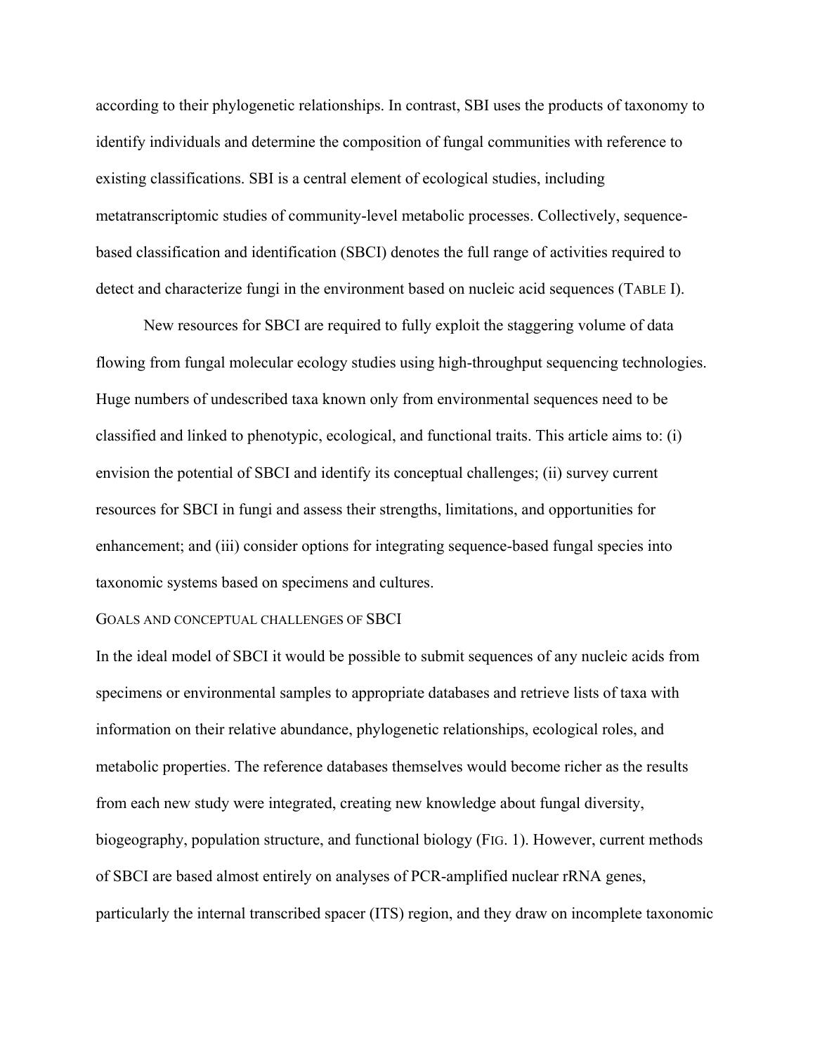according to their phylogenetic relationships. In contrast, SBI uses the products of taxonomy to identify individuals and determine the composition of fungal communities with reference to existing classifications. SBI is a central element of ecological studies, including metatranscriptomic studies of community-level metabolic processes. Collectively, sequence-based classification and identification (SBCI) denotes the full range of activities required to detect and characterize fungi in the environment based on nucleic acid sequences (TABLE I).

New resources for SBCI are required to fully exploit the staggering volume of data flowing from fungal molecular ecology studies using high-throughput sequencing technologies. Huge numbers of undescribed taxa known only from environmental sequences need to be classified and linked to phenotypic, ecological, and functional traits. This article aims to: (i) envision the potential of SBCI and identify its conceptual challenges; (ii) survey current resources for SBCI in fungi and assess their strengths, limitations, and opportunities for enhancement; and (iii) consider options for integrating sequence-based fungal species into taxonomic systems based on specimens and cultures.

## GOALS AND CONCEPTUAL CHALLENGES OF SBCI

In the ideal model of SBCI it would be possible to submit sequences of any nucleic acids from specimens or environmental samples to appropriate databases and retrieve lists of taxa with information on their relative abundance, phylogenetic relationships, ecological roles, and metabolic properties. The reference databases themselves would become richer as the results from each new study were integrated, creating new knowledge about fungal diversity, biogeography, population structure, and functional biology (FIG. 1). However, current methods of SBCI are based almost entirely on analyses of PCR-amplified nuclear rRNA genes, particularly the internal transcribed spacer (ITS) region, and they draw on incomplete taxonomic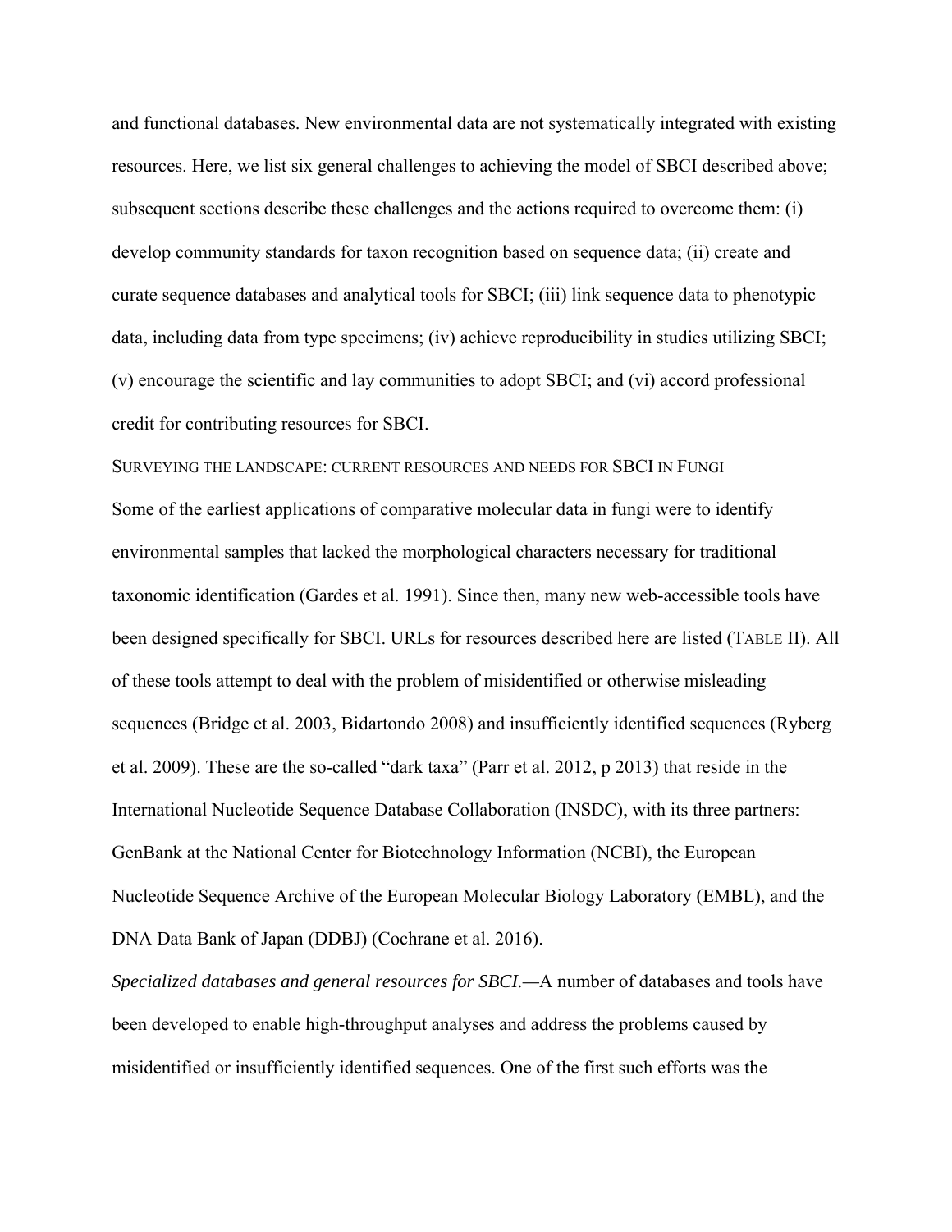and functional databases. New environmental data are not systematically integrated with existing resources. Here, we list six general challenges to achieving the model of SBCI described above; subsequent sections describe these challenges and the actions required to overcome them: (i) develop community standards for taxon recognition based on sequence data; (ii) create and curate sequence databases and analytical tools for SBCI; (iii) link sequence data to phenotypic data, including data from type specimens; (iv) achieve reproducibility in studies utilizing SBCI; (v) encourage the scientific and lay communities to adopt SBCI; and (vi) accord professional credit for contributing resources for SBCI.

## SURVEYING THE LANDSCAPE: CURRENT RESOURCES AND NEEDS FOR SBCI IN FUNGI

Some of the earliest applications of comparative molecular data in fungi were to identify environmental samples that lacked the morphological characters necessary for traditional taxonomic identification (Gardes et al. 1991). Since then, many new web-accessible tools have been designed specifically for SBCI. URLs for resources described here are listed (TABLE II). All of these tools attempt to deal with the problem of misidentified or otherwise misleading sequences (Bridge et al. 2003, Bidartondo 2008) and insufficiently identified sequences (Ryberg et al. 2009). These are the so-called "dark taxa" (Parr et al. 2012, p 2013) that reside in the International Nucleotide Sequence Database Collaboration (INSDC), with its three partners: GenBank at the National Center for Biotechnology Information (NCBI), the European Nucleotide Sequence Archive of the European Molecular Biology Laboratory (EMBL), and the DNA Data Bank of Japan (DDBJ) (Cochrane et al. 2016).

*Specialized databases and general resources for SBCI.*—A number of databases and tools have been developed to enable high-throughput analyses and address the problems caused by misidentified or insufficiently identified sequences. One of the first such efforts was the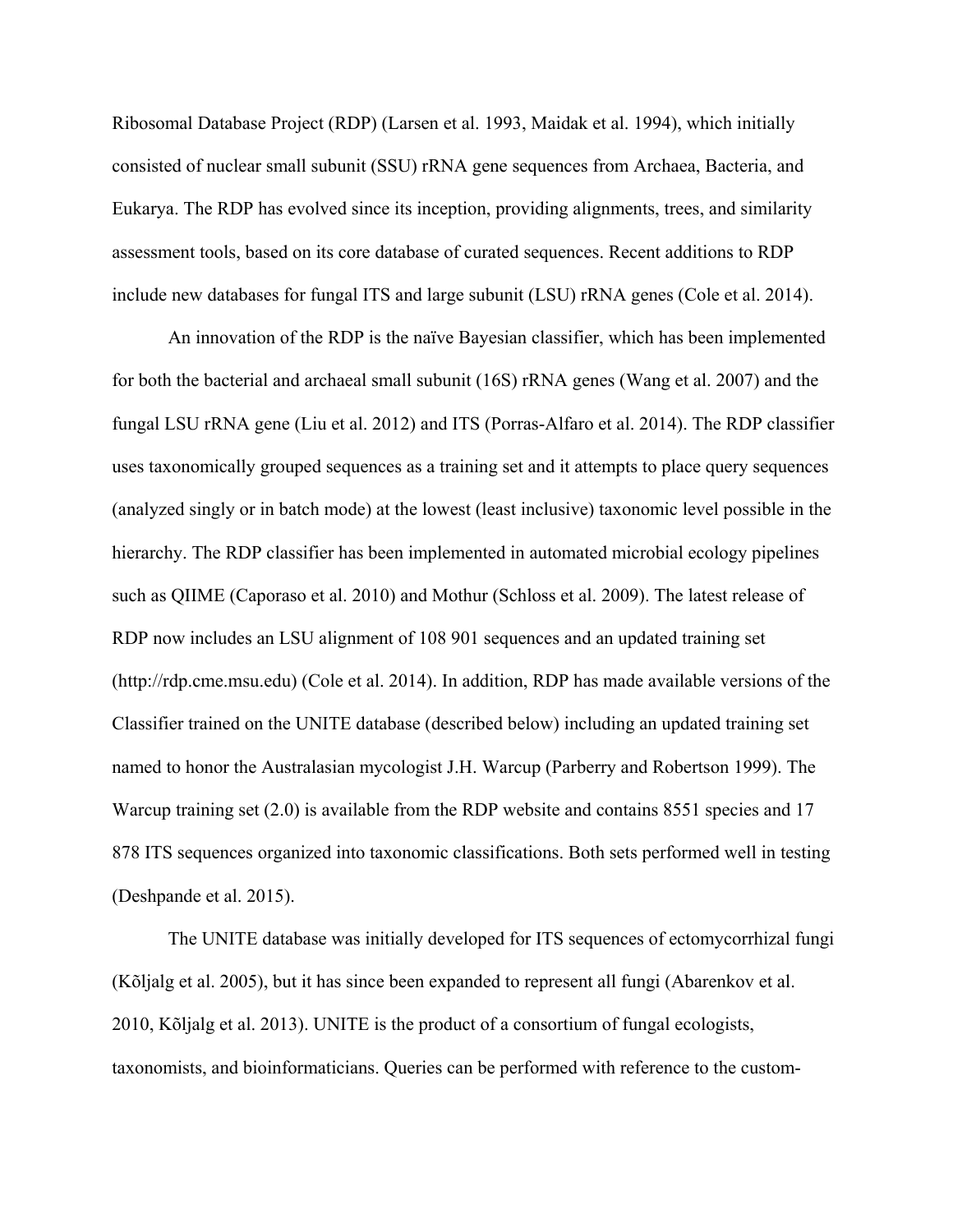Ribosomal Database Project (RDP) (Larsen et al. 1993, Maidak et al. 1994), which initially consisted of nuclear small subunit (SSU) rRNA gene sequences from Archaea, Bacteria, and Eukarya. The RDP has evolved since its inception, providing alignments, trees, and similarity assessment tools, based on its core database of curated sequences. Recent additions to RDP include new databases for fungal ITS and large subunit (LSU) rRNA genes (Cole et al. 2014).

An innovation of the RDP is the naïve Bayesian classifier, which has been implemented for both the bacterial and archaeal small subunit (16S) rRNA genes (Wang et al. 2007) and the fungal LSU rRNA gene (Liu et al. 2012) and ITS (Porras-Alfaro et al. 2014). The RDP classifier uses taxonomically grouped sequences as a training set and it attempts to place query sequences (analyzed singly or in batch mode) at the lowest (least inclusive) taxonomic level possible in the hierarchy. The RDP classifier has been implemented in automated microbial ecology pipelines such as QIIME (Caporaso et al. 2010) and Mothur (Schloss et al. 2009). The latest release of RDP now includes an LSU alignment of 108 901 sequences and an updated training set (http://rdp.cme.msu.edu) (Cole et al. 2014). In addition, RDP has made available versions of the Classifier trained on the UNITE database (described below) including an updated training set named to honor the Australasian mycologist J.H. Warcup (Parberry and Robertson 1999). The Warcup training set (2.0) is available from the RDP website and contains 8551 species and 17 878 ITS sequences organized into taxonomic classifications. Both sets performed well in testing (Deshpande et al. 2015).

The UNITE database was initially developed for ITS sequences of ectomycorrhizal fungi (Kõljalg et al. 2005), but it has since been expanded to represent all fungi (Abarenkov et al. 2010, Kõljalg et al. 2013). UNITE is the product of a consortium of fungal ecologists, taxonomists, and bioinformaticians. Queries can be performed with reference to the custom-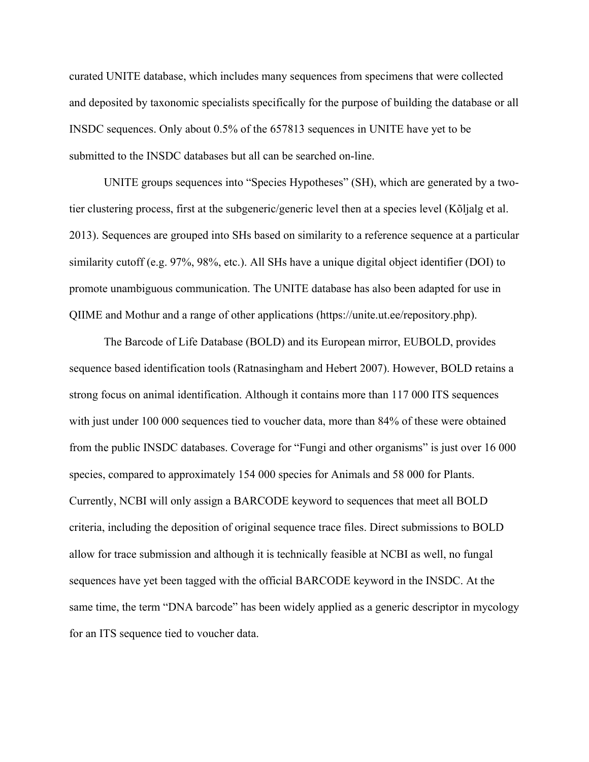curated UNITE database, which includes many sequences from specimens that were collected and deposited by taxonomic specialists specifically for the purpose of building the database or all INSDC sequences. Only about 0.5% of the 657813 sequences in UNITE have yet to be submitted to the INSDC databases but all can be searched on-line.

UNITE groups sequences into "Species Hypotheses" (SH), which are generated by a two-tier clustering process, first at the subgeneric/generic level then at a species level (Kõljalg et al. 2013). Sequences are grouped into SHs based on similarity to a reference sequence at a particular similarity cutoff (e.g. 97%, 98%, etc.). All SHs have a unique digital object identifier (DOI) to promote unambiguous communication. The UNITE database has also been adapted for use in QIIME and Mothur and a range of other applications (https://unite.ut.ee/repository.php).

The Barcode of Life Database (BOLD) and its European mirror, EUBOLD, provides sequence based identification tools (Ratnasingham and Hebert 2007). However, BOLD retains a strong focus on animal identification. Although it contains more than 117 000 ITS sequences with just under 100 000 sequences tied to voucher data, more than 84% of these were obtained from the public INSDC databases. Coverage for "Fungi and other organisms" is just over 16 000 species, compared to approximately 154 000 species for Animals and 58 000 for Plants. Currently, NCBI will only assign a BARCODE keyword to sequences that meet all BOLD criteria, including the deposition of original sequence trace files. Direct submissions to BOLD allow for trace submission and although it is technically feasible at NCBI as well, no fungal sequences have yet been tagged with the official BARCODE keyword in the INSDC. At the same time, the term "DNA barcode" has been widely applied as a generic descriptor in mycology for an ITS sequence tied to voucher data.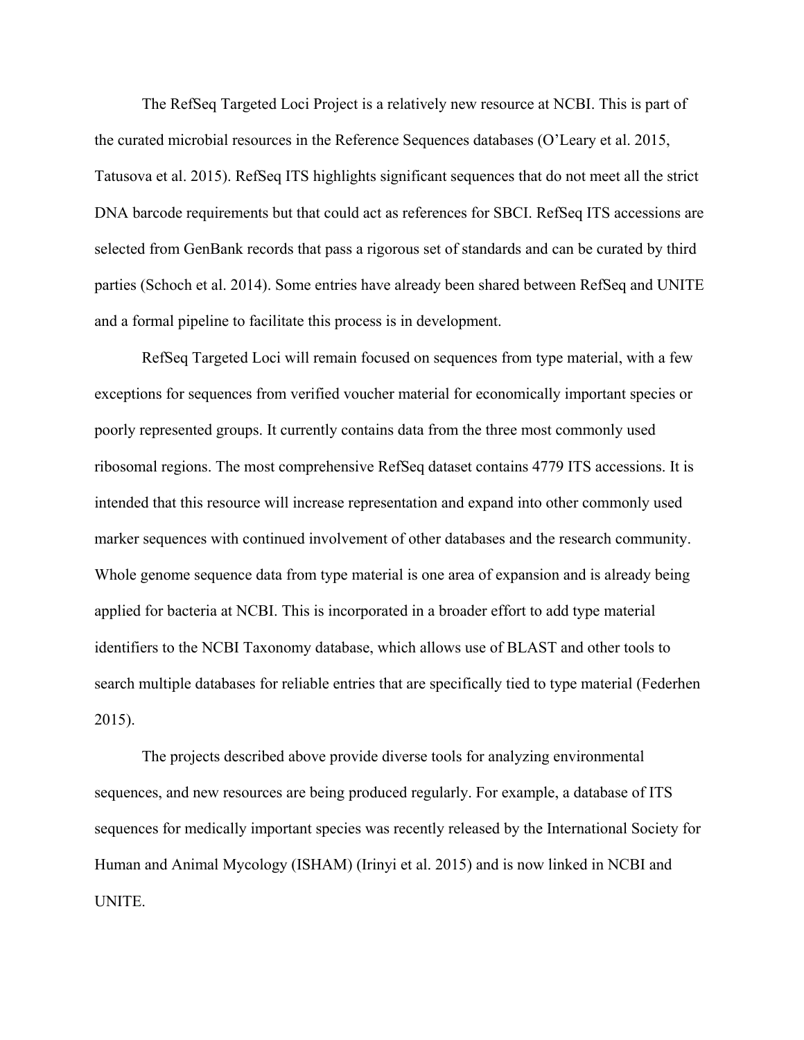The RefSeq Targeted Loci Project is a relatively new resource at NCBI. This is part of the curated microbial resources in the Reference Sequences databases (O'Leary et al. 2015, Tatusova et al. 2015). RefSeq ITS highlights significant sequences that do not meet all the strict DNA barcode requirements but that could act as references for SBCI. RefSeq ITS accessions are selected from GenBank records that pass a rigorous set of standards and can be curated by third parties (Schoch et al. 2014). Some entries have already been shared between RefSeq and UNITE and a formal pipeline to facilitate this process is in development.

RefSeq Targeted Loci will remain focused on sequences from type material, with a few exceptions for sequences from verified voucher material for economically important species or poorly represented groups. It currently contains data from the three most commonly used ribosomal regions. The most comprehensive RefSeq dataset contains 4779 ITS accessions. It is intended that this resource will increase representation and expand into other commonly used marker sequences with continued involvement of other databases and the research community. Whole genome sequence data from type material is one area of expansion and is already being applied for bacteria at NCBI. This is incorporated in a broader effort to add type material identifiers to the NCBI Taxonomy database, which allows use of BLAST and other tools to search multiple databases for reliable entries that are specifically tied to type material (Federhen 2015).

The projects described above provide diverse tools for analyzing environmental sequences, and new resources are being produced regularly. For example, a database of ITS sequences for medically important species was recently released by the International Society for Human and Animal Mycology (ISHAM) (Irinyi et al. 2015) and is now linked in NCBI and UNITE.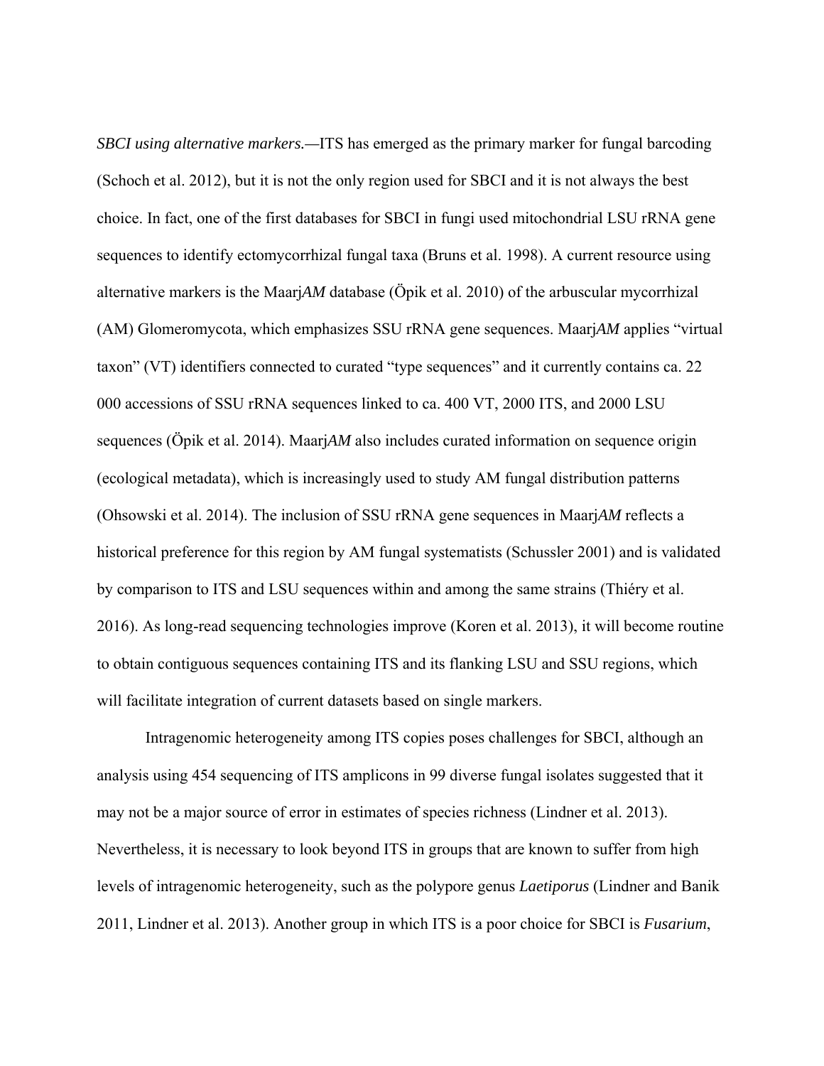*SBCI using alternative markers.*—ITS has emerged as the primary marker for fungal barcoding (Schoch et al. 2012), but it is not the only region used for SBCI and it is not always the best choice. In fact, one of the first databases for SBCI in fungi used mitochondrial LSU rRNA gene sequences to identify ectomycorrhizal fungal taxa (Bruns et al. 1998). A current resource using alternative markers is the Maarj*AM* database (Öpik et al. 2010) of the arbuscular mycorrhizal (AM) Glomeromycota, which emphasizes SSU rRNA gene sequences. Maarj*AM* applies "virtual taxon" (VT) identifiers connected to curated "type sequences" and it currently contains ca. 22 000 accessions of SSU rRNA sequences linked to ca. 400 VT, 2000 ITS, and 2000 LSU sequences (Öpik et al. 2014). Maarj*AM* also includes curated information on sequence origin (ecological metadata), which is increasingly used to study AM fungal distribution patterns (Ohsowski et al. 2014). The inclusion of SSU rRNA gene sequences in Maarj*AM* reflects a historical preference for this region by AM fungal systematists (Schussler 2001) and is validated by comparison to ITS and LSU sequences within and among the same strains (Thiéry et al. 2016). As long-read sequencing technologies improve (Koren et al. 2013), it will become routine to obtain contiguous sequences containing ITS and its flanking LSU and SSU regions, which will facilitate integration of current datasets based on single markers.

Intragenomic heterogeneity among ITS copies poses challenges for SBCI, although an analysis using 454 sequencing of ITS amplicons in 99 diverse fungal isolates suggested that it may not be a major source of error in estimates of species richness (Lindner et al. 2013). Nevertheless, it is necessary to look beyond ITS in groups that are known to suffer from high levels of intragenomic heterogeneity, such as the polypore genus *Laetiporus* (Lindner and Banik 2011, Lindner et al. 2013). Another group in which ITS is a poor choice for SBCI is *Fusarium*,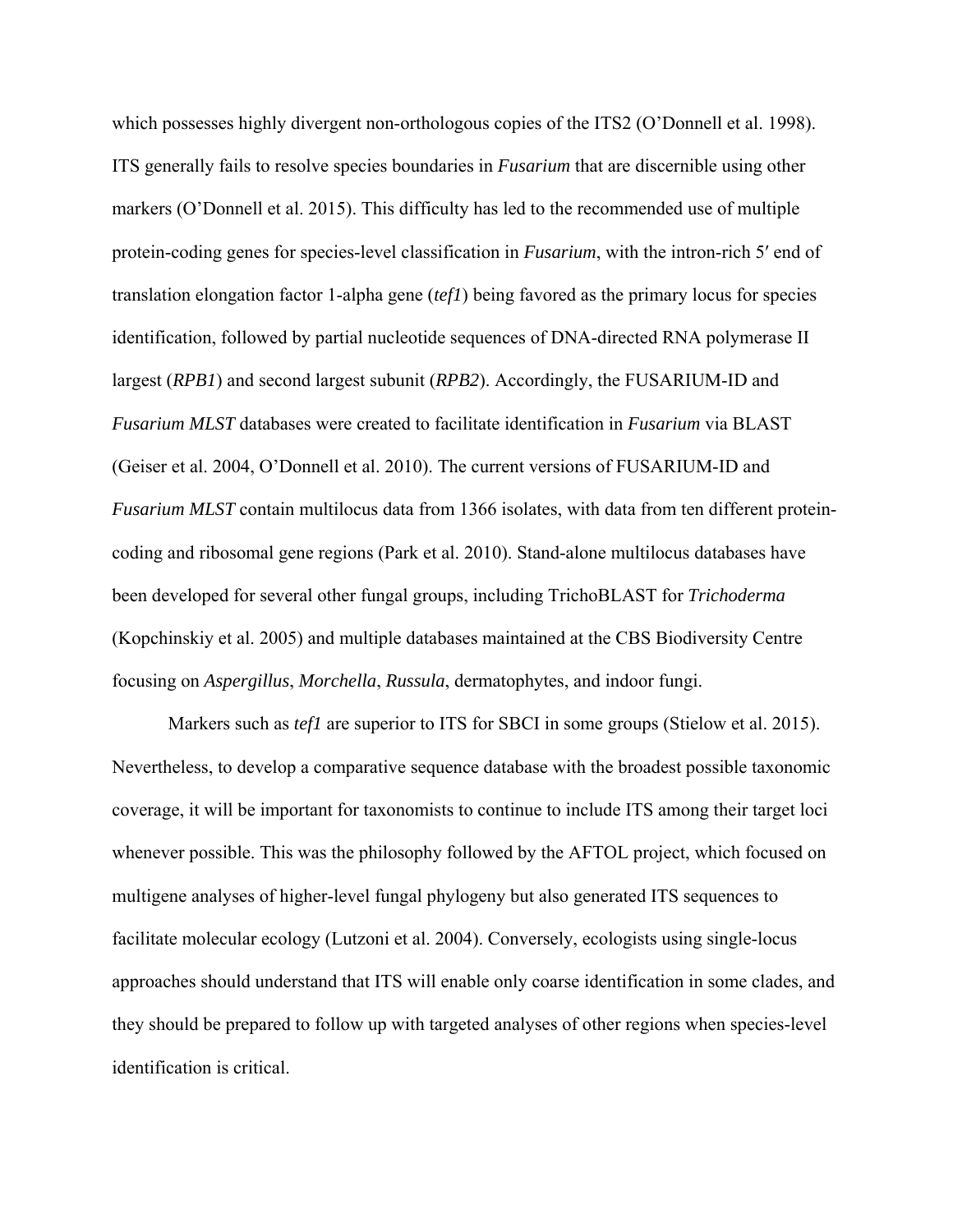which possesses highly divergent non-orthologous copies of the ITS2 (O'Donnell et al. 1998). ITS generally fails to resolve species boundaries in *Fusarium* that are discernible using other markers (O'Donnell et al. 2015). This difficulty has led to the recommended use of multiple protein-coding genes for species-level classification in *Fusarium*, with the intron-rich 5′ end of translation elongation factor 1-alpha gene (*tef1*) being favored as the primary locus for species identification, followed by partial nucleotide sequences of DNA-directed RNA polymerase II largest (*RPB1*) and second largest subunit (*RPB2*). Accordingly, the FUSARIUM-ID and *Fusarium MLST* databases were created to facilitate identification in *Fusarium* via BLAST (Geiser et al. 2004, O'Donnell et al. 2010). The current versions of FUSARIUM-ID and *Fusarium MLST* contain multilocus data from 1366 isolates, with data from ten different protein-coding and ribosomal gene regions (Park et al. 2010). Stand-alone multilocus databases have been developed for several other fungal groups, including TrichoBLAST for *Trichoderma* (Kopchinskiy et al. 2005) and multiple databases maintained at the CBS Biodiversity Centre focusing on *Aspergillus*, *Morchella*, *Russula*, dermatophytes, and indoor fungi.

Markers such as *tef1* are superior to ITS for SBCI in some groups (Stielow et al. 2015). Nevertheless, to develop a comparative sequence database with the broadest possible taxonomic coverage, it will be important for taxonomists to continue to include ITS among their target loci whenever possible. This was the philosophy followed by the AFTOL project, which focused on multigene analyses of higher-level fungal phylogeny but also generated ITS sequences to facilitate molecular ecology (Lutzoni et al. 2004). Conversely, ecologists using single-locus approaches should understand that ITS will enable only coarse identification in some clades, and they should be prepared to follow up with targeted analyses of other regions when species-level identification is critical.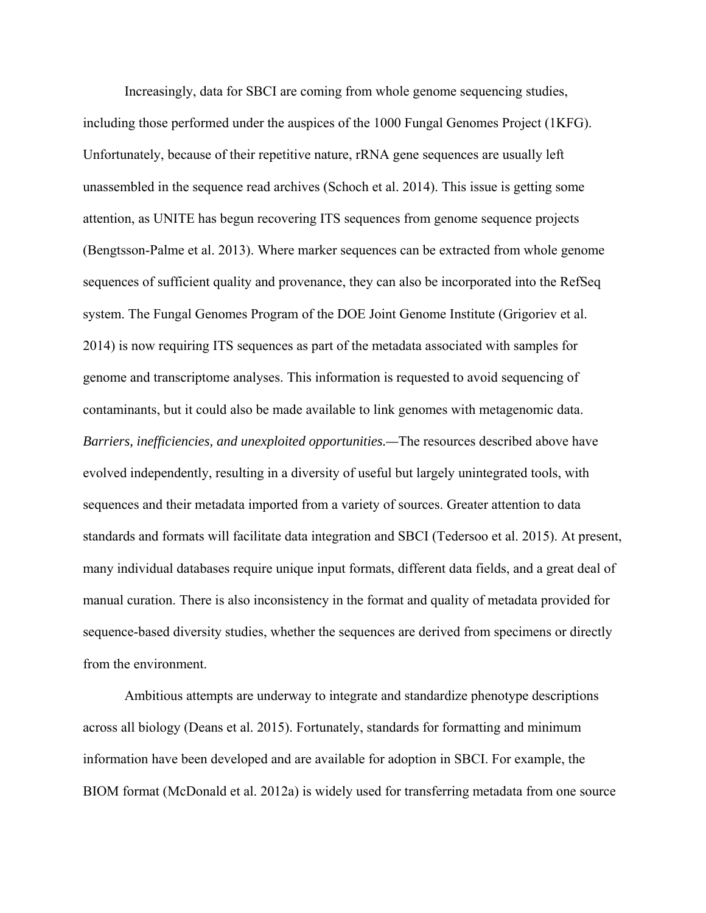Increasingly, data for SBCI are coming from whole genome sequencing studies, including those performed under the auspices of the 1000 Fungal Genomes Project (1KFG). Unfortunately, because of their repetitive nature, rRNA gene sequences are usually left unassembled in the sequence read archives (Schoch et al. 2014). This issue is getting some attention, as UNITE has begun recovering ITS sequences from genome sequence projects (Bengtsson-Palme et al. 2013). Where marker sequences can be extracted from whole genome sequences of sufficient quality and provenance, they can also be incorporated into the RefSeq system. The Fungal Genomes Program of the DOE Joint Genome Institute (Grigoriev et al. 2014) is now requiring ITS sequences as part of the metadata associated with samples for genome and transcriptome analyses. This information is requested to avoid sequencing of contaminants, but it could also be made available to link genomes with metagenomic data.

*Barriers, inefficiencies, and unexploited opportunities.*—The resources described above have evolved independently, resulting in a diversity of useful but largely unintegrated tools, with sequences and their metadata imported from a variety of sources. Greater attention to data standards and formats will facilitate data integration and SBCI (Tedersoo et al. 2015). At present, many individual databases require unique input formats, different data fields, and a great deal of manual curation. There is also inconsistency in the format and quality of metadata provided for sequence-based diversity studies, whether the sequences are derived from specimens or directly from the environment.

Ambitious attempts are underway to integrate and standardize phenotype descriptions across all biology (Deans et al. 2015). Fortunately, standards for formatting and minimum information have been developed and are available for adoption in SBCI. For example, the BIOM format (McDonald et al. 2012a) is widely used for transferring metadata from one source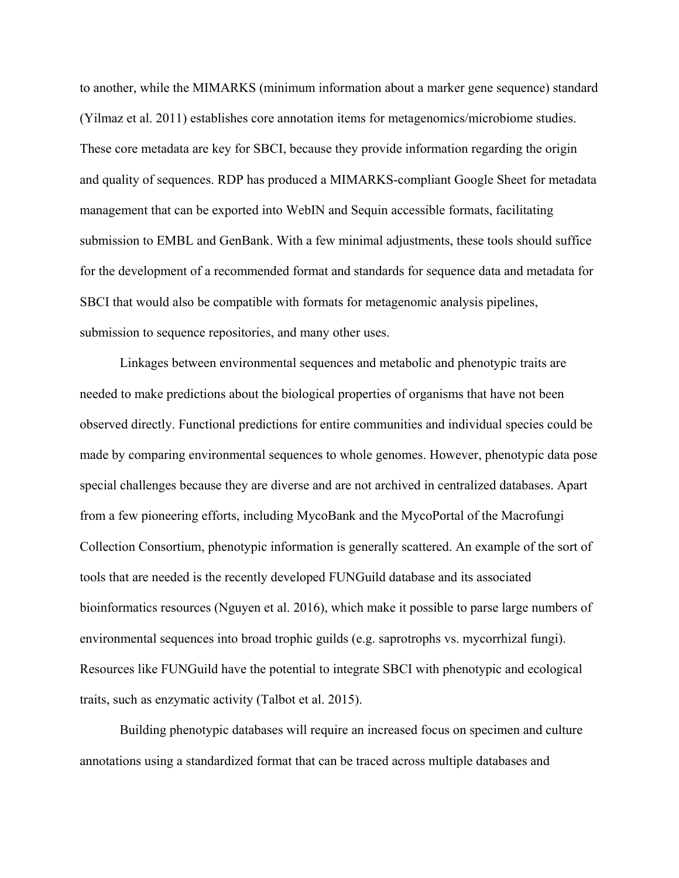to another, while the MIMARKS (minimum information about a marker gene sequence) standard (Yilmaz et al. 2011) establishes core annotation items for metagenomics/microbiome studies. These core metadata are key for SBCI, because they provide information regarding the origin and quality of sequences. RDP has produced a MIMARKS-compliant Google Sheet for metadata management that can be exported into WebIN and Sequin accessible formats, facilitating submission to EMBL and GenBank. With a few minimal adjustments, these tools should suffice for the development of a recommended format and standards for sequence data and metadata for SBCI that would also be compatible with formats for metagenomic analysis pipelines, submission to sequence repositories, and many other uses.

Linkages between environmental sequences and metabolic and phenotypic traits are needed to make predictions about the biological properties of organisms that have not been observed directly. Functional predictions for entire communities and individual species could be made by comparing environmental sequences to whole genomes. However, phenotypic data pose special challenges because they are diverse and are not archived in centralized databases. Apart from a few pioneering efforts, including MycoBank and the MycoPortal of the Macrofungi Collection Consortium, phenotypic information is generally scattered. An example of the sort of tools that are needed is the recently developed FUNGuild database and its associated bioinformatics resources (Nguyen et al. 2016), which make it possible to parse large numbers of environmental sequences into broad trophic guilds (e.g. saprotrophs vs. mycorrhizal fungi). Resources like FUNGuild have the potential to integrate SBCI with phenotypic and ecological traits, such as enzymatic activity (Talbot et al. 2015).

Building phenotypic databases will require an increased focus on specimen and culture annotations using a standardized format that can be traced across multiple databases and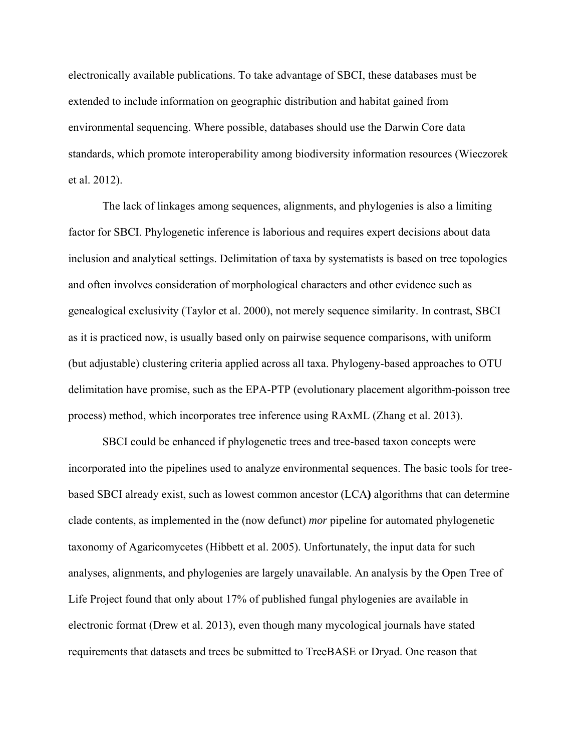electronically available publications. To take advantage of SBCI, these databases must be extended to include information on geographic distribution and habitat gained from environmental sequencing. Where possible, databases should use the Darwin Core data standards, which promote interoperability among biodiversity information resources (Wieczorek et al. 2012).

The lack of linkages among sequences, alignments, and phylogenies is also a limiting factor for SBCI. Phylogenetic inference is laborious and requires expert decisions about data inclusion and analytical settings. Delimitation of taxa by systematists is based on tree topologies and often involves consideration of morphological characters and other evidence such as genealogical exclusivity (Taylor et al. 2000), not merely sequence similarity. In contrast, SBCI as it is practiced now, is usually based only on pairwise sequence comparisons, with uniform (but adjustable) clustering criteria applied across all taxa. Phylogeny-based approaches to OTU delimitation have promise, such as the EPA-PTP (evolutionary placement algorithm-poisson tree process) method, which incorporates tree inference using RAxML (Zhang et al. 2013).

SBCI could be enhanced if phylogenetic trees and tree-based taxon concepts were incorporated into the pipelines used to analyze environmental sequences. The basic tools for tree-based SBCI already exist, such as lowest common ancestor (LCA**)** algorithms that can determine clade contents, as implemented in the (now defunct) *mor* pipeline for automated phylogenetic taxonomy of Agaricomycetes (Hibbett et al. 2005). Unfortunately, the input data for such analyses, alignments, and phylogenies are largely unavailable. An analysis by the Open Tree of Life Project found that only about 17% of published fungal phylogenies are available in electronic format (Drew et al. 2013), even though many mycological journals have stated requirements that datasets and trees be submitted to TreeBASE or Dryad. One reason that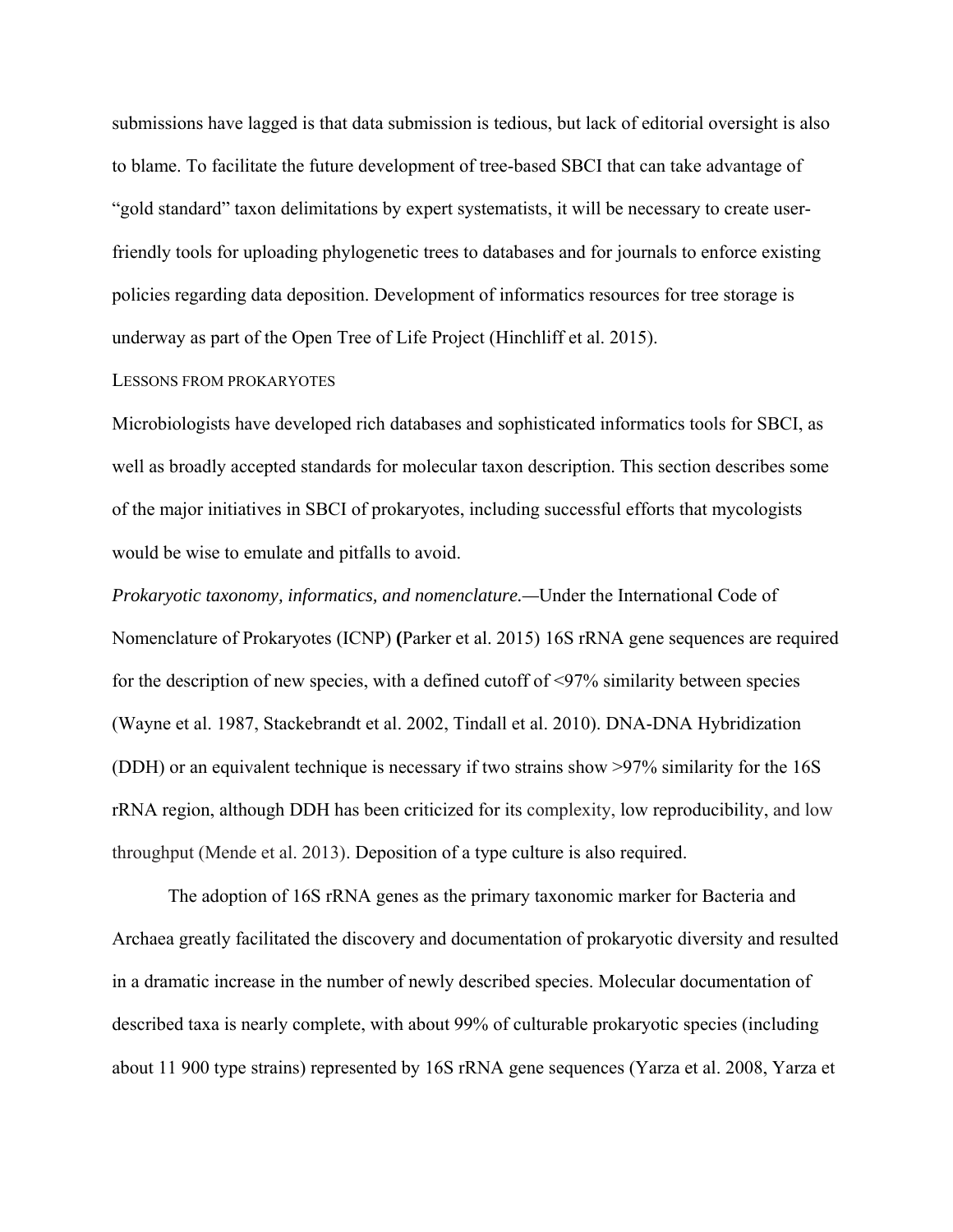submissions have lagged is that data submission is tedious, but lack of editorial oversight is also to blame. To facilitate the future development of tree-based SBCI that can take advantage of "gold standard" taxon delimitations by expert systematists, it will be necessary to create user-friendly tools for uploading phylogenetic trees to databases and for journals to enforce existing policies regarding data deposition. Development of informatics resources for tree storage is underway as part of the Open Tree of Life Project (Hinchliff et al. 2015).

## LESSONS FROM PROKARYOTES

Microbiologists have developed rich databases and sophisticated informatics tools for SBCI, as well as broadly accepted standards for molecular taxon description. This section describes some of the major initiatives in SBCI of prokaryotes, including successful efforts that mycologists would be wise to emulate and pitfalls to avoid.

*Prokaryotic taxonomy, informatics, and nomenclature.*—Under the International Code of Nomenclature of Prokaryotes (ICNP) **(**Parker et al. 2015) 16S rRNA gene sequences are required for the description of new species, with a defined cutoff of <97% similarity between species (Wayne et al. 1987, Stackebrandt et al. 2002, Tindall et al. 2010). DNA-DNA Hybridization (DDH) or an equivalent technique is necessary if two strains show >97% similarity for the 16S rRNA region, although DDH has been criticized for its complexity, low reproducibility, and low throughput (Mende et al. 2013). Deposition of a type culture is also required.

The adoption of 16S rRNA genes as the primary taxonomic marker for Bacteria and Archaea greatly facilitated the discovery and documentation of prokaryotic diversity and resulted in a dramatic increase in the number of newly described species. Molecular documentation of described taxa is nearly complete, with about 99% of culturable prokaryotic species (including about 11 900 type strains) represented by 16S rRNA gene sequences (Yarza et al. 2008, Yarza et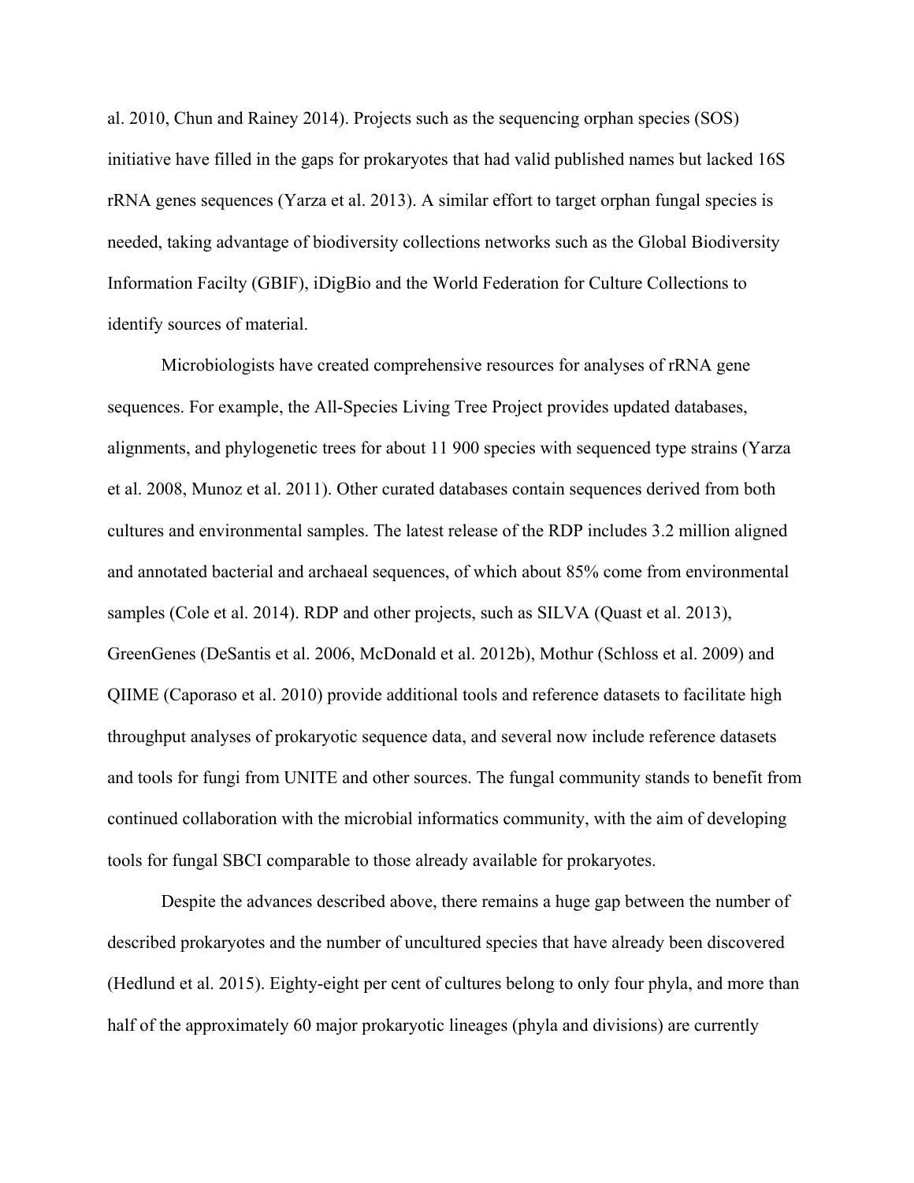al. 2010, Chun and Rainey 2014). Projects such as the sequencing orphan species (SOS) initiative have filled in the gaps for prokaryotes that had valid published names but lacked 16S rRNA genes sequences (Yarza et al. 2013). A similar effort to target orphan fungal species is needed, taking advantage of biodiversity collections networks such as the Global Biodiversity Information Facilty (GBIF), iDigBio and the World Federation for Culture Collections to identify sources of material.

Microbiologists have created comprehensive resources for analyses of rRNA gene sequences. For example, the All-Species Living Tree Project provides updated databases, alignments, and phylogenetic trees for about 11 900 species with sequenced type strains (Yarza et al. 2008, Munoz et al. 2011). Other curated databases contain sequences derived from both cultures and environmental samples. The latest release of the RDP includes 3.2 million aligned and annotated bacterial and archaeal sequences, of which about 85% come from environmental samples (Cole et al. 2014). RDP and other projects, such as SILVA (Quast et al. 2013), GreenGenes (DeSantis et al. 2006, McDonald et al. 2012b), Mothur (Schloss et al. 2009) and QIIME (Caporaso et al. 2010) provide additional tools and reference datasets to facilitate high throughput analyses of prokaryotic sequence data, and several now include reference datasets and tools for fungi from UNITE and other sources. The fungal community stands to benefit from continued collaboration with the microbial informatics community, with the aim of developing tools for fungal SBCI comparable to those already available for prokaryotes.

Despite the advances described above, there remains a huge gap between the number of described prokaryotes and the number of uncultured species that have already been discovered (Hedlund et al. 2015). Eighty-eight per cent of cultures belong to only four phyla, and more than half of the approximately 60 major prokaryotic lineages (phyla and divisions) are currently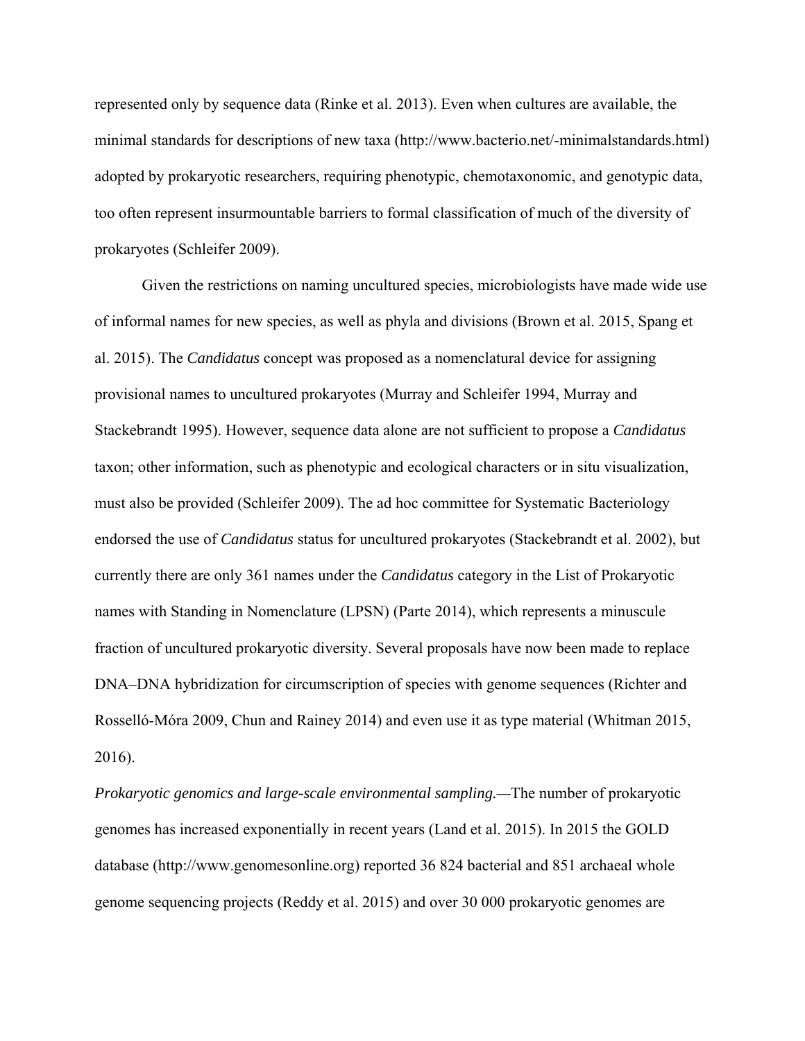represented only by sequence data (Rinke et al. 2013). Even when cultures are available, the minimal standards for descriptions of new taxa (http://www.bacterio.net/-minimalstandards.html) adopted by prokaryotic researchers, requiring phenotypic, chemotaxonomic, and genotypic data, too often represent insurmountable barriers to formal classification of much of the diversity of prokaryotes (Schleifer 2009).

Given the restrictions on naming uncultured species, microbiologists have made wide use of informal names for new species, as well as phyla and divisions (Brown et al. 2015, Spang et al. 2015). The *Candidatus* concept was proposed as a nomenclatural device for assigning provisional names to uncultured prokaryotes (Murray and Schleifer 1994, Murray and Stackebrandt 1995). However, sequence data alone are not sufficient to propose a *Candidatus* taxon; other information, such as phenotypic and ecological characters or in situ visualization, must also be provided (Schleifer 2009). The ad hoc committee for Systematic Bacteriology endorsed the use of *Candidatus* status for uncultured prokaryotes (Stackebrandt et al. 2002), but currently there are only 361 names under the *Candidatus* category in the List of Prokaryotic names with Standing in Nomenclature (LPSN) (Parte 2014), which represents a minuscule fraction of uncultured prokaryotic diversity. Several proposals have now been made to replace DNA–DNA hybridization for circumscription of species with genome sequences (Richter and Rosselló-Móra 2009, Chun and Rainey 2014) and even use it as type material (Whitman 2015, 2016).

*Prokaryotic genomics and large-scale environmental sampling.*—The number of prokaryotic genomes has increased exponentially in recent years (Land et al. 2015). In 2015 the GOLD database (http://www.genomesonline.org) reported 36 824 bacterial and 851 archaeal whole genome sequencing projects (Reddy et al. 2015) and over 30 000 prokaryotic genomes are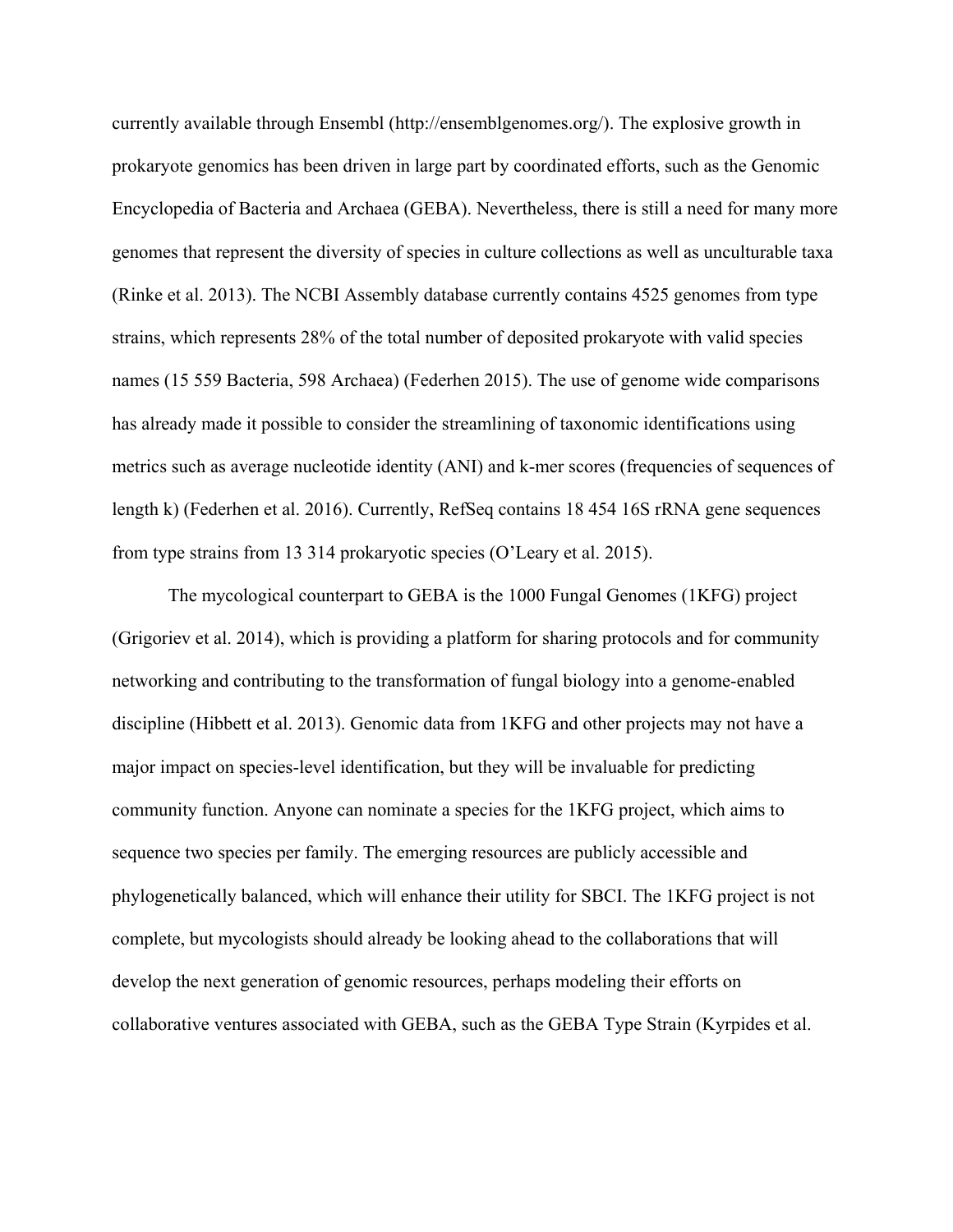currently available through Ensembl (http://ensemblgenomes.org/). The explosive growth in prokaryote genomics has been driven in large part by coordinated efforts, such as the Genomic Encyclopedia of Bacteria and Archaea (GEBA). Nevertheless, there is still a need for many more genomes that represent the diversity of species in culture collections as well as unculturable taxa (Rinke et al. 2013). The NCBI Assembly database currently contains 4525 genomes from type strains, which represents 28% of the total number of deposited prokaryote with valid species names (15 559 Bacteria, 598 Archaea) (Federhen 2015). The use of genome wide comparisons has already made it possible to consider the streamlining of taxonomic identifications using metrics such as average nucleotide identity (ANI) and k-mer scores (frequencies of sequences of length k) (Federhen et al. 2016). Currently, RefSeq contains 18 454 16S rRNA gene sequences from type strains from 13 314 prokaryotic species (O'Leary et al. 2015).

The mycological counterpart to GEBA is the 1000 Fungal Genomes (1KFG) project (Grigoriev et al. 2014), which is providing a platform for sharing protocols and for community networking and contributing to the transformation of fungal biology into a genome-enabled discipline (Hibbett et al. 2013). Genomic data from 1KFG and other projects may not have a major impact on species-level identification, but they will be invaluable for predicting community function. Anyone can nominate a species for the 1KFG project, which aims to sequence two species per family. The emerging resources are publicly accessible and phylogenetically balanced, which will enhance their utility for SBCI. The 1KFG project is not complete, but mycologists should already be looking ahead to the collaborations that will develop the next generation of genomic resources, perhaps modeling their efforts on collaborative ventures associated with GEBA, such as the GEBA Type Strain (Kyrpides et al.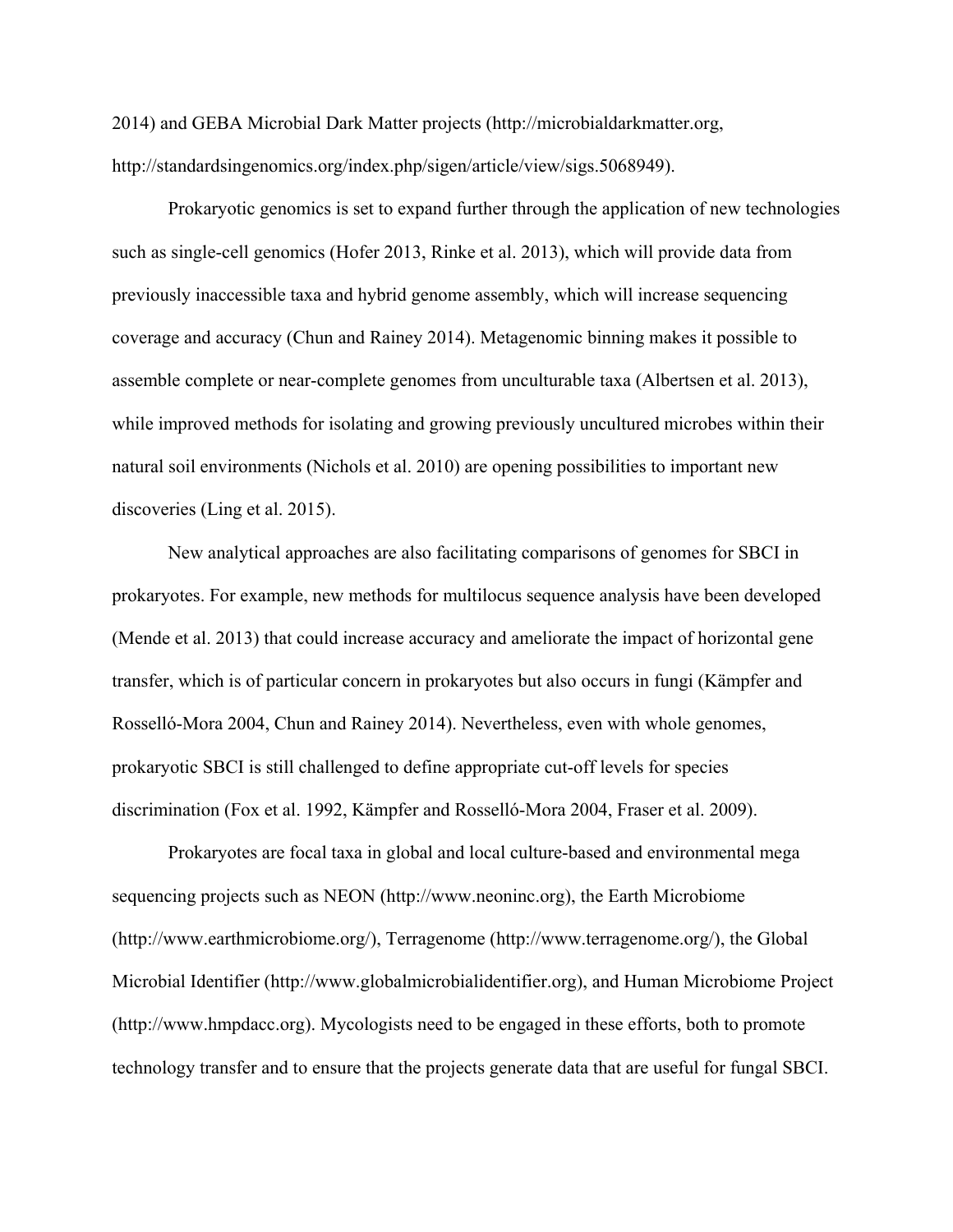2014) and GEBA Microbial Dark Matter projects (http://microbialdarkmatter.org, http://standardsingenomics.org/index.php/sigen/article/view/sigs.5068949).

Prokaryotic genomics is set to expand further through the application of new technologies such as single-cell genomics (Hofer 2013, Rinke et al. 2013), which will provide data from previously inaccessible taxa and hybrid genome assembly, which will increase sequencing coverage and accuracy (Chun and Rainey 2014). Metagenomic binning makes it possible to assemble complete or near-complete genomes from unculturable taxa (Albertsen et al. 2013), while improved methods for isolating and growing previously uncultured microbes within their natural soil environments (Nichols et al. 2010) are opening possibilities to important new discoveries (Ling et al. 2015).

New analytical approaches are also facilitating comparisons of genomes for SBCI in prokaryotes. For example, new methods for multilocus sequence analysis have been developed (Mende et al. 2013) that could increase accuracy and ameliorate the impact of horizontal gene transfer, which is of particular concern in prokaryotes but also occurs in fungi (Kämpfer and Rosselló-Mora 2004, Chun and Rainey 2014). Nevertheless, even with whole genomes, prokaryotic SBCI is still challenged to define appropriate cut-off levels for species discrimination (Fox et al. 1992, Kämpfer and Rosselló-Mora 2004, Fraser et al. 2009).

Prokaryotes are focal taxa in global and local culture-based and environmental mega sequencing projects such as NEON (http://www.neoninc.org), the Earth Microbiome (http://www.earthmicrobiome.org/), Terragenome (http://www.terragenome.org/), the Global Microbial Identifier (http://www.globalmicrobialidentifier.org), and Human Microbiome Project (http://www.hmpdacc.org). Mycologists need to be engaged in these efforts, both to promote technology transfer and to ensure that the projects generate data that are useful for fungal SBCI.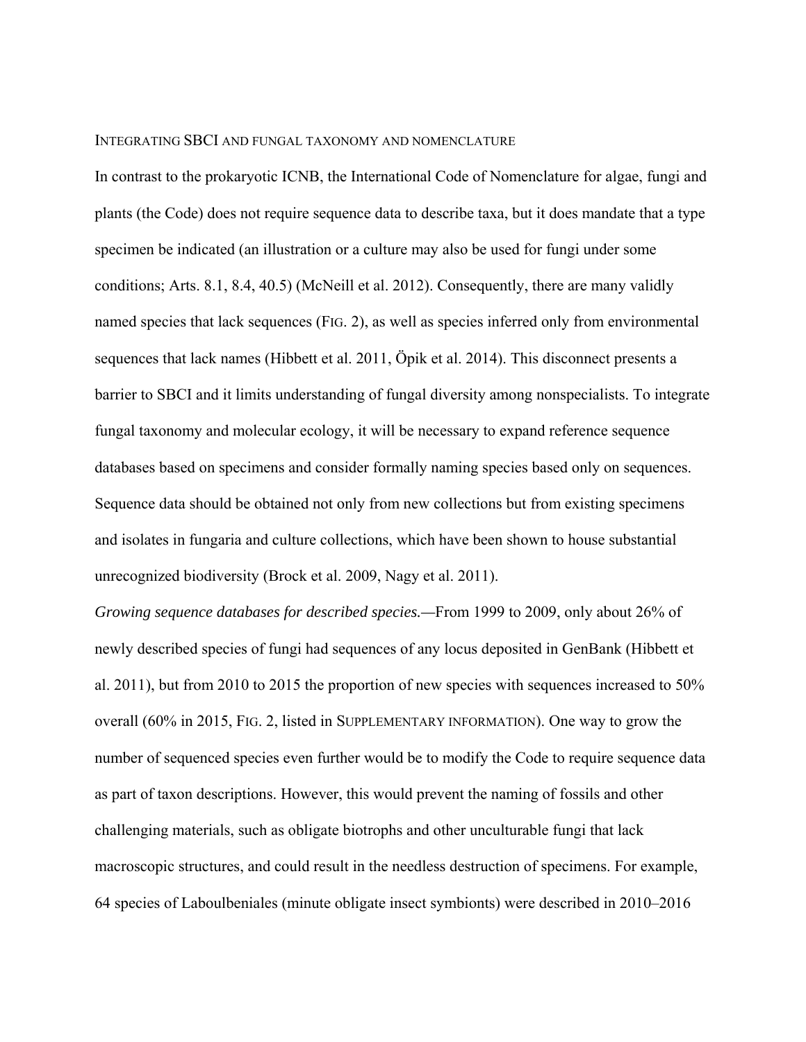## INTEGRATING SBCI AND FUNGAL TAXONOMY AND NOMENCLATURE

In contrast to the prokaryotic ICNB, the International Code of Nomenclature for algae, fungi and plants (the Code) does not require sequence data to describe taxa, but it does mandate that a type specimen be indicated (an illustration or a culture may also be used for fungi under some conditions; Arts. 8.1, 8.4, 40.5) (McNeill et al. 2012). Consequently, there are many validly named species that lack sequences (FIG. 2), as well as species inferred only from environmental sequences that lack names (Hibbett et al. 2011, Öpik et al. 2014). This disconnect presents a barrier to SBCI and it limits understanding of fungal diversity among nonspecialists. To integrate fungal taxonomy and molecular ecology, it will be necessary to expand reference sequence databases based on specimens and consider formally naming species based only on sequences. Sequence data should be obtained not only from new collections but from existing specimens and isolates in fungaria and culture collections, which have been shown to house substantial unrecognized biodiversity (Brock et al. 2009, Nagy et al. 2011).

*Growing sequence databases for described species.*—From 1999 to 2009, only about 26% of newly described species of fungi had sequences of any locus deposited in GenBank (Hibbett et al. 2011), but from 2010 to 2015 the proportion of new species with sequences increased to 50% overall (60% in 2015, FIG. 2, listed in SUPPLEMENTARY INFORMATION). One way to grow the number of sequenced species even further would be to modify the Code to require sequence data as part of taxon descriptions. However, this would prevent the naming of fossils and other challenging materials, such as obligate biotrophs and other unculturable fungi that lack macroscopic structures, and could result in the needless destruction of specimens. For example, 64 species of Laboulbeniales (minute obligate insect symbionts) were described in 2010–2016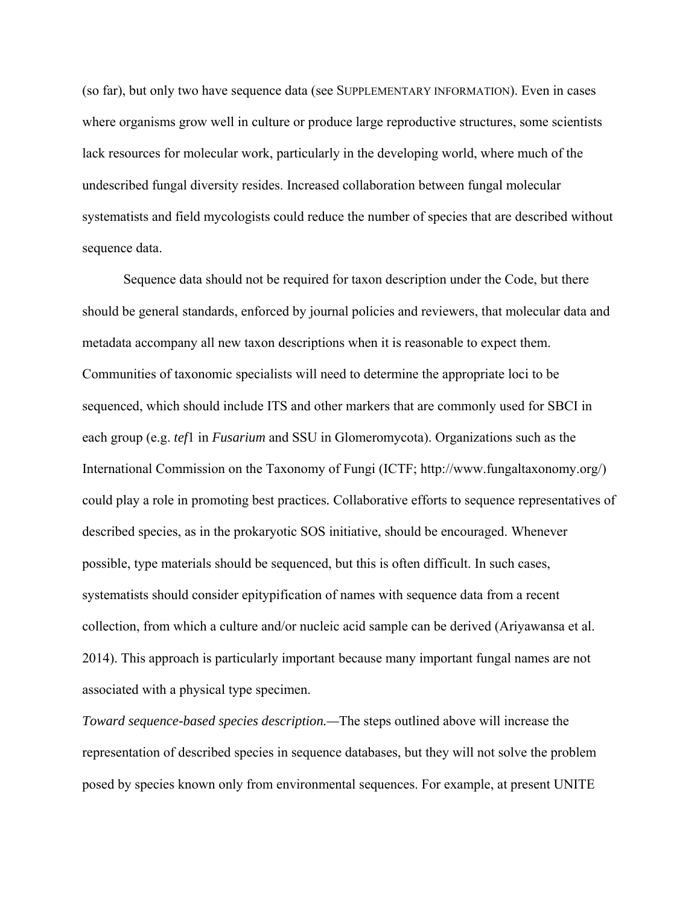(so far), but only two have sequence data (see SUPPLEMENTARY INFORMATION). Even in cases where organisms grow well in culture or produce large reproductive structures, some scientists lack resources for molecular work, particularly in the developing world, where much of the undescribed fungal diversity resides. Increased collaboration between fungal molecular systematists and field mycologists could reduce the number of species that are described without sequence data.

Sequence data should not be required for taxon description under the Code, but there should be general standards, enforced by journal policies and reviewers, that molecular data and metadata accompany all new taxon descriptions when it is reasonable to expect them. Communities of taxonomic specialists will need to determine the appropriate loci to be sequenced, which should include ITS and other markers that are commonly used for SBCI in each group (e.g. *tef*1 in *Fusarium* and SSU in Glomeromycota). Organizations such as the International Commission on the Taxonomy of Fungi (ICTF; http://www.fungaltaxonomy.org/) could play a role in promoting best practices. Collaborative efforts to sequence representatives of described species, as in the prokaryotic SOS initiative, should be encouraged. Whenever possible, type materials should be sequenced, but this is often difficult. In such cases, systematists should consider epitypification of names with sequence data from a recent collection, from which a culture and/or nucleic acid sample can be derived (Ariyawansa et al. 2014). This approach is particularly important because many important fungal names are not associated with a physical type specimen.

*Toward sequence-based species description.*—The steps outlined above will increase the representation of described species in sequence databases, but they will not solve the problem posed by species known only from environmental sequences. For example, at present UNITE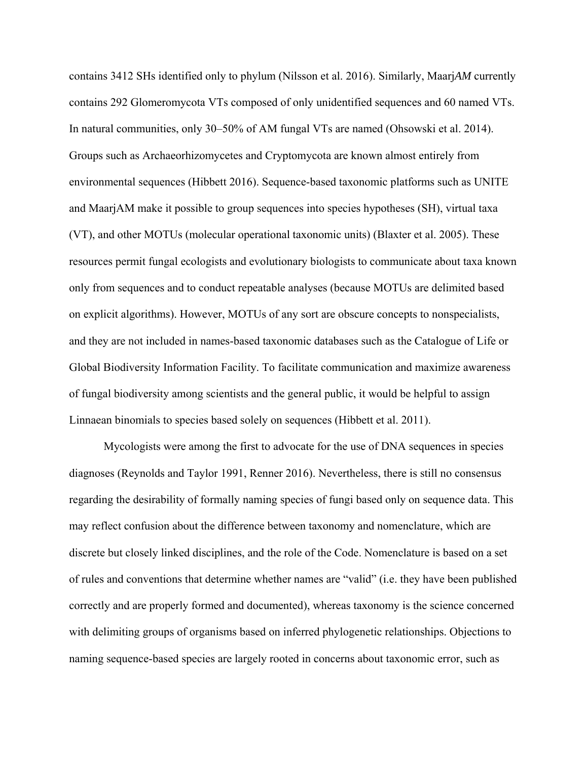contains 3412 SHs identified only to phylum (Nilsson et al. 2016). Similarly, Maarj*AM* currently contains 292 Glomeromycota VTs composed of only unidentified sequences and 60 named VTs. In natural communities, only 30–50% of AM fungal VTs are named (Ohsowski et al. 2014). Groups such as Archaeorhizomycetes and Cryptomycota are known almost entirely from environmental sequences (Hibbett 2016). Sequence-based taxonomic platforms such as UNITE and MaarjAM make it possible to group sequences into species hypotheses (SH), virtual taxa (VT), and other MOTUs (molecular operational taxonomic units) (Blaxter et al. 2005). These resources permit fungal ecologists and evolutionary biologists to communicate about taxa known only from sequences and to conduct repeatable analyses (because MOTUs are delimited based on explicit algorithms). However, MOTUs of any sort are obscure concepts to nonspecialists, and they are not included in names-based taxonomic databases such as the Catalogue of Life or Global Biodiversity Information Facility. To facilitate communication and maximize awareness of fungal biodiversity among scientists and the general public, it would be helpful to assign Linnaean binomials to species based solely on sequences (Hibbett et al. 2011).

Mycologists were among the first to advocate for the use of DNA sequences in species diagnoses (Reynolds and Taylor 1991, Renner 2016). Nevertheless, there is still no consensus regarding the desirability of formally naming species of fungi based only on sequence data. This may reflect confusion about the difference between taxonomy and nomenclature, which are discrete but closely linked disciplines, and the role of the Code. Nomenclature is based on a set of rules and conventions that determine whether names are "valid" (i.e. they have been published correctly and are properly formed and documented), whereas taxonomy is the science concerned with delimiting groups of organisms based on inferred phylogenetic relationships. Objections to naming sequence-based species are largely rooted in concerns about taxonomic error, such as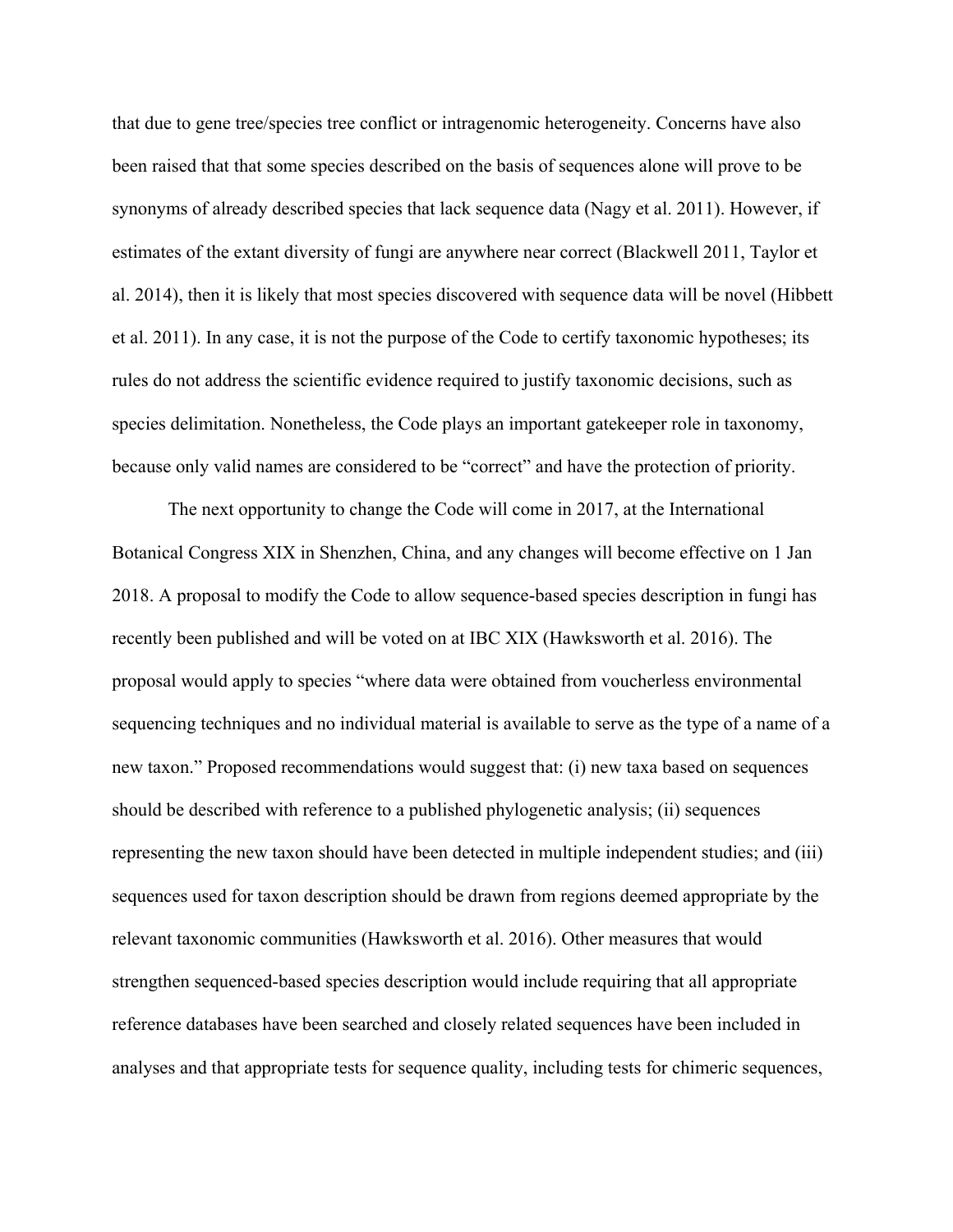that due to gene tree/species tree conflict or intragenomic heterogeneity. Concerns have also been raised that that some species described on the basis of sequences alone will prove to be synonyms of already described species that lack sequence data (Nagy et al. 2011). However, if estimates of the extant diversity of fungi are anywhere near correct (Blackwell 2011, Taylor et al. 2014), then it is likely that most species discovered with sequence data will be novel (Hibbett et al. 2011). In any case, it is not the purpose of the Code to certify taxonomic hypotheses; its rules do not address the scientific evidence required to justify taxonomic decisions, such as species delimitation. Nonetheless, the Code plays an important gatekeeper role in taxonomy, because only valid names are considered to be "correct" and have the protection of priority.

The next opportunity to change the Code will come in 2017, at the International Botanical Congress XIX in Shenzhen, China, and any changes will become effective on 1 Jan 2018. A proposal to modify the Code to allow sequence-based species description in fungi has recently been published and will be voted on at IBC XIX (Hawksworth et al. 2016). The proposal would apply to species "where data were obtained from voucherless environmental sequencing techniques and no individual material is available to serve as the type of a name of a new taxon." Proposed recommendations would suggest that: (i) new taxa based on sequences should be described with reference to a published phylogenetic analysis; (ii) sequences representing the new taxon should have been detected in multiple independent studies; and (iii) sequences used for taxon description should be drawn from regions deemed appropriate by the relevant taxonomic communities (Hawksworth et al. 2016). Other measures that would strengthen sequenced-based species description would include requiring that all appropriate reference databases have been searched and closely related sequences have been included in analyses and that appropriate tests for sequence quality, including tests for chimeric sequences,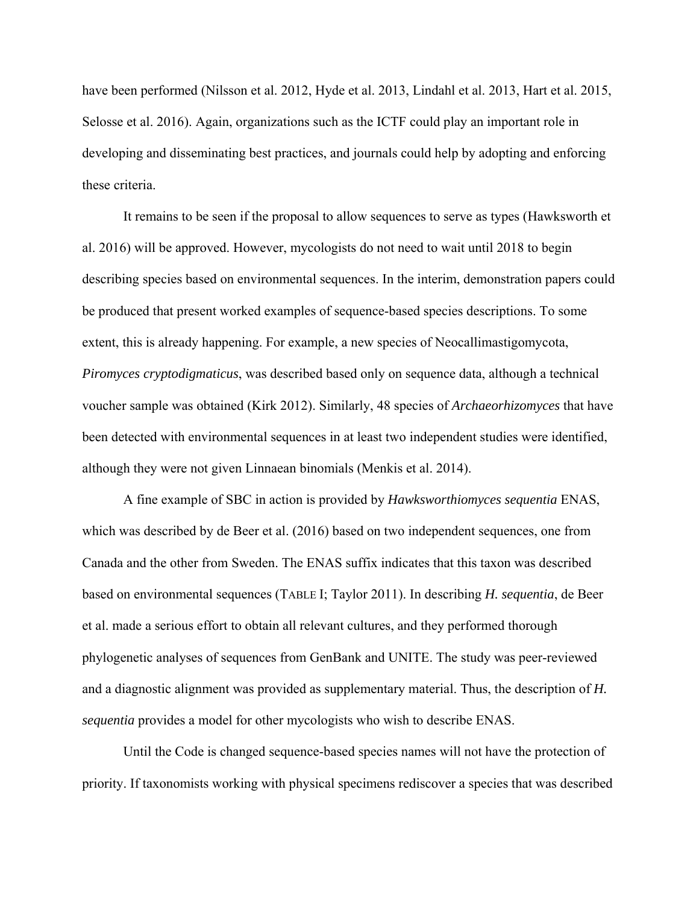have been performed (Nilsson et al. 2012, Hyde et al. 2013, Lindahl et al. 2013, Hart et al. 2015, Selosse et al. 2016). Again, organizations such as the ICTF could play an important role in developing and disseminating best practices, and journals could help by adopting and enforcing these criteria.

It remains to be seen if the proposal to allow sequences to serve as types (Hawksworth et al. 2016) will be approved. However, mycologists do not need to wait until 2018 to begin describing species based on environmental sequences. In the interim, demonstration papers could be produced that present worked examples of sequence-based species descriptions. To some extent, this is already happening. For example, a new species of Neocallimastigomycota, *Piromyces cryptodigmaticus*, was described based only on sequence data, although a technical voucher sample was obtained (Kirk 2012). Similarly, 48 species of *Archaeorhizomyces* that have been detected with environmental sequences in at least two independent studies were identified, although they were not given Linnaean binomials (Menkis et al. 2014).

A fine example of SBC in action is provided by *Hawksworthiomyces sequentia* ENAS, which was described by de Beer et al. (2016) based on two independent sequences, one from Canada and the other from Sweden. The ENAS suffix indicates that this taxon was described based on environmental sequences (TABLE I; Taylor 2011). In describing *H. sequentia*, de Beer et al. made a serious effort to obtain all relevant cultures, and they performed thorough phylogenetic analyses of sequences from GenBank and UNITE. The study was peer-reviewed and a diagnostic alignment was provided as supplementary material. Thus, the description of *H. sequentia* provides a model for other mycologists who wish to describe ENAS.

Until the Code is changed sequence-based species names will not have the protection of priority. If taxonomists working with physical specimens rediscover a species that was described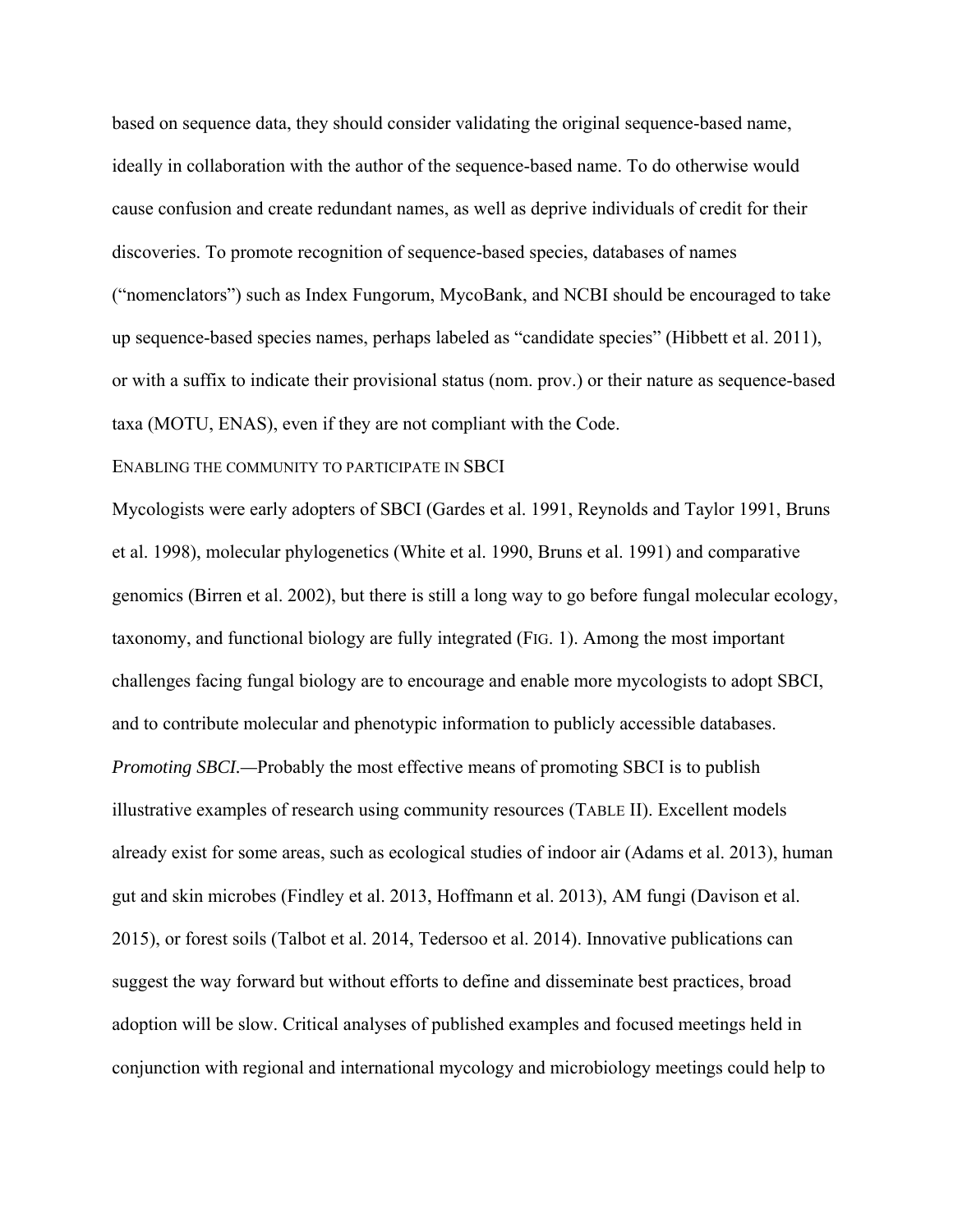based on sequence data, they should consider validating the original sequence-based name, ideally in collaboration with the author of the sequence-based name. To do otherwise would cause confusion and create redundant names, as well as deprive individuals of credit for their discoveries. To promote recognition of sequence-based species, databases of names ("nomenclators") such as Index Fungorum, MycoBank, and NCBI should be encouraged to take up sequence-based species names, perhaps labeled as "candidate species" (Hibbett et al. 2011), or with a suffix to indicate their provisional status (nom. prov.) or their nature as sequence-based taxa (MOTU, ENAS), even if they are not compliant with the Code.

ENABLING THE COMMUNITY TO PARTICIPATE IN SBCI

Mycologists were early adopters of SBCI (Gardes et al. 1991, Reynolds and Taylor 1991, Bruns et al. 1998), molecular phylogenetics (White et al. 1990, Bruns et al. 1991) and comparative genomics (Birren et al. 2002), but there is still a long way to go before fungal molecular ecology, taxonomy, and functional biology are fully integrated (FIG. 1). Among the most important challenges facing fungal biology are to encourage and enable more mycologists to adopt SBCI, and to contribute molecular and phenotypic information to publicly accessible databases.

*Promoting SBCI.*—Probably the most effective means of promoting SBCI is to publish illustrative examples of research using community resources (TABLE II). Excellent models already exist for some areas, such as ecological studies of indoor air (Adams et al. 2013), human gut and skin microbes (Findley et al. 2013, Hoffmann et al. 2013), AM fungi (Davison et al. 2015), or forest soils (Talbot et al. 2014, Tedersoo et al. 2014). Innovative publications can suggest the way forward but without efforts to define and disseminate best practices, broad adoption will be slow. Critical analyses of published examples and focused meetings held in conjunction with regional and international mycology and microbiology meetings could help to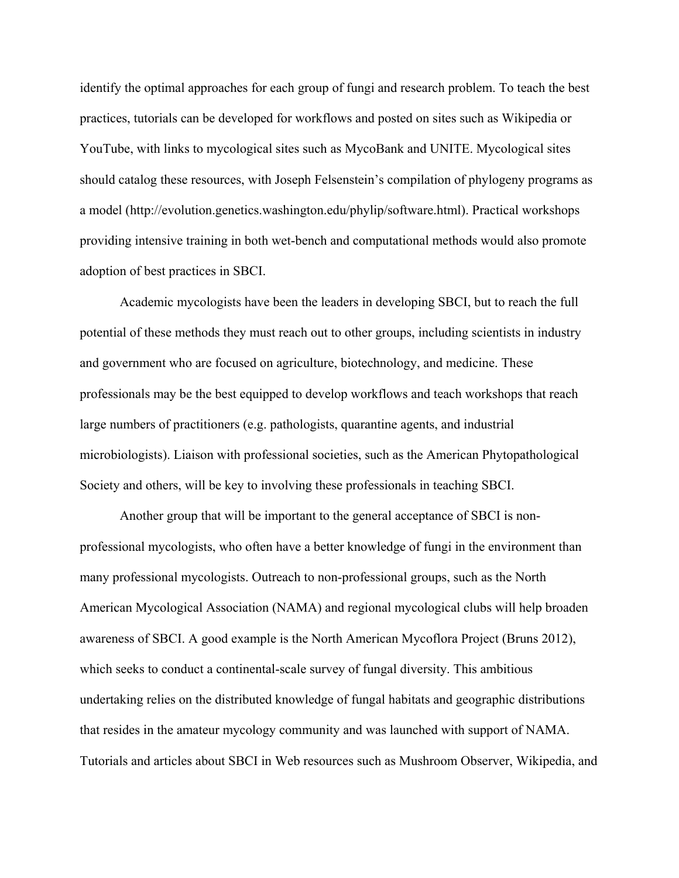identify the optimal approaches for each group of fungi and research problem. To teach the best practices, tutorials can be developed for workflows and posted on sites such as Wikipedia or YouTube, with links to mycological sites such as MycoBank and UNITE. Mycological sites should catalog these resources, with Joseph Felsenstein's compilation of phylogeny programs as a model (http://evolution.genetics.washington.edu/phylip/software.html). Practical workshops providing intensive training in both wet-bench and computational methods would also promote adoption of best practices in SBCI.

Academic mycologists have been the leaders in developing SBCI, but to reach the full potential of these methods they must reach out to other groups, including scientists in industry and government who are focused on agriculture, biotechnology, and medicine. These professionals may be the best equipped to develop workflows and teach workshops that reach large numbers of practitioners (e.g. pathologists, quarantine agents, and industrial microbiologists). Liaison with professional societies, such as the American Phytopathological Society and others, will be key to involving these professionals in teaching SBCI.

Another group that will be important to the general acceptance of SBCI is non-professional mycologists, who often have a better knowledge of fungi in the environment than many professional mycologists. Outreach to non-professional groups, such as the North American Mycological Association (NAMA) and regional mycological clubs will help broaden awareness of SBCI. A good example is the North American Mycoflora Project (Bruns 2012), which seeks to conduct a continental-scale survey of fungal diversity. This ambitious undertaking relies on the distributed knowledge of fungal habitats and geographic distributions that resides in the amateur mycology community and was launched with support of NAMA. Tutorials and articles about SBCI in Web resources such as Mushroom Observer, Wikipedia, and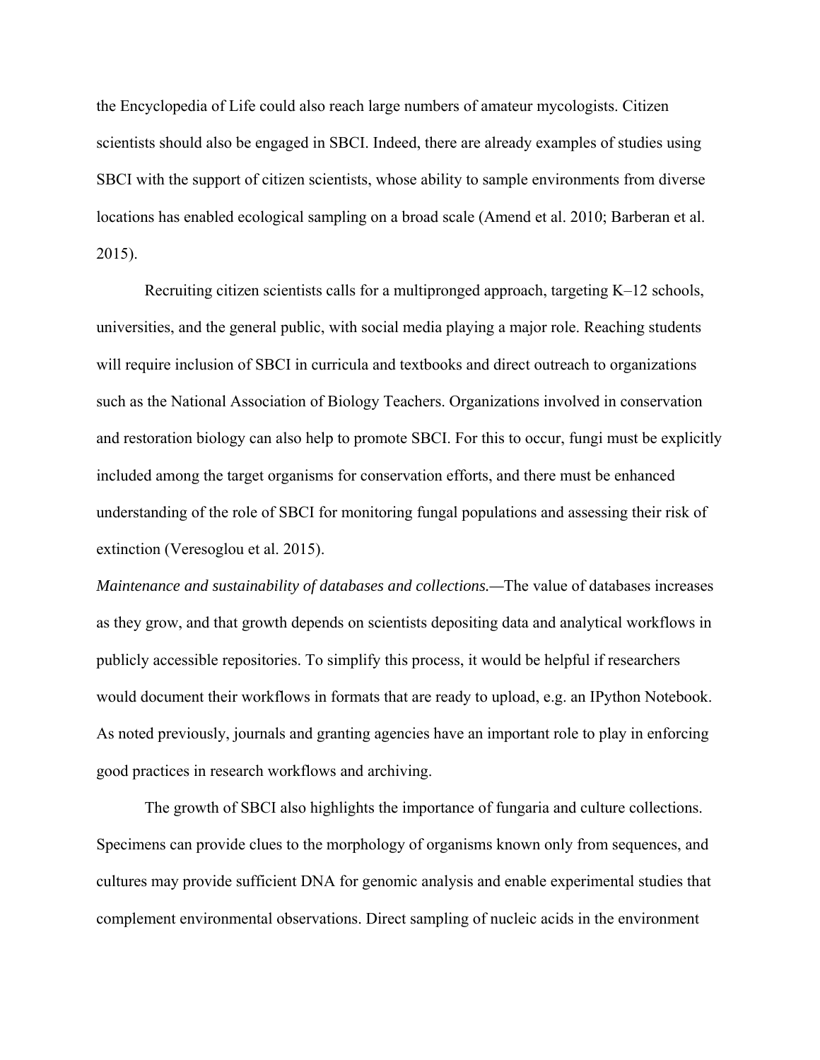the Encyclopedia of Life could also reach large numbers of amateur mycologists. Citizen scientists should also be engaged in SBCI. Indeed, there are already examples of studies using SBCI with the support of citizen scientists, whose ability to sample environments from diverse locations has enabled ecological sampling on a broad scale (Amend et al. 2010; Barberan et al. 2015).

Recruiting citizen scientists calls for a multipronged approach, targeting K–12 schools, universities, and the general public, with social media playing a major role. Reaching students will require inclusion of SBCI in curricula and textbooks and direct outreach to organizations such as the National Association of Biology Teachers. Organizations involved in conservation and restoration biology can also help to promote SBCI. For this to occur, fungi must be explicitly included among the target organisms for conservation efforts, and there must be enhanced understanding of the role of SBCI for monitoring fungal populations and assessing their risk of extinction (Veresoglou et al. 2015).

*Maintenance and sustainability of databases and collections.*—The value of databases increases as they grow, and that growth depends on scientists depositing data and analytical workflows in publicly accessible repositories. To simplify this process, it would be helpful if researchers would document their workflows in formats that are ready to upload, e.g. an IPython Notebook. As noted previously, journals and granting agencies have an important role to play in enforcing good practices in research workflows and archiving.

The growth of SBCI also highlights the importance of fungaria and culture collections. Specimens can provide clues to the morphology of organisms known only from sequences, and cultures may provide sufficient DNA for genomic analysis and enable experimental studies that complement environmental observations. Direct sampling of nucleic acids in the environment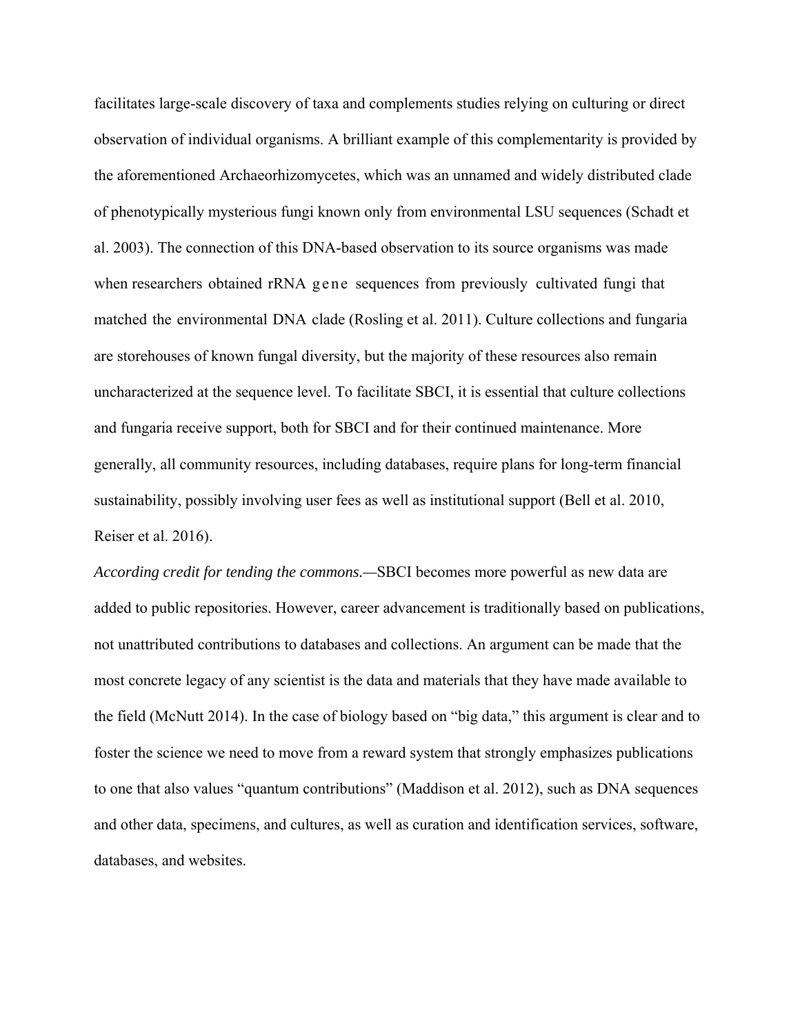facilitates large-scale discovery of taxa and complements studies relying on culturing or direct observation of individual organisms. A brilliant example of this complementarity is provided by the aforementioned Archaeorhizomycetes, which was an unnamed and widely distributed clade of phenotypically mysterious fungi known only from environmental LSU sequences (Schadt et al. 2003). The connection of this DNA-based observation to its source organisms was made when researchers obtained rRNA gene sequences from previously cultivated fungi that matched the environmental DNA clade (Rosling et al. 2011). Culture collections and fungaria are storehouses of known fungal diversity, but the majority of these resources also remain uncharacterized at the sequence level. To facilitate SBCI, it is essential that culture collections and fungaria receive support, both for SBCI and for their continued maintenance. More generally, all community resources, including databases, require plans for long-term financial sustainability, possibly involving user fees as well as institutional support (Bell et al. 2010, Reiser et al. 2016).

*According credit for tending the commons.*—SBCI becomes more powerful as new data are added to public repositories. However, career advancement is traditionally based on publications, not unattributed contributions to databases and collections. An argument can be made that the most concrete legacy of any scientist is the data and materials that they have made available to the field (McNutt 2014). In the case of biology based on "big data," this argument is clear and to foster the science we need to move from a reward system that strongly emphasizes publications to one that also values "quantum contributions" (Maddison et al. 2012), such as DNA sequences and other data, specimens, and cultures, as well as curation and identification services, software, databases, and websites.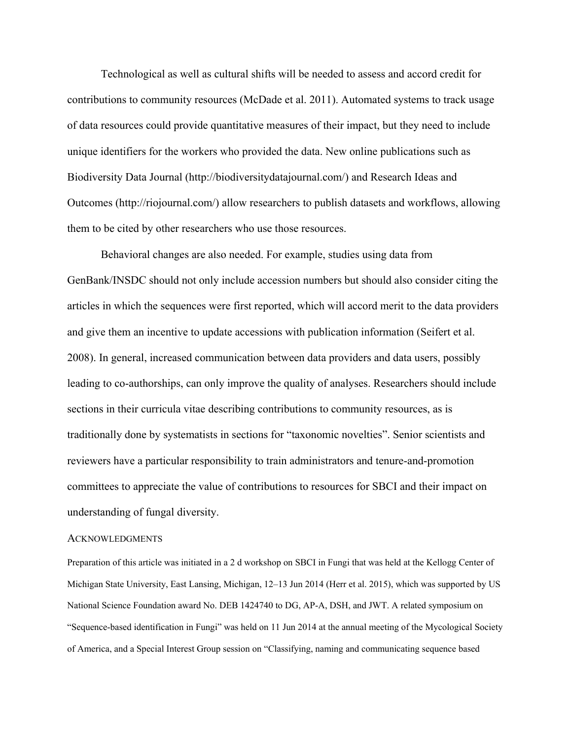Technological as well as cultural shifts will be needed to assess and accord credit for contributions to community resources (McDade et al. 2011). Automated systems to track usage of data resources could provide quantitative measures of their impact, but they need to include unique identifiers for the workers who provided the data. New online publications such as Biodiversity Data Journal (http://biodiversitydatajournal.com/) and Research Ideas and Outcomes (http://riojournal.com/) allow researchers to publish datasets and workflows, allowing them to be cited by other researchers who use those resources.

Behavioral changes are also needed. For example, studies using data from GenBank/INSDC should not only include accession numbers but should also consider citing the articles in which the sequences were first reported, which will accord merit to the data providers and give them an incentive to update accessions with publication information (Seifert et al. 2008). In general, increased communication between data providers and data users, possibly leading to co-authorships, can only improve the quality of analyses. Researchers should include sections in their curricula vitae describing contributions to community resources, as is traditionally done by systematists in sections for "taxonomic novelties". Senior scientists and reviewers have a particular responsibility to train administrators and tenure-and-promotion committees to appreciate the value of contributions to resources for SBCI and their impact on understanding of fungal diversity.

## ACKNOWLEDGMENTS

Preparation of this article was initiated in a 2 d workshop on SBCI in Fungi that was held at the Kellogg Center of Michigan State University, East Lansing, Michigan, 12–13 Jun 2014 (Herr et al. 2015), which was supported by US National Science Foundation award No. DEB 1424740 to DG, AP-A, DSH, and JWT. A related symposium on "Sequence-based identification in Fungi" was held on 11 Jun 2014 at the annual meeting of the Mycological Society of America, and a Special Interest Group session on "Classifying, naming and communicating sequence based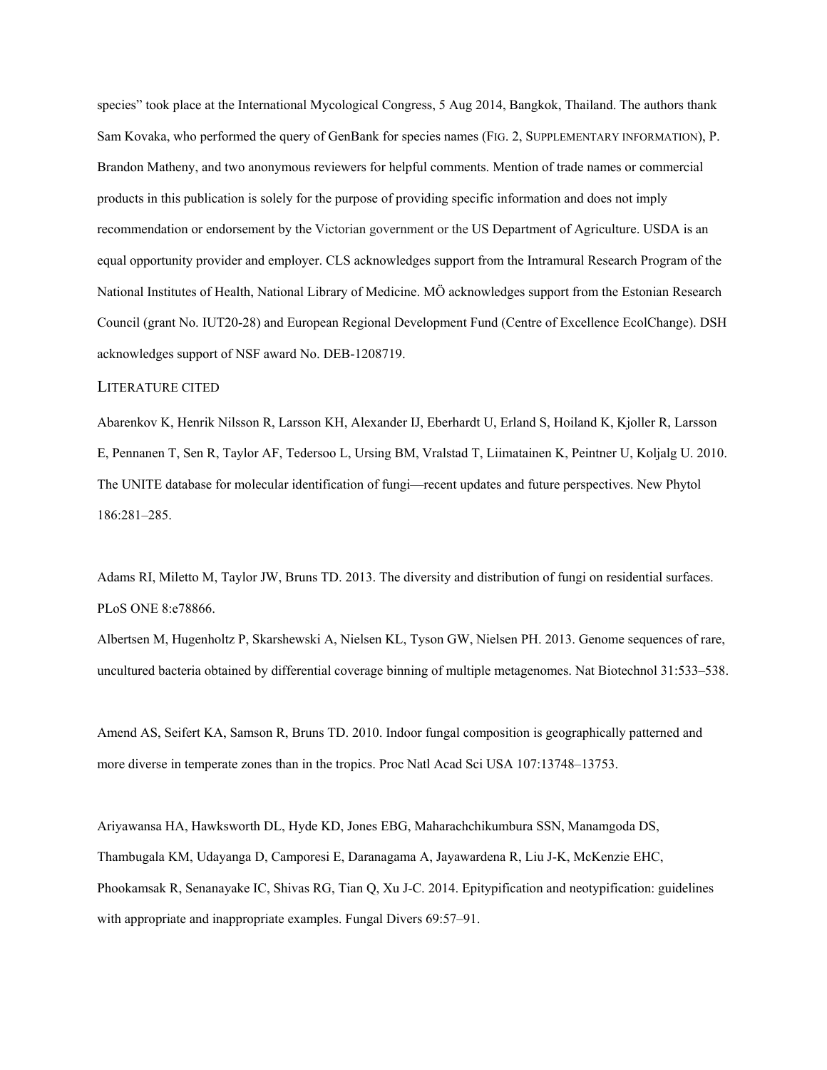species" took place at the International Mycological Congress, 5 Aug 2014, Bangkok, Thailand. The authors thank Sam Kovaka, who performed the query of GenBank for species names (FIG. 2, SUPPLEMENTARY INFORMATION), P. Brandon Matheny, and two anonymous reviewers for helpful comments. Mention of trade names or commercial products in this publication is solely for the purpose of providing specific information and does not imply recommendation or endorsement by the Victorian government or the US Department of Agriculture. USDA is an equal opportunity provider and employer. CLS acknowledges support from the Intramural Research Program of the National Institutes of Health, National Library of Medicine. MÖ acknowledges support from the Estonian Research Council (grant No. IUT20-28) and European Regional Development Fund (Centre of Excellence EcolChange). DSH acknowledges support of NSF award No. DEB-1208719.

## LITERATURE CITED

Abarenkov K, Henrik Nilsson R, Larsson KH, Alexander IJ, Eberhardt U, Erland S, Hoiland K, Kjoller R, Larsson E, Pennanen T, Sen R, Taylor AF, Tedersoo L, Ursing BM, Vralstad T, Liimatainen K, Peintner U, Koljalg U. 2010. The UNITE database for molecular identification of fungi—recent updates and future perspectives. New Phytol 186:281–285.

Adams RI, Miletto M, Taylor JW, Bruns TD. 2013. The diversity and distribution of fungi on residential surfaces. PLoS ONE 8:e78866.

Albertsen M, Hugenholtz P, Skarshewski A, Nielsen KL, Tyson GW, Nielsen PH. 2013. Genome sequences of rare, uncultured bacteria obtained by differential coverage binning of multiple metagenomes. Nat Biotechnol 31:533–538.

Amend AS, Seifert KA, Samson R, Bruns TD. 2010. Indoor fungal composition is geographically patterned and more diverse in temperate zones than in the tropics. Proc Natl Acad Sci USA 107:13748–13753.

Ariyawansa HA, Hawksworth DL, Hyde KD, Jones EBG, Maharachchikumbura SSN, Manamgoda DS, Thambugala KM, Udayanga D, Camporesi E, Daranagama A, Jayawardena R, Liu J-K, McKenzie EHC, Phookamsak R, Senanayake IC, Shivas RG, Tian Q, Xu J-C. 2014. Epitypification and neotypification: guidelines with appropriate and inappropriate examples. Fungal Divers 69:57–91.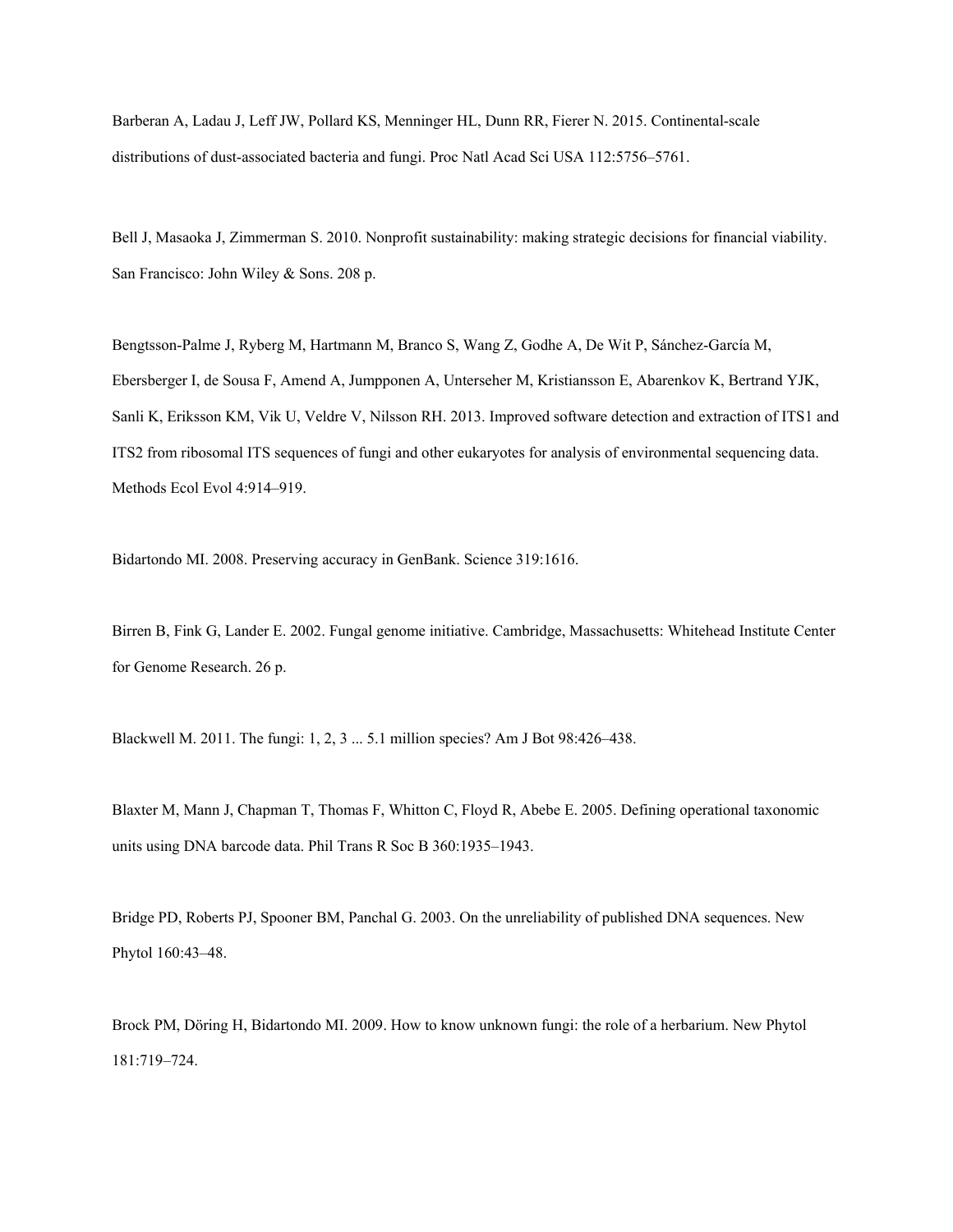Barberan A, Ladau J, Leff JW, Pollard KS, Menninger HL, Dunn RR, Fierer N. 2015. Continental-scale distributions of dust-associated bacteria and fungi. Proc Natl Acad Sci USA 112:5756–5761.

Bell J, Masaoka J, Zimmerman S. 2010. Nonprofit sustainability: making strategic decisions for financial viability. San Francisco: John Wiley & Sons. 208 p.

Bengtsson-Palme J, Ryberg M, Hartmann M, Branco S, Wang Z, Godhe A, De Wit P, Sánchez-García M, Ebersberger I, de Sousa F, Amend A, Jumpponen A, Unterseher M, Kristiansson E, Abarenkov K, Bertrand YJK, Sanli K, Eriksson KM, Vik U, Veldre V, Nilsson RH. 2013. Improved software detection and extraction of ITS1 and ITS2 from ribosomal ITS sequences of fungi and other eukaryotes for analysis of environmental sequencing data. Methods Ecol Evol 4:914–919.

Bidartondo MI. 2008. Preserving accuracy in GenBank. Science 319:1616.

Birren B, Fink G, Lander E. 2002. Fungal genome initiative. Cambridge, Massachusetts: Whitehead Institute Center for Genome Research. 26 p.

Blackwell M. 2011. The fungi: 1, 2, 3 ... 5.1 million species? Am J Bot 98:426–438.

Blaxter M, Mann J, Chapman T, Thomas F, Whitton C, Floyd R, Abebe E. 2005. Defining operational taxonomic units using DNA barcode data. Phil Trans R Soc B 360:1935–1943.

Bridge PD, Roberts PJ, Spooner BM, Panchal G. 2003. On the unreliability of published DNA sequences. New Phytol 160:43–48.

Brock PM, Döring H, Bidartondo MI. 2009. How to know unknown fungi: the role of a herbarium. New Phytol 181:719–724.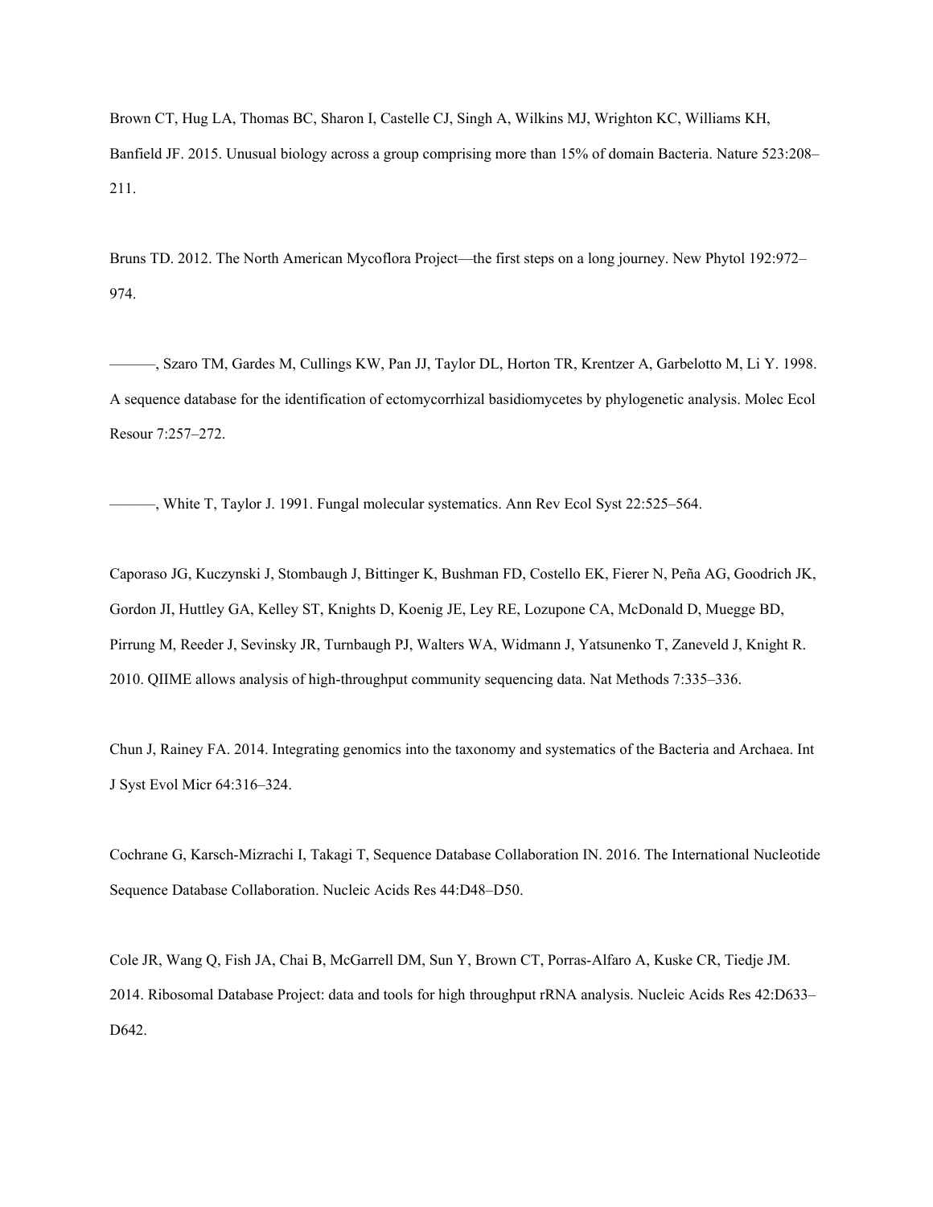Brown CT, Hug LA, Thomas BC, Sharon I, Castelle CJ, Singh A, Wilkins MJ, Wrighton KC, Williams KH, Banfield JF. 2015. Unusual biology across a group comprising more than 15% of domain Bacteria. Nature 523:208–211.

Bruns TD. 2012. The North American Mycoflora Project—the first steps on a long journey. New Phytol 192:972–974.

———, Szaro TM, Gardes M, Cullings KW, Pan JJ, Taylor DL, Horton TR, Krentzer A, Garbelotto M, Li Y. 1998. A sequence database for the identification of ectomycorrhizal basidiomycetes by phylogenetic analysis. Molec Ecol Resour 7:257–272.

———, White T, Taylor J. 1991. Fungal molecular systematics. Ann Rev Ecol Syst 22:525–564.

Caporaso JG, Kuczynski J, Stombaugh J, Bittinger K, Bushman FD, Costello EK, Fierer N, Peña AG, Goodrich JK, Gordon JI, Huttley GA, Kelley ST, Knights D, Koenig JE, Ley RE, Lozupone CA, McDonald D, Muegge BD, Pirrung M, Reeder J, Sevinsky JR, Turnbaugh PJ, Walters WA, Widmann J, Yatsunenko T, Zaneveld J, Knight R. 2010. QIIME allows analysis of high-throughput community sequencing data. Nat Methods 7:335–336.

Chun J, Rainey FA. 2014. Integrating genomics into the taxonomy and systematics of the Bacteria and Archaea. Int J Syst Evol Micr 64:316–324.

Cochrane G, Karsch-Mizrachi I, Takagi T, Sequence Database Collaboration IN. 2016. The International Nucleotide Sequence Database Collaboration. Nucleic Acids Res 44:D48–D50.

Cole JR, Wang Q, Fish JA, Chai B, McGarrell DM, Sun Y, Brown CT, Porras-Alfaro A, Kuske CR, Tiedje JM. 2014. Ribosomal Database Project: data and tools for high throughput rRNA analysis. Nucleic Acids Res 42:D633–D642.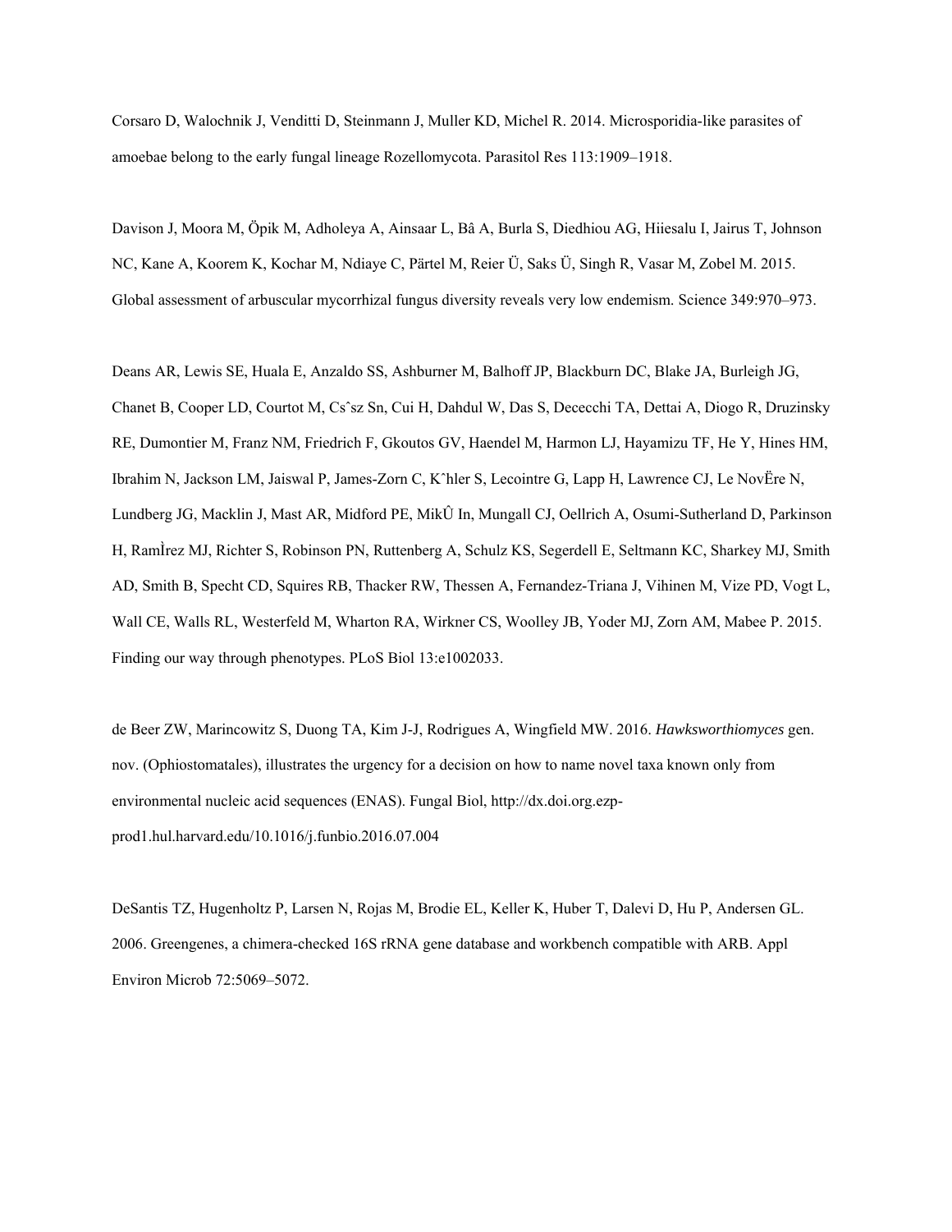Corsaro D, Walochnik J, Venditti D, Steinmann J, Muller KD, Michel R. 2014. Microsporidia-like parasites of amoebae belong to the early fungal lineage Rozellomycota. Parasitol Res 113:1909–1918.

Davison J, Moora M, Öpik M, Adholeya A, Ainsaar L, Bâ A, Burla S, Diedhiou AG, Hiiesalu I, Jairus T, Johnson NC, Kane A, Koorem K, Kochar M, Ndiaye C, Pärtel M, Reier Ü, Saks Ü, Singh R, Vasar M, Zobel M. 2015. Global assessment of arbuscular mycorrhizal fungus diversity reveals very low endemism. Science 349:970–973.

Deans AR, Lewis SE, Huala E, Anzaldo SS, Ashburner M, Balhoff JP, Blackburn DC, Blake JA, Burleigh JG, Chanet B, Cooper LD, Courtot M, Csˆsz Sn, Cui H, Dahdul W, Das S, Dececchi TA, Dettai A, Diogo R, Druzinsky RE, Dumontier M, Franz NM, Friedrich F, Gkoutos GV, Haendel M, Harmon LJ, Hayamizu TF, He Y, Hines HM, Ibrahim N, Jackson LM, Jaiswal P, James-Zorn C, Kˆhler S, Lecointre G, Lapp H, Lawrence CJ, Le NovËre N, Lundberg JG, Macklin J, Mast AR, Midford PE, MikÛ In, Mungall CJ, Oellrich A, Osumi-Sutherland D, Parkinson H, RamÌrez MJ, Richter S, Robinson PN, Ruttenberg A, Schulz KS, Segerdell E, Seltmann KC, Sharkey MJ, Smith AD, Smith B, Specht CD, Squires RB, Thacker RW, Thessen A, Fernandez-Triana J, Vihinen M, Vize PD, Vogt L, Wall CE, Walls RL, Westerfeld M, Wharton RA, Wirkner CS, Woolley JB, Yoder MJ, Zorn AM, Mabee P. 2015. Finding our way through phenotypes. PLoS Biol 13:e1002033.

de Beer ZW, Marincowitz S, Duong TA, Kim J-J, Rodrigues A, Wingfield MW. 2016. *Hawksworthiomyces* gen. nov. (Ophiostomatales), illustrates the urgency for a decision on how to name novel taxa known only from environmental nucleic acid sequences (ENAS). Fungal Biol, http://dx.doi.org.ezp-prod1.hul.harvard.edu/10.1016/j.funbio.2016.07.004

DeSantis TZ, Hugenholtz P, Larsen N, Rojas M, Brodie EL, Keller K, Huber T, Dalevi D, Hu P, Andersen GL. 2006. Greengenes, a chimera-checked 16S rRNA gene database and workbench compatible with ARB. Appl Environ Microb 72:5069–5072.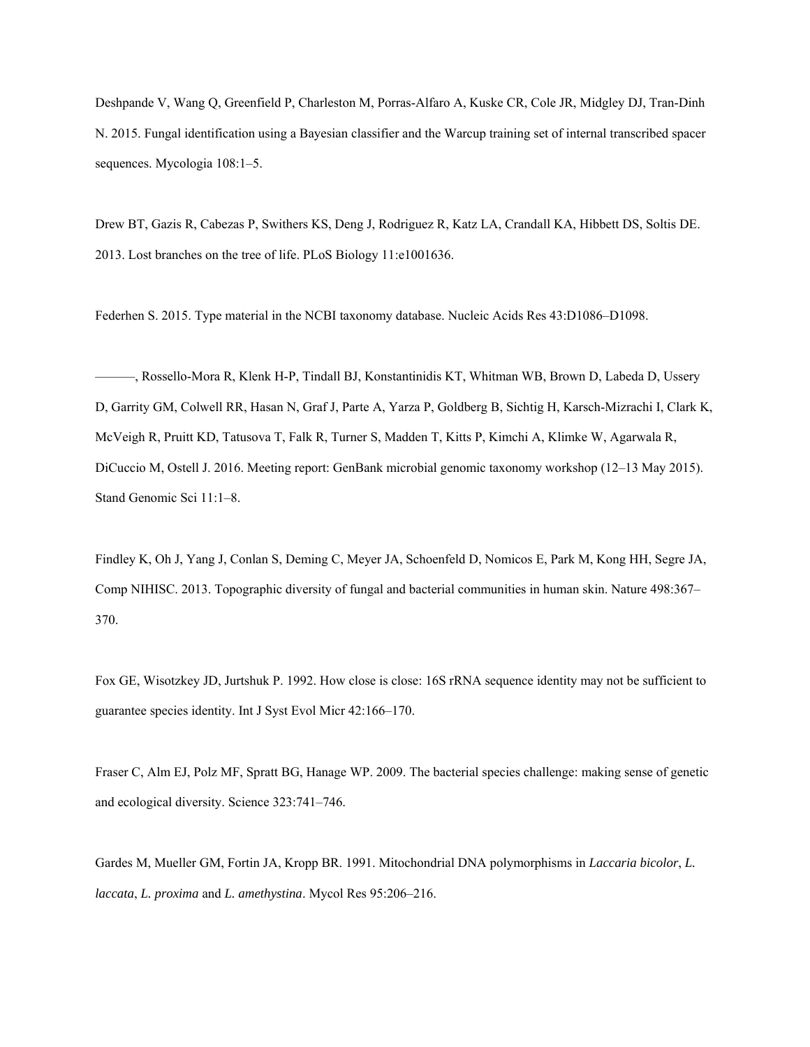Deshpande V, Wang Q, Greenfield P, Charleston M, Porras-Alfaro A, Kuske CR, Cole JR, Midgley DJ, Tran-Dinh N. 2015. Fungal identification using a Bayesian classifier and the Warcup training set of internal transcribed spacer sequences. Mycologia 108:1–5.

Drew BT, Gazis R, Cabezas P, Swithers KS, Deng J, Rodriguez R, Katz LA, Crandall KA, Hibbett DS, Soltis DE. 2013. Lost branches on the tree of life. PLoS Biology 11:e1001636.

Federhen S. 2015. Type material in the NCBI taxonomy database. Nucleic Acids Res 43:D1086–D1098.

———, Rossello-Mora R, Klenk H-P, Tindall BJ, Konstantinidis KT, Whitman WB, Brown D, Labeda D, Ussery D, Garrity GM, Colwell RR, Hasan N, Graf J, Parte A, Yarza P, Goldberg B, Sichtig H, Karsch-Mizrachi I, Clark K, McVeigh R, Pruitt KD, Tatusova T, Falk R, Turner S, Madden T, Kitts P, Kimchi A, Klimke W, Agarwala R, DiCuccio M, Ostell J. 2016. Meeting report: GenBank microbial genomic taxonomy workshop (12–13 May 2015). Stand Genomic Sci 11:1–8.

Findley K, Oh J, Yang J, Conlan S, Deming C, Meyer JA, Schoenfeld D, Nomicos E, Park M, Kong HH, Segre JA, Comp NIHISC. 2013. Topographic diversity of fungal and bacterial communities in human skin. Nature 498:367–370.

Fox GE, Wisotzkey JD, Jurtshuk P. 1992. How close is close: 16S rRNA sequence identity may not be sufficient to guarantee species identity. Int J Syst Evol Micr 42:166–170.

Fraser C, Alm EJ, Polz MF, Spratt BG, Hanage WP. 2009. The bacterial species challenge: making sense of genetic and ecological diversity. Science 323:741–746.

Gardes M, Mueller GM, Fortin JA, Kropp BR. 1991. Mitochondrial DNA polymorphisms in *Laccaria bicolor*, *L. laccata*, *L. proxima* and *L. amethystina*. Mycol Res 95:206–216.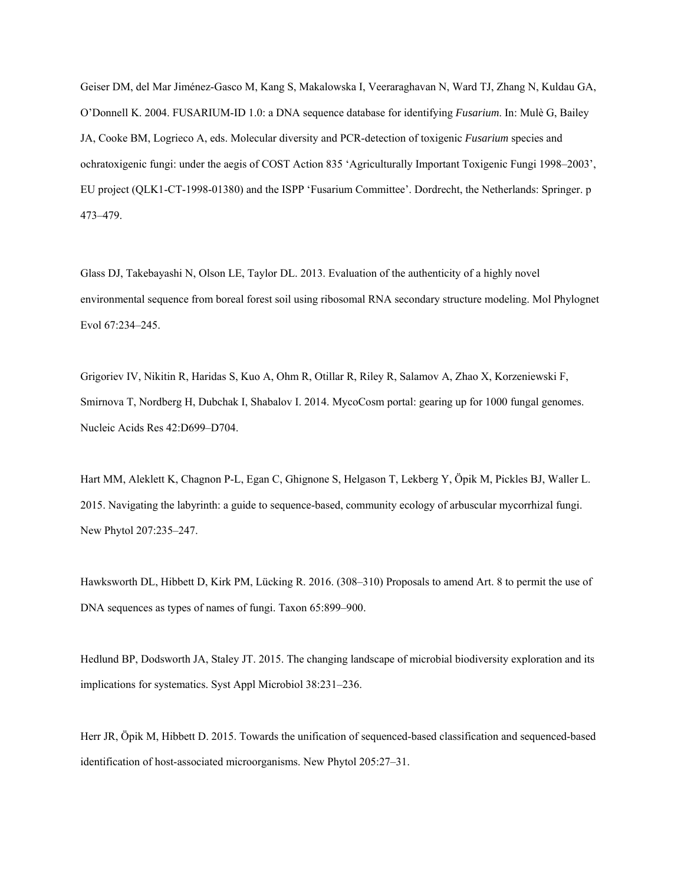Geiser DM, del Mar Jiménez-Gasco M, Kang S, Makalowska I, Veeraraghavan N, Ward TJ, Zhang N, Kuldau GA, O'Donnell K. 2004. FUSARIUM-ID 1.0: a DNA sequence database for identifying *Fusarium*. In: Mulè G, Bailey JA, Cooke BM, Logrieco A, eds. Molecular diversity and PCR-detection of toxigenic *Fusarium* species and ochratoxigenic fungi: under the aegis of COST Action 835 'Agriculturally Important Toxigenic Fungi 1998–2003', EU project (QLK1-CT-1998-01380) and the ISPP 'Fusarium Committee'. Dordrecht, the Netherlands: Springer. p 473–479.

Glass DJ, Takebayashi N, Olson LE, Taylor DL. 2013. Evaluation of the authenticity of a highly novel environmental sequence from boreal forest soil using ribosomal RNA secondary structure modeling. Mol Phylognet Evol 67:234–245.

Grigoriev IV, Nikitin R, Haridas S, Kuo A, Ohm R, Otillar R, Riley R, Salamov A, Zhao X, Korzeniewski F, Smirnova T, Nordberg H, Dubchak I, Shabalov I. 2014. MycoCosm portal: gearing up for 1000 fungal genomes. Nucleic Acids Res 42:D699–D704.

Hart MM, Aleklett K, Chagnon P-L, Egan C, Ghignone S, Helgason T, Lekberg Y, Öpik M, Pickles BJ, Waller L. 2015. Navigating the labyrinth: a guide to sequence-based, community ecology of arbuscular mycorrhizal fungi. New Phytol 207:235–247.

Hawksworth DL, Hibbett D, Kirk PM, Lücking R. 2016. (308–310) Proposals to amend Art. 8 to permit the use of DNA sequences as types of names of fungi. Taxon 65:899–900.

Hedlund BP, Dodsworth JA, Staley JT. 2015. The changing landscape of microbial biodiversity exploration and its implications for systematics. Syst Appl Microbiol 38:231–236.

Herr JR, Öpik M, Hibbett D. 2015. Towards the unification of sequenced-based classification and sequenced-based identification of host-associated microorganisms. New Phytol 205:27–31.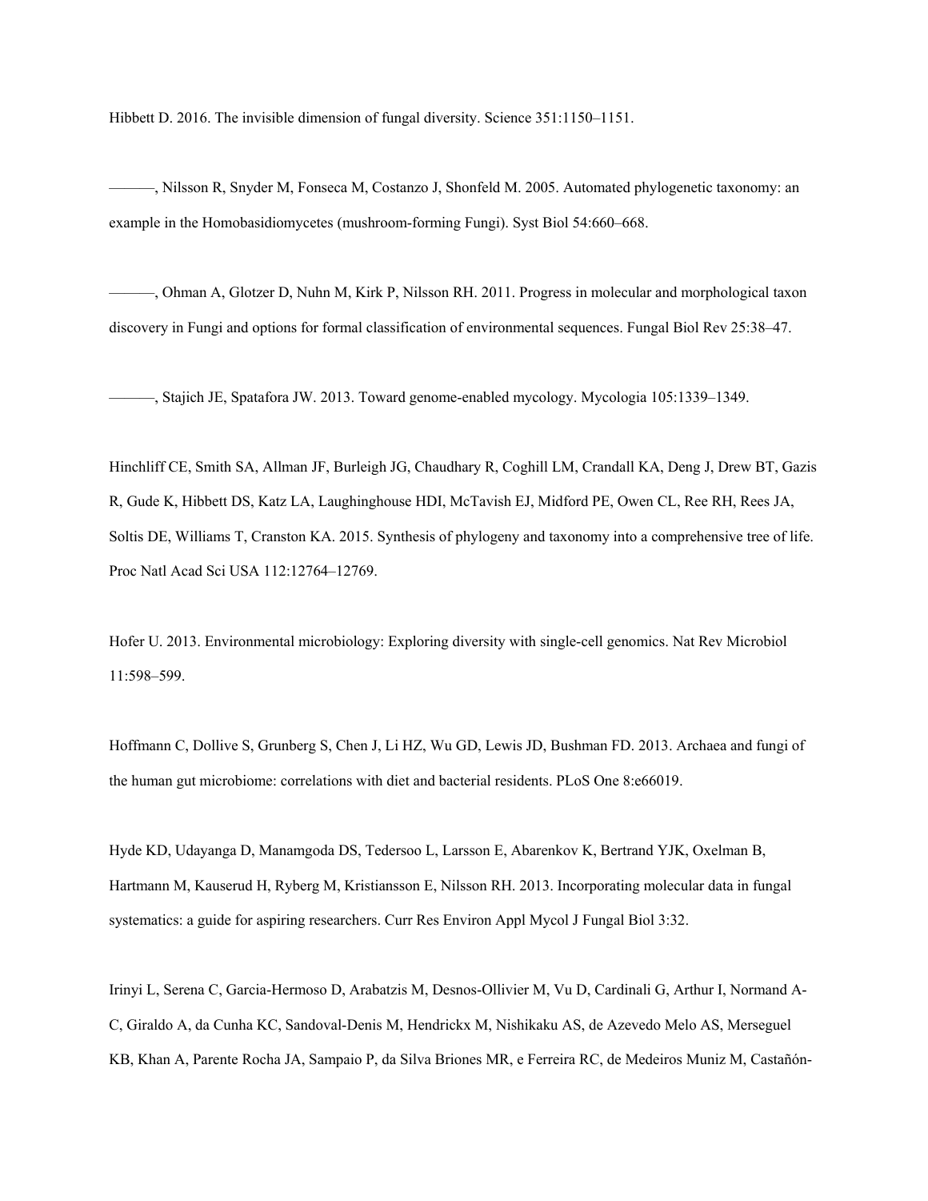Hibbett D. 2016. The invisible dimension of fungal diversity. Science 351:1150–1151.

———, Nilsson R, Snyder M, Fonseca M, Costanzo J, Shonfeld M. 2005. Automated phylogenetic taxonomy: an example in the Homobasidiomycetes (mushroom-forming Fungi). Syst Biol 54:660–668.

———, Ohman A, Glotzer D, Nuhn M, Kirk P, Nilsson RH. 2011. Progress in molecular and morphological taxon discovery in Fungi and options for formal classification of environmental sequences. Fungal Biol Rev 25:38–47.

———, Stajich JE, Spatafora JW. 2013. Toward genome-enabled mycology. Mycologia 105:1339–1349.

Hinchliff CE, Smith SA, Allman JF, Burleigh JG, Chaudhary R, Coghill LM, Crandall KA, Deng J, Drew BT, Gazis R, Gude K, Hibbett DS, Katz LA, Laughinghouse HDI, McTavish EJ, Midford PE, Owen CL, Ree RH, Rees JA, Soltis DE, Williams T, Cranston KA. 2015. Synthesis of phylogeny and taxonomy into a comprehensive tree of life. Proc Natl Acad Sci USA 112:12764–12769.

Hofer U. 2013. Environmental microbiology: Exploring diversity with single-cell genomics. Nat Rev Microbiol 11:598–599.

Hoffmann C, Dollive S, Grunberg S, Chen J, Li HZ, Wu GD, Lewis JD, Bushman FD. 2013. Archaea and fungi of the human gut microbiome: correlations with diet and bacterial residents. PLoS One 8:e66019.

Hyde KD, Udayanga D, Manamgoda DS, Tedersoo L, Larsson E, Abarenkov K, Bertrand YJK, Oxelman B, Hartmann M, Kauserud H, Ryberg M, Kristiansson E, Nilsson RH. 2013. Incorporating molecular data in fungal systematics: a guide for aspiring researchers. Curr Res Environ Appl Mycol J Fungal Biol 3:32.

Irinyi L, Serena C, Garcia-Hermoso D, Arabatzis M, Desnos-Ollivier M, Vu D, Cardinali G, Arthur I, Normand A-C, Giraldo A, da Cunha KC, Sandoval-Denis M, Hendrickx M, Nishikaku AS, de Azevedo Melo AS, Merseguel KB, Khan A, Parente Rocha JA, Sampaio P, da Silva Briones MR, e Ferreira RC, de Medeiros Muniz M, Castañón-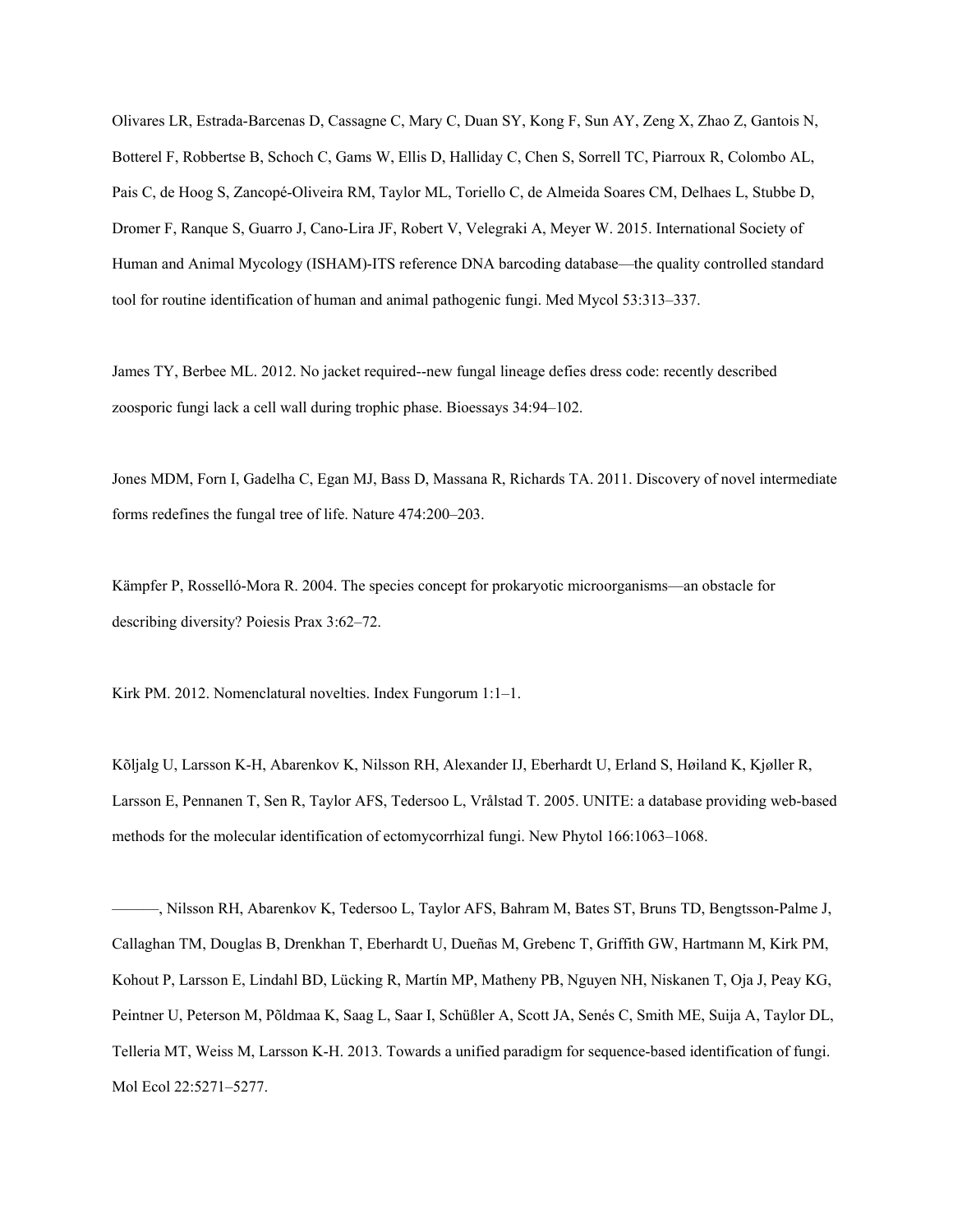Olivares LR, Estrada-Barcenas D, Cassagne C, Mary C, Duan SY, Kong F, Sun AY, Zeng X, Zhao Z, Gantois N, Botterel F, Robbertse B, Schoch C, Gams W, Ellis D, Halliday C, Chen S, Sorrell TC, Piarroux R, Colombo AL, Pais C, de Hoog S, Zancopé-Oliveira RM, Taylor ML, Toriello C, de Almeida Soares CM, Delhaes L, Stubbe D, Dromer F, Ranque S, Guarro J, Cano-Lira JF, Robert V, Velegraki A, Meyer W. 2015. International Society of Human and Animal Mycology (ISHAM)-ITS reference DNA barcoding database—the quality controlled standard tool for routine identification of human and animal pathogenic fungi. Med Mycol 53:313–337.

James TY, Berbee ML. 2012. No jacket required--new fungal lineage defies dress code: recently described zoosporic fungi lack a cell wall during trophic phase. Bioessays 34:94–102.

Jones MDM, Forn I, Gadelha C, Egan MJ, Bass D, Massana R, Richards TA. 2011. Discovery of novel intermediate forms redefines the fungal tree of life. Nature 474:200–203.

Kämpfer P, Rosselló-Mora R. 2004. The species concept for prokaryotic microorganisms—an obstacle for describing diversity? Poiesis Prax 3:62–72.

Kirk PM. 2012. Nomenclatural novelties. Index Fungorum 1:1–1.

Kõljalg U, Larsson K-H, Abarenkov K, Nilsson RH, Alexander IJ, Eberhardt U, Erland S, Høiland K, Kjøller R, Larsson E, Pennanen T, Sen R, Taylor AFS, Tedersoo L, Vrålstad T. 2005. UNITE: a database providing web-based methods for the molecular identification of ectomycorrhizal fungi. New Phytol 166:1063–1068.

———, Nilsson RH, Abarenkov K, Tedersoo L, Taylor AFS, Bahram M, Bates ST, Bruns TD, Bengtsson-Palme J, Callaghan TM, Douglas B, Drenkhan T, Eberhardt U, Dueñas M, Grebenc T, Griffith GW, Hartmann M, Kirk PM, Kohout P, Larsson E, Lindahl BD, Lücking R, Martín MP, Matheny PB, Nguyen NH, Niskanen T, Oja J, Peay KG, Peintner U, Peterson M, Põldmaa K, Saag L, Saar I, Schüßler A, Scott JA, Senés C, Smith ME, Suija A, Taylor DL, Telleria MT, Weiss M, Larsson K-H. 2013. Towards a unified paradigm for sequence-based identification of fungi. Mol Ecol 22:5271–5277.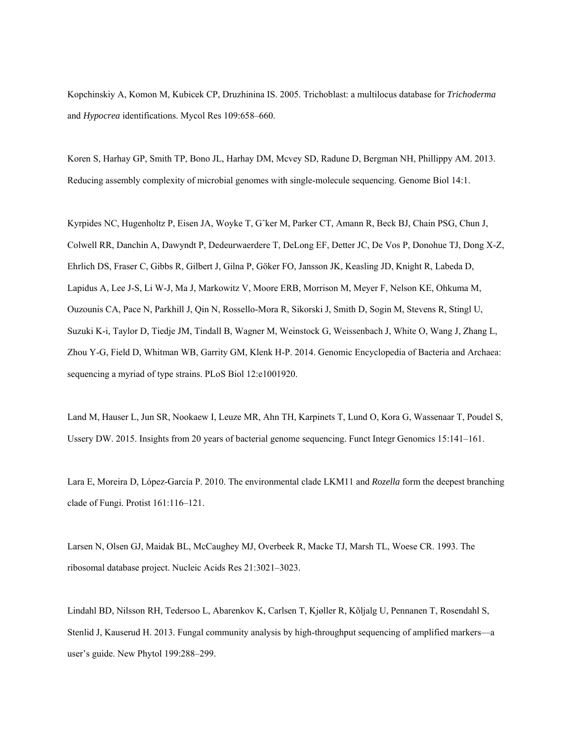Kopchinskiy A, Komon M, Kubicek CP, Druzhinina IS. 2005. Trichoblast: a multilocus database for *Trichoderma* and *Hypocrea* identifications. Mycol Res 109:658–660.

Koren S, Harhay GP, Smith TP, Bono JL, Harhay DM, Mcvey SD, Radune D, Bergman NH, Phillippy AM. 2013. Reducing assembly complexity of microbial genomes with single-molecule sequencing. Genome Biol 14:1.

Kyrpides NC, Hugenholtz P, Eisen JA, Woyke T, Gˆker M, Parker CT, Amann R, Beck BJ, Chain PSG, Chun J, Colwell RR, Danchin A, Dawyndt P, Dedeurwaerdere T, DeLong EF, Detter JC, De Vos P, Donohue TJ, Dong X-Z, Ehrlich DS, Fraser C, Gibbs R, Gilbert J, Gilna P, Göker FO, Jansson JK, Keasling JD, Knight R, Labeda D, Lapidus A, Lee J-S, Li W-J, Ma J, Markowitz V, Moore ERB, Morrison M, Meyer F, Nelson KE, Ohkuma M, Ouzounis CA, Pace N, Parkhill J, Qin N, Rossello-Mora R, Sikorski J, Smith D, Sogin M, Stevens R, Stingl U, Suzuki K-i, Taylor D, Tiedje JM, Tindall B, Wagner M, Weinstock G, Weissenbach J, White O, Wang J, Zhang L, Zhou Y-G, Field D, Whitman WB, Garrity GM, Klenk H-P. 2014. Genomic Encyclopedia of Bacteria and Archaea: sequencing a myriad of type strains. PLoS Biol 12:e1001920.

Land M, Hauser L, Jun SR, Nookaew I, Leuze MR, Ahn TH, Karpinets T, Lund O, Kora G, Wassenaar T, Poudel S, Ussery DW. 2015. Insights from 20 years of bacterial genome sequencing. Funct Integr Genomics 15:141–161.

Lara E, Moreira D, López-García P. 2010. The environmental clade LKM11 and *Rozella* form the deepest branching clade of Fungi. Protist 161:116–121.

Larsen N, Olsen GJ, Maidak BL, McCaughey MJ, Overbeek R, Macke TJ, Marsh TL, Woese CR. 1993. The ribosomal database project. Nucleic Acids Res 21:3021–3023.

Lindahl BD, Nilsson RH, Tedersoo L, Abarenkov K, Carlsen T, Kjøller R, Kõljalg U, Pennanen T, Rosendahl S, Stenlid J, Kauserud H. 2013. Fungal community analysis by high-throughput sequencing of amplified markers—a user's guide. New Phytol 199:288–299.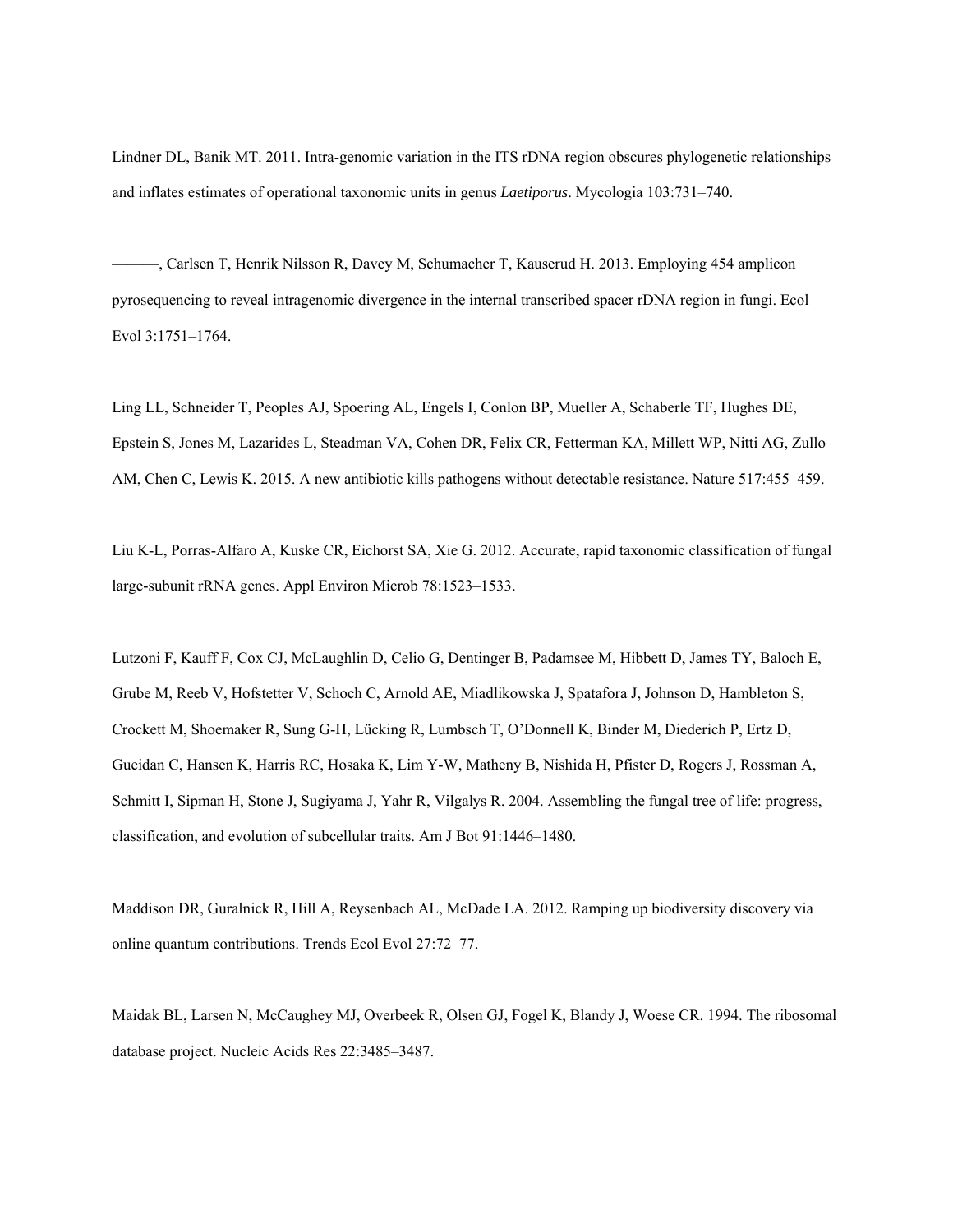Lindner DL, Banik MT. 2011. Intra-genomic variation in the ITS rDNA region obscures phylogenetic relationships and inflates estimates of operational taxonomic units in genus *Laetiporus*. Mycologia 103:731–740.

———, Carlsen T, Henrik Nilsson R, Davey M, Schumacher T, Kauserud H. 2013. Employing 454 amplicon pyrosequencing to reveal intragenomic divergence in the internal transcribed spacer rDNA region in fungi. Ecol Evol 3:1751–1764.

Ling LL, Schneider T, Peoples AJ, Spoering AL, Engels I, Conlon BP, Mueller A, Schaberle TF, Hughes DE, Epstein S, Jones M, Lazarides L, Steadman VA, Cohen DR, Felix CR, Fetterman KA, Millett WP, Nitti AG, Zullo AM, Chen C, Lewis K. 2015. A new antibiotic kills pathogens without detectable resistance. Nature 517:455–459.

Liu K-L, Porras-Alfaro A, Kuske CR, Eichorst SA, Xie G. 2012. Accurate, rapid taxonomic classification of fungal large-subunit rRNA genes. Appl Environ Microb 78:1523–1533.

Lutzoni F, Kauff F, Cox CJ, McLaughlin D, Celio G, Dentinger B, Padamsee M, Hibbett D, James TY, Baloch E, Grube M, Reeb V, Hofstetter V, Schoch C, Arnold AE, Miadlikowska J, Spatafora J, Johnson D, Hambleton S, Crockett M, Shoemaker R, Sung G-H, Lücking R, Lumbsch T, O'Donnell K, Binder M, Diederich P, Ertz D, Gueidan C, Hansen K, Harris RC, Hosaka K, Lim Y-W, Matheny B, Nishida H, Pfister D, Rogers J, Rossman A, Schmitt I, Sipman H, Stone J, Sugiyama J, Yahr R, Vilgalys R. 2004. Assembling the fungal tree of life: progress, classification, and evolution of subcellular traits. Am J Bot 91:1446–1480.

Maddison DR, Guralnick R, Hill A, Reysenbach AL, McDade LA. 2012. Ramping up biodiversity discovery via online quantum contributions. Trends Ecol Evol 27:72–77.

Maidak BL, Larsen N, McCaughey MJ, Overbeek R, Olsen GJ, Fogel K, Blandy J, Woese CR. 1994. The ribosomal database project. Nucleic Acids Res 22:3485–3487.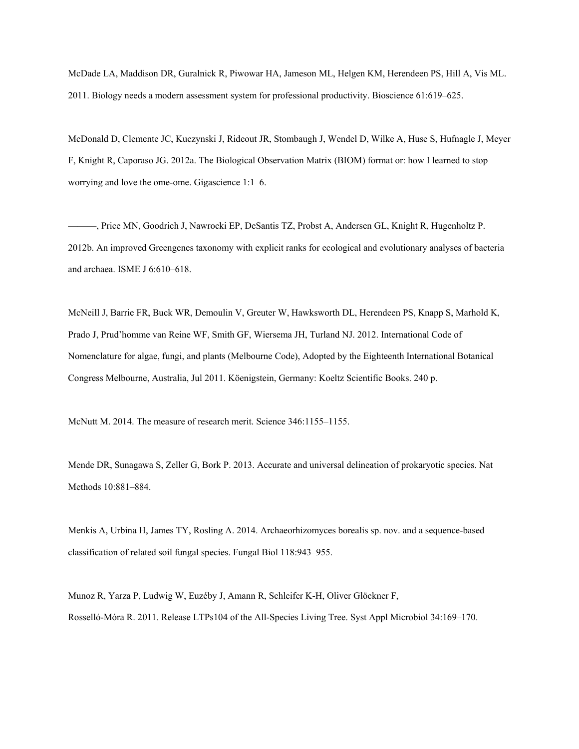McDade LA, Maddison DR, Guralnick R, Piwowar HA, Jameson ML, Helgen KM, Herendeen PS, Hill A, Vis ML. 2011. Biology needs a modern assessment system for professional productivity. Bioscience 61:619–625.

McDonald D, Clemente JC, Kuczynski J, Rideout JR, Stombaugh J, Wendel D, Wilke A, Huse S, Hufnagle J, Meyer F, Knight R, Caporaso JG. 2012a. The Biological Observation Matrix (BIOM) format or: how I learned to stop worrying and love the ome-ome. Gigascience 1:1–6.

———, Price MN, Goodrich J, Nawrocki EP, DeSantis TZ, Probst A, Andersen GL, Knight R, Hugenholtz P. 2012b. An improved Greengenes taxonomy with explicit ranks for ecological and evolutionary analyses of bacteria and archaea. ISME J 6:610–618.

McNeill J, Barrie FR, Buck WR, Demoulin V, Greuter W, Hawksworth DL, Herendeen PS, Knapp S, Marhold K, Prado J, Prud'homme van Reine WF, Smith GF, Wiersema JH, Turland NJ. 2012. International Code of Nomenclature for algae, fungi, and plants (Melbourne Code), Adopted by the Eighteenth International Botanical Congress Melbourne, Australia, Jul 2011. Köenigstein, Germany: Koeltz Scientific Books. 240 p.

McNutt M. 2014. The measure of research merit. Science 346:1155–1155.

Mende DR, Sunagawa S, Zeller G, Bork P. 2013. Accurate and universal delineation of prokaryotic species. Nat Methods 10:881–884.

Menkis A, Urbina H, James TY, Rosling A. 2014. Archaeorhizomyces borealis sp. nov. and a sequence-based classification of related soil fungal species. Fungal Biol 118:943–955.

Munoz R, Yarza P, Ludwig W, Euzéby J, Amann R, Schleifer K-H, Oliver Glöckner F, Rosselló-Móra R. 2011. Release LTPs104 of the All-Species Living Tree. Syst Appl Microbiol 34:169–170.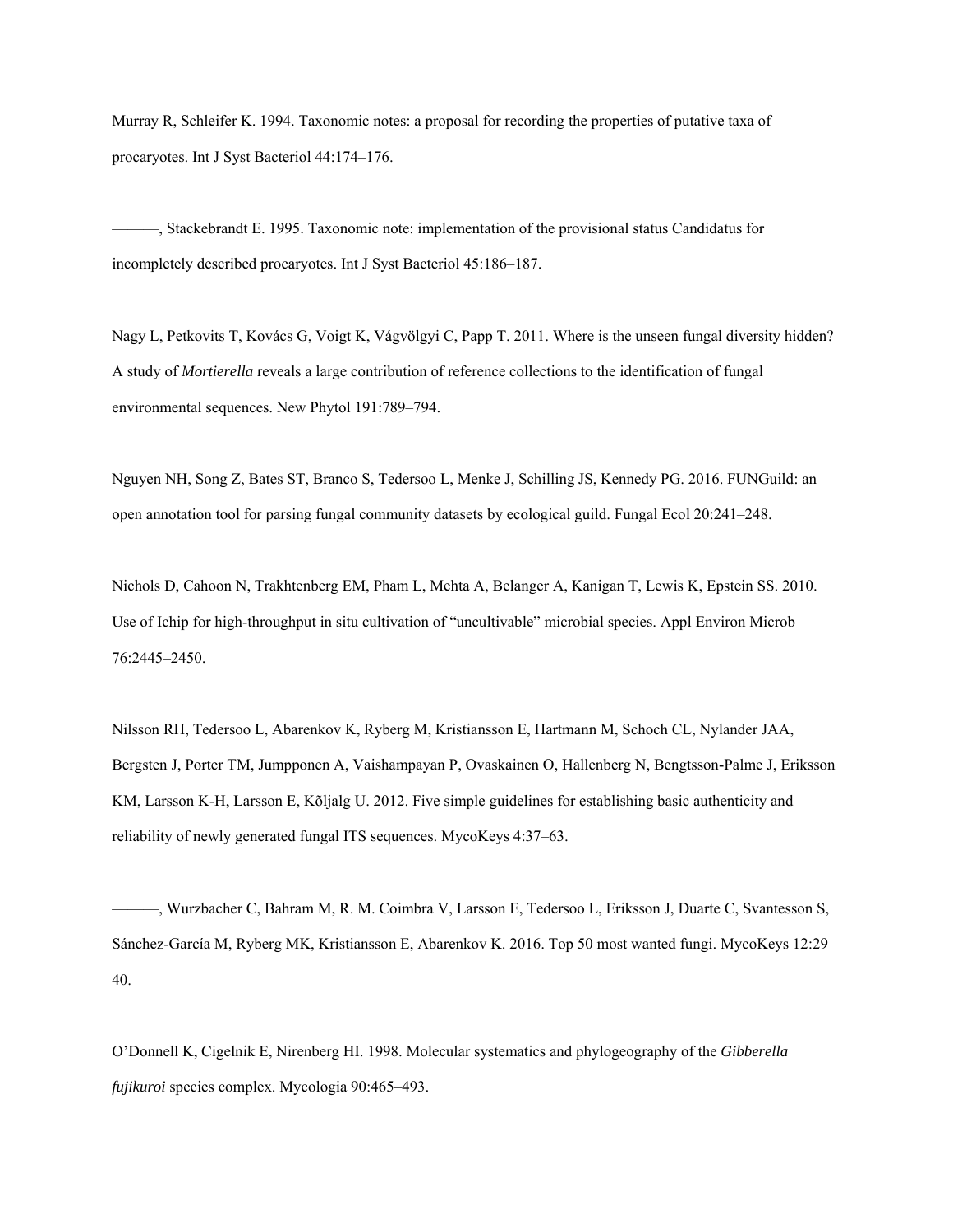Murray R, Schleifer K. 1994. Taxonomic notes: a proposal for recording the properties of putative taxa of procaryotes. Int J Syst Bacteriol 44:174–176.

———, Stackebrandt E. 1995. Taxonomic note: implementation of the provisional status Candidatus for incompletely described procaryotes. Int J Syst Bacteriol 45:186–187.

Nagy L, Petkovits T, Kovács G, Voigt K, Vágvölgyi C, Papp T. 2011. Where is the unseen fungal diversity hidden? A study of *Mortierella* reveals a large contribution of reference collections to the identification of fungal environmental sequences. New Phytol 191:789–794.

Nguyen NH, Song Z, Bates ST, Branco S, Tedersoo L, Menke J, Schilling JS, Kennedy PG. 2016. FUNGuild: an open annotation tool for parsing fungal community datasets by ecological guild. Fungal Ecol 20:241–248.

Nichols D, Cahoon N, Trakhtenberg EM, Pham L, Mehta A, Belanger A, Kanigan T, Lewis K, Epstein SS. 2010. Use of Ichip for high-throughput in situ cultivation of "uncultivable" microbial species. Appl Environ Microb 76:2445–2450.

Nilsson RH, Tedersoo L, Abarenkov K, Ryberg M, Kristiansson E, Hartmann M, Schoch CL, Nylander JAA, Bergsten J, Porter TM, Jumpponen A, Vaishampayan P, Ovaskainen O, Hallenberg N, Bengtsson-Palme J, Eriksson KM, Larsson K-H, Larsson E, Kõljalg U. 2012. Five simple guidelines for establishing basic authenticity and reliability of newly generated fungal ITS sequences. MycoKeys 4:37–63.

———, Wurzbacher C, Bahram M, R. M. Coimbra V, Larsson E, Tedersoo L, Eriksson J, Duarte C, Svantesson S, Sánchez-García M, Ryberg MK, Kristiansson E, Abarenkov K. 2016. Top 50 most wanted fungi. MycoKeys 12:29–40.

O'Donnell K, Cigelnik E, Nirenberg HI. 1998. Molecular systematics and phylogeography of the *Gibberella fujikuroi* species complex. Mycologia 90:465–493.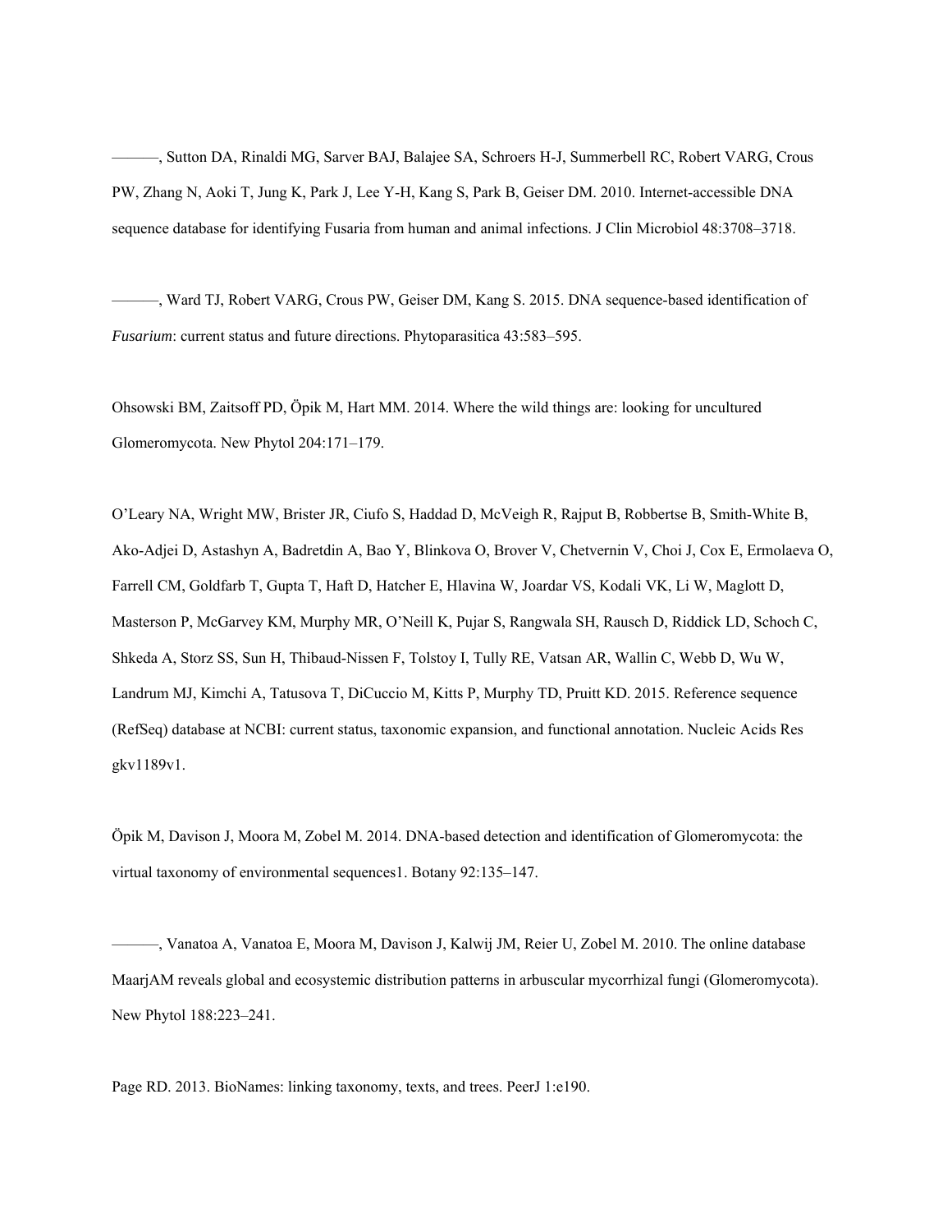———, Sutton DA, Rinaldi MG, Sarver BAJ, Balajee SA, Schroers H-J, Summerbell RC, Robert VARG, Crous PW, Zhang N, Aoki T, Jung K, Park J, Lee Y-H, Kang S, Park B, Geiser DM. 2010. Internet-accessible DNA sequence database for identifying Fusaria from human and animal infections. J Clin Microbiol 48:3708–3718.

———, Ward TJ, Robert VARG, Crous PW, Geiser DM, Kang S. 2015. DNA sequence-based identification of *Fusarium*: current status and future directions. Phytoparasitica 43:583–595.

Ohsowski BM, Zaitsoff PD, Öpik M, Hart MM. 2014. Where the wild things are: looking for uncultured Glomeromycota. New Phytol 204:171–179.

O'Leary NA, Wright MW, Brister JR, Ciufo S, Haddad D, McVeigh R, Rajput B, Robbertse B, Smith-White B, Ako-Adjei D, Astashyn A, Badretdin A, Bao Y, Blinkova O, Brover V, Chetvernin V, Choi J, Cox E, Ermolaeva O, Farrell CM, Goldfarb T, Gupta T, Haft D, Hatcher E, Hlavina W, Joardar VS, Kodali VK, Li W, Maglott D, Masterson P, McGarvey KM, Murphy MR, O'Neill K, Pujar S, Rangwala SH, Rausch D, Riddick LD, Schoch C, Shkeda A, Storz SS, Sun H, Thibaud-Nissen F, Tolstoy I, Tully RE, Vatsan AR, Wallin C, Webb D, Wu W, Landrum MJ, Kimchi A, Tatusova T, DiCuccio M, Kitts P, Murphy TD, Pruitt KD. 2015. Reference sequence (RefSeq) database at NCBI: current status, taxonomic expansion, and functional annotation. Nucleic Acids Res gkv1189v1.

Öpik M, Davison J, Moora M, Zobel M. 2014. DNA-based detection and identification of Glomeromycota: the virtual taxonomy of environmental sequences1. Botany 92:135–147.

———, Vanatoa A, Vanatoa E, Moora M, Davison J, Kalwij JM, Reier U, Zobel M. 2010. The online database MaarjAM reveals global and ecosystemic distribution patterns in arbuscular mycorrhizal fungi (Glomeromycota). New Phytol 188:223–241.

Page RD. 2013. BioNames: linking taxonomy, texts, and trees. PeerJ 1:e190.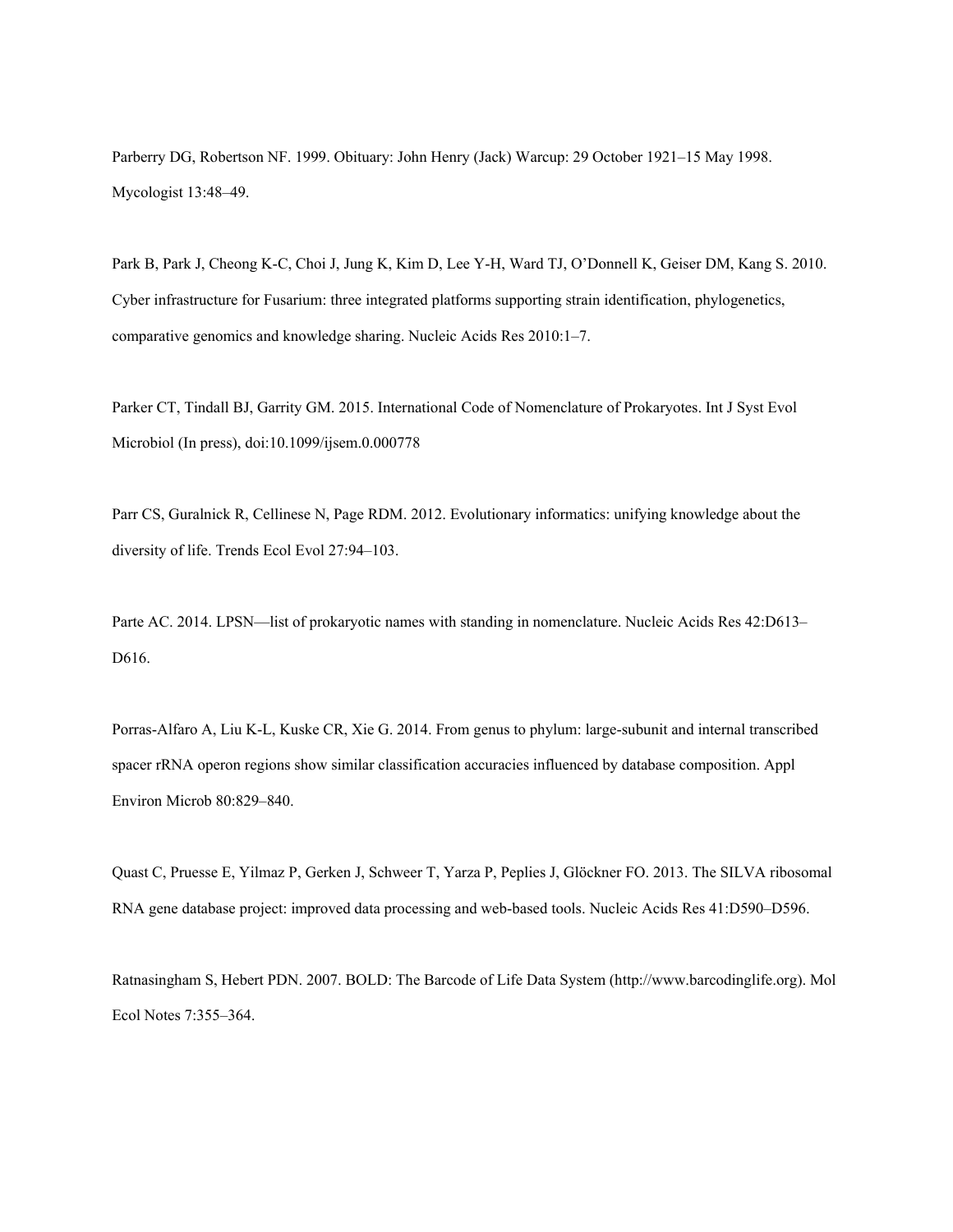Parberry DG, Robertson NF. 1999. Obituary: John Henry (Jack) Warcup: 29 October 1921–15 May 1998. Mycologist 13:48–49.

Park B, Park J, Cheong K-C, Choi J, Jung K, Kim D, Lee Y-H, Ward TJ, O'Donnell K, Geiser DM, Kang S. 2010. Cyber infrastructure for Fusarium: three integrated platforms supporting strain identification, phylogenetics, comparative genomics and knowledge sharing. Nucleic Acids Res 2010:1–7.

Parker CT, Tindall BJ, Garrity GM. 2015. International Code of Nomenclature of Prokaryotes. Int J Syst Evol Microbiol (In press), doi:10.1099/ijsem.0.000778

Parr CS, Guralnick R, Cellinese N, Page RDM. 2012. Evolutionary informatics: unifying knowledge about the diversity of life. Trends Ecol Evol 27:94–103.

Parte AC. 2014. LPSN—list of prokaryotic names with standing in nomenclature. Nucleic Acids Res 42:D613–D616.

Porras-Alfaro A, Liu K-L, Kuske CR, Xie G. 2014. From genus to phylum: large-subunit and internal transcribed spacer rRNA operon regions show similar classification accuracies influenced by database composition. Appl Environ Microb 80:829–840.

Quast C, Pruesse E, Yilmaz P, Gerken J, Schweer T, Yarza P, Peplies J, Glöckner FO. 2013. The SILVA ribosomal RNA gene database project: improved data processing and web-based tools. Nucleic Acids Res 41:D590–D596.

Ratnasingham S, Hebert PDN. 2007. BOLD: The Barcode of Life Data System (http://www.barcodinglife.org). Mol Ecol Notes 7:355–364.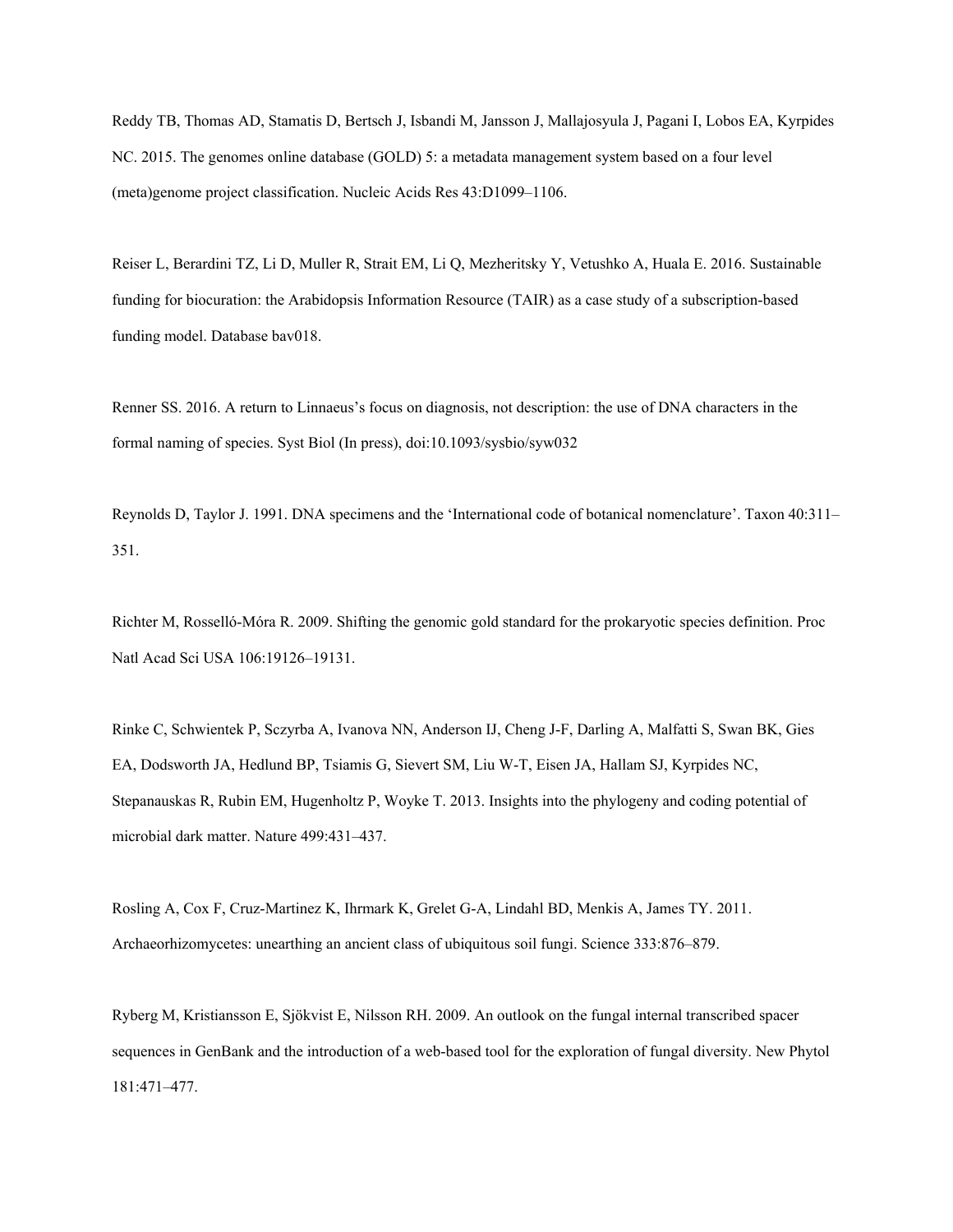Reddy TB, Thomas AD, Stamatis D, Bertsch J, Isbandi M, Jansson J, Mallajosyula J, Pagani I, Lobos EA, Kyrpides NC. 2015. The genomes online database (GOLD) 5: a metadata management system based on a four level (meta)genome project classification. Nucleic Acids Res 43:D1099–1106.

Reiser L, Berardini TZ, Li D, Muller R, Strait EM, Li Q, Mezheritsky Y, Vetushko A, Huala E. 2016. Sustainable funding for biocuration: the Arabidopsis Information Resource (TAIR) as a case study of a subscription-based funding model. Database bav018.

Renner SS. 2016. A return to Linnaeus's focus on diagnosis, not description: the use of DNA characters in the formal naming of species. Syst Biol (In press), doi:10.1093/sysbio/syw032

Reynolds D, Taylor J. 1991. DNA specimens and the 'International code of botanical nomenclature'. Taxon 40:311–351.

Richter M, Rosselló-Móra R. 2009. Shifting the genomic gold standard for the prokaryotic species definition. Proc Natl Acad Sci USA 106:19126–19131.

Rinke C, Schwientek P, Sczyrba A, Ivanova NN, Anderson IJ, Cheng J-F, Darling A, Malfatti S, Swan BK, Gies EA, Dodsworth JA, Hedlund BP, Tsiamis G, Sievert SM, Liu W-T, Eisen JA, Hallam SJ, Kyrpides NC, Stepanauskas R, Rubin EM, Hugenholtz P, Woyke T. 2013. Insights into the phylogeny and coding potential of microbial dark matter. Nature 499:431–437.

Rosling A, Cox F, Cruz-Martinez K, Ihrmark K, Grelet G-A, Lindahl BD, Menkis A, James TY. 2011. Archaeorhizomycetes: unearthing an ancient class of ubiquitous soil fungi. Science 333:876–879.

Ryberg M, Kristiansson E, Sjökvist E, Nilsson RH. 2009. An outlook on the fungal internal transcribed spacer sequences in GenBank and the introduction of a web-based tool for the exploration of fungal diversity. New Phytol 181:471–477.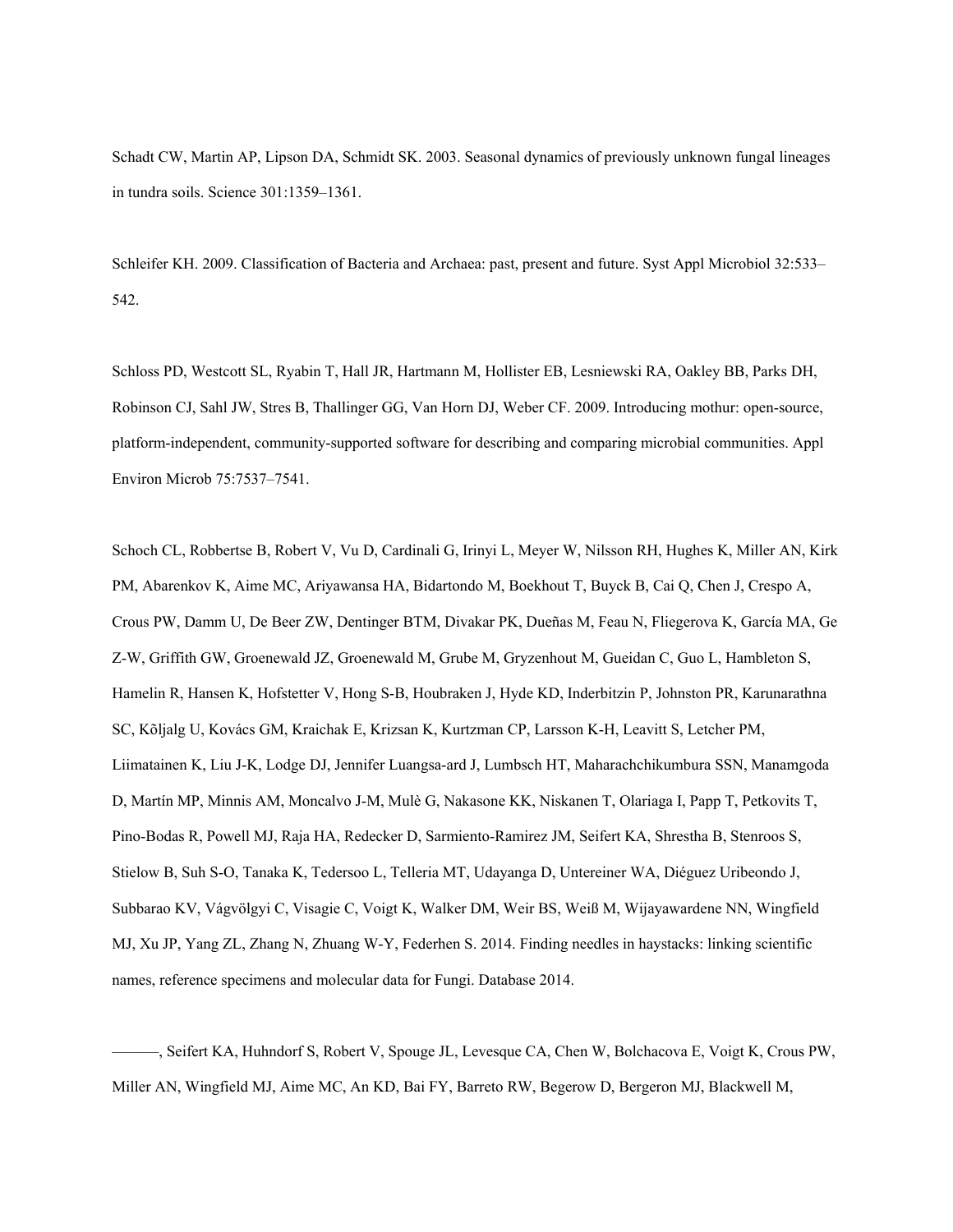Schadt CW, Martin AP, Lipson DA, Schmidt SK. 2003. Seasonal dynamics of previously unknown fungal lineages in tundra soils. Science 301:1359–1361.

Schleifer KH. 2009. Classification of Bacteria and Archaea: past, present and future. Syst Appl Microbiol 32:533–542.

Schloss PD, Westcott SL, Ryabin T, Hall JR, Hartmann M, Hollister EB, Lesniewski RA, Oakley BB, Parks DH, Robinson CJ, Sahl JW, Stres B, Thallinger GG, Van Horn DJ, Weber CF. 2009. Introducing mothur: open-source, platform-independent, community-supported software for describing and comparing microbial communities. Appl Environ Microb 75:7537–7541.

Schoch CL, Robbertse B, Robert V, Vu D, Cardinali G, Irinyi L, Meyer W, Nilsson RH, Hughes K, Miller AN, Kirk PM, Abarenkov K, Aime MC, Ariyawansa HA, Bidartondo M, Boekhout T, Buyck B, Cai Q, Chen J, Crespo A, Crous PW, Damm U, De Beer ZW, Dentinger BTM, Divakar PK, Dueñas M, Feau N, Fliegerova K, García MA, Ge Z-W, Griffith GW, Groenewald JZ, Groenewald M, Grube M, Gryzenhout M, Gueidan C, Guo L, Hambleton S, Hamelin R, Hansen K, Hofstetter V, Hong S-B, Houbraken J, Hyde KD, Inderbitzin P, Johnston PR, Karunarathna SC, Kõljalg U, Kovács GM, Kraichak E, Krizsan K, Kurtzman CP, Larsson K-H, Leavitt S, Letcher PM, Liimatainen K, Liu J-K, Lodge DJ, Jennifer Luangsa-ard J, Lumbsch HT, Maharachchikumbura SSN, Manamgoda D, Martín MP, Minnis AM, Moncalvo J-M, Mulè G, Nakasone KK, Niskanen T, Olariaga I, Papp T, Petkovits T, Pino-Bodas R, Powell MJ, Raja HA, Redecker D, Sarmiento-Ramirez JM, Seifert KA, Shrestha B, Stenroos S, Stielow B, Suh S-O, Tanaka K, Tedersoo L, Telleria MT, Udayanga D, Untereiner WA, Diéguez Uribeondo J, Subbarao KV, Vágvölgyi C, Visagie C, Voigt K, Walker DM, Weir BS, Weiß M, Wijayawardene NN, Wingfield MJ, Xu JP, Yang ZL, Zhang N, Zhuang W-Y, Federhen S. 2014. Finding needles in haystacks: linking scientific names, reference specimens and molecular data for Fungi. Database 2014.

———, Seifert KA, Huhndorf S, Robert V, Spouge JL, Levesque CA, Chen W, Bolchacova E, Voigt K, Crous PW, Miller AN, Wingfield MJ, Aime MC, An KD, Bai FY, Barreto RW, Begerow D, Bergeron MJ, Blackwell M,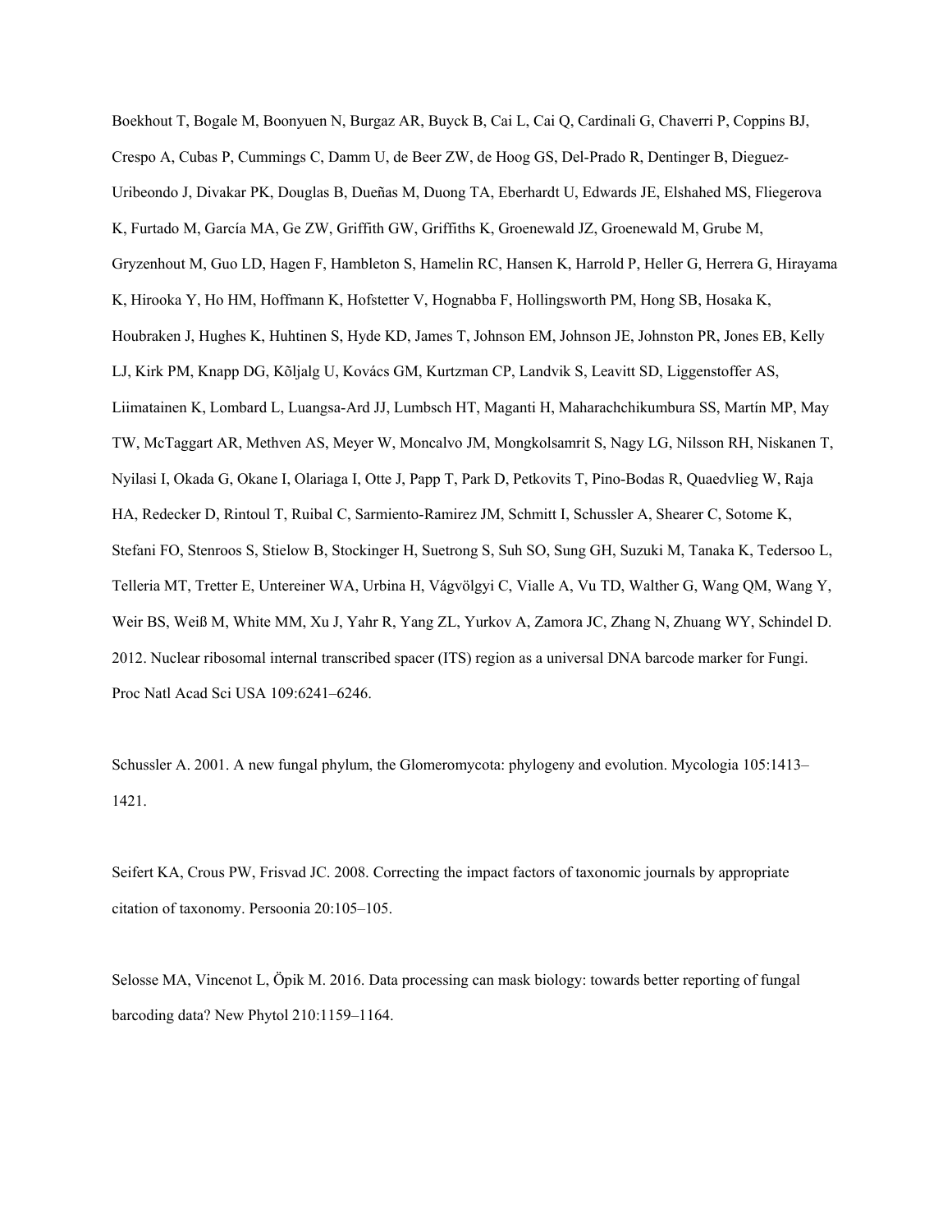Boekhout T, Bogale M, Boonyuen N, Burgaz AR, Buyck B, Cai L, Cai Q, Cardinali G, Chaverri P, Coppins BJ, Crespo A, Cubas P, Cummings C, Damm U, de Beer ZW, de Hoog GS, Del-Prado R, Dentinger B, Dieguez-Uribeondo J, Divakar PK, Douglas B, Dueñas M, Duong TA, Eberhardt U, Edwards JE, Elshahed MS, Fliegerova K, Furtado M, García MA, Ge ZW, Griffith GW, Griffiths K, Groenewald JZ, Groenewald M, Grube M, Gryzenhout M, Guo LD, Hagen F, Hambleton S, Hamelin RC, Hansen K, Harrold P, Heller G, Herrera G, Hirayama K, Hirooka Y, Ho HM, Hoffmann K, Hofstetter V, Hognabba F, Hollingsworth PM, Hong SB, Hosaka K, Houbraken J, Hughes K, Huhtinen S, Hyde KD, James T, Johnson EM, Johnson JE, Johnston PR, Jones EB, Kelly LJ, Kirk PM, Knapp DG, Kõljalg U, Kovács GM, Kurtzman CP, Landvik S, Leavitt SD, Liggenstoffer AS, Liimatainen K, Lombard L, Luangsa-Ard JJ, Lumbsch HT, Maganti H, Maharachchikumbura SS, Martín MP, May TW, McTaggart AR, Methven AS, Meyer W, Moncalvo JM, Mongkolsamrit S, Nagy LG, Nilsson RH, Niskanen T, Nyilasi I, Okada G, Okane I, Olariaga I, Otte J, Papp T, Park D, Petkovits T, Pino-Bodas R, Quaedvlieg W, Raja HA, Redecker D, Rintoul T, Ruibal C, Sarmiento-Ramirez JM, Schmitt I, Schussler A, Shearer C, Sotome K, Stefani FO, Stenroos S, Stielow B, Stockinger H, Suetrong S, Suh SO, Sung GH, Suzuki M, Tanaka K, Tedersoo L, Telleria MT, Tretter E, Untereiner WA, Urbina H, Vágvölgyi C, Vialle A, Vu TD, Walther G, Wang QM, Wang Y, Weir BS, Weiß M, White MM, Xu J, Yahr R, Yang ZL, Yurkov A, Zamora JC, Zhang N, Zhuang WY, Schindel D. 2012. Nuclear ribosomal internal transcribed spacer (ITS) region as a universal DNA barcode marker for Fungi. Proc Natl Acad Sci USA 109:6241–6246.

Schussler A. 2001. A new fungal phylum, the Glomeromycota: phylogeny and evolution. Mycologia 105:1413–1421.

Seifert KA, Crous PW, Frisvad JC. 2008. Correcting the impact factors of taxonomic journals by appropriate citation of taxonomy. Persoonia 20:105–105.

Selosse MA, Vincenot L, Öpik M. 2016. Data processing can mask biology: towards better reporting of fungal barcoding data? New Phytol 210:1159–1164.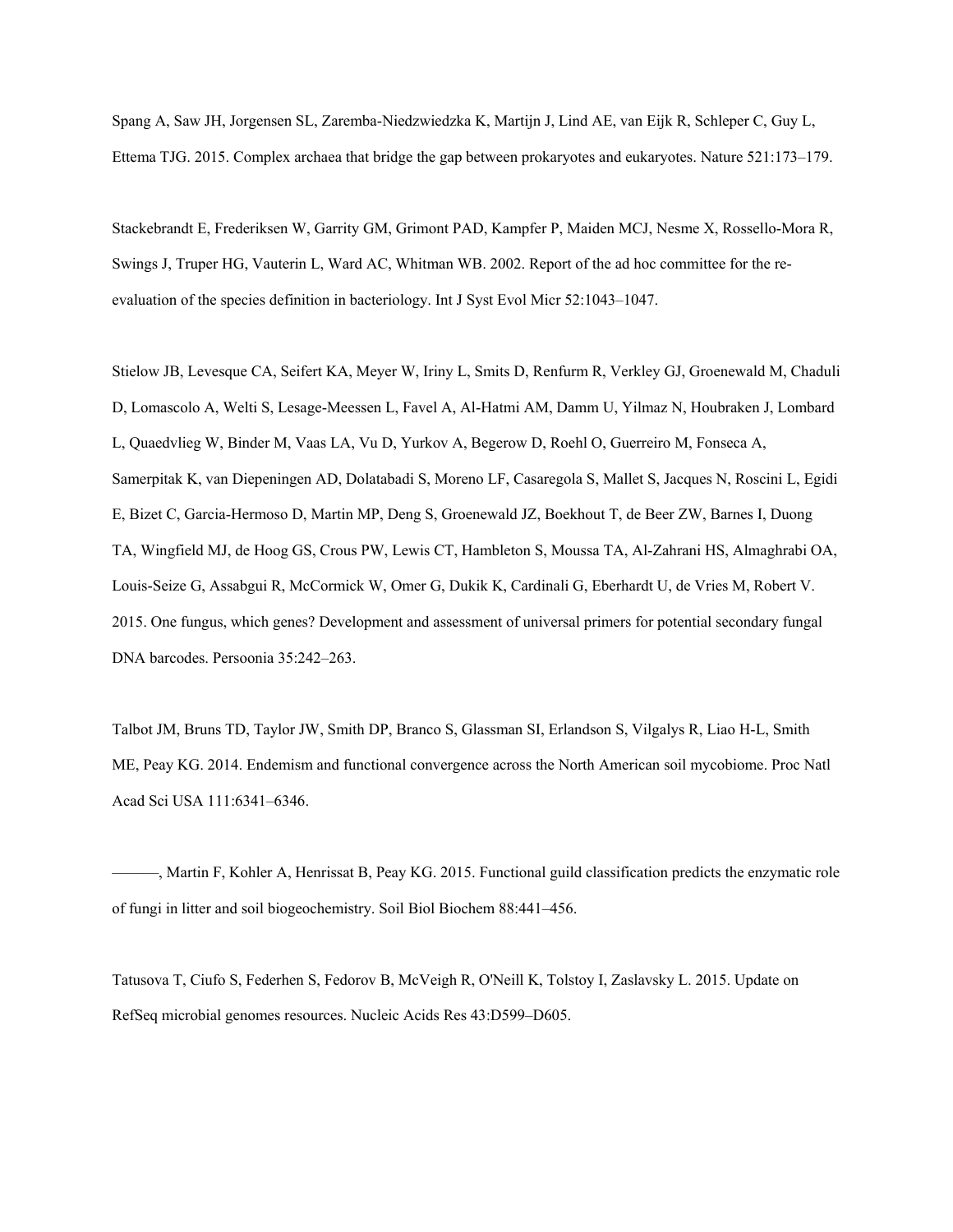Spang A, Saw JH, Jorgensen SL, Zaremba-Niedzwiedzka K, Martijn J, Lind AE, van Eijk R, Schleper C, Guy L, Ettema TJG. 2015. Complex archaea that bridge the gap between prokaryotes and eukaryotes. Nature 521:173–179.

Stackebrandt E, Frederiksen W, Garrity GM, Grimont PAD, Kampfer P, Maiden MCJ, Nesme X, Rossello-Mora R, Swings J, Truper HG, Vauterin L, Ward AC, Whitman WB. 2002. Report of the ad hoc committee for the re-evaluation of the species definition in bacteriology. Int J Syst Evol Micr 52:1043–1047.

Stielow JB, Levesque CA, Seifert KA, Meyer W, Iriny L, Smits D, Renfurm R, Verkley GJ, Groenewald M, Chaduli D, Lomascolo A, Welti S, Lesage-Meessen L, Favel A, Al-Hatmi AM, Damm U, Yilmaz N, Houbraken J, Lombard L, Quaedvlieg W, Binder M, Vaas LA, Vu D, Yurkov A, Begerow D, Roehl O, Guerreiro M, Fonseca A, Samerpitak K, van Diepeningen AD, Dolatabadi S, Moreno LF, Casaregola S, Mallet S, Jacques N, Roscini L, Egidi E, Bizet C, Garcia-Hermoso D, Martin MP, Deng S, Groenewald JZ, Boekhout T, de Beer ZW, Barnes I, Duong TA, Wingfield MJ, de Hoog GS, Crous PW, Lewis CT, Hambleton S, Moussa TA, Al-Zahrani HS, Almaghrabi OA, Louis-Seize G, Assabgui R, McCormick W, Omer G, Dukik K, Cardinali G, Eberhardt U, de Vries M, Robert V. 2015. One fungus, which genes? Development and assessment of universal primers for potential secondary fungal DNA barcodes. Persoonia 35:242–263.

Talbot JM, Bruns TD, Taylor JW, Smith DP, Branco S, Glassman SI, Erlandson S, Vilgalys R, Liao H-L, Smith ME, Peay KG. 2014. Endemism and functional convergence across the North American soil mycobiome. Proc Natl Acad Sci USA 111:6341–6346.

———, Martin F, Kohler A, Henrissat B, Peay KG. 2015. Functional guild classification predicts the enzymatic role of fungi in litter and soil biogeochemistry. Soil Biol Biochem 88:441–456.

Tatusova T, Ciufo S, Federhen S, Fedorov B, McVeigh R, O'Neill K, Tolstoy I, Zaslavsky L. 2015. Update on RefSeq microbial genomes resources. Nucleic Acids Res 43:D599–D605.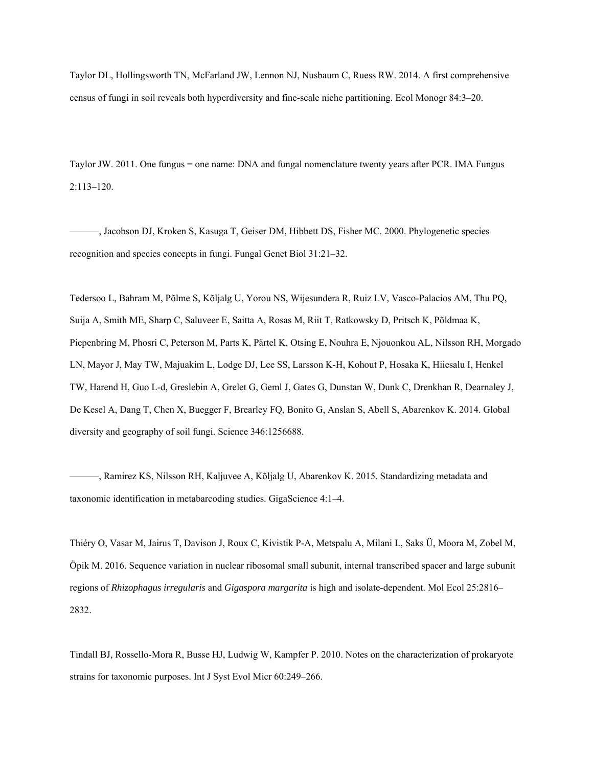Taylor DL, Hollingsworth TN, McFarland JW, Lennon NJ, Nusbaum C, Ruess RW. 2014. A first comprehensive census of fungi in soil reveals both hyperdiversity and fine-scale niche partitioning. Ecol Monogr 84:3–20.

Taylor JW. 2011. One fungus = one name: DNA and fungal nomenclature twenty years after PCR. IMA Fungus 2:113–120.

———, Jacobson DJ, Kroken S, Kasuga T, Geiser DM, Hibbett DS, Fisher MC. 2000. Phylogenetic species recognition and species concepts in fungi. Fungal Genet Biol 31:21–32.

Tedersoo L, Bahram M, Põlme S, Kõljalg U, Yorou NS, Wijesundera R, Ruiz LV, Vasco-Palacios AM, Thu PQ, Suija A, Smith ME, Sharp C, Saluveer E, Saitta A, Rosas M, Riit T, Ratkowsky D, Pritsch K, Põldmaa K, Piepenbring M, Phosri C, Peterson M, Parts K, Pärtel K, Otsing E, Nouhra E, Njouonkou AL, Nilsson RH, Morgado LN, Mayor J, May TW, Majuakim L, Lodge DJ, Lee SS, Larsson K-H, Kohout P, Hosaka K, Hiiesalu I, Henkel TW, Harend H, Guo L-d, Greslebin A, Grelet G, Geml J, Gates G, Dunstan W, Dunk C, Drenkhan R, Dearnaley J, De Kesel A, Dang T, Chen X, Buegger F, Brearley FQ, Bonito G, Anslan S, Abell S, Abarenkov K. 2014. Global diversity and geography of soil fungi. Science 346:1256688.

———, Ramirez KS, Nilsson RH, Kaljuvee A, Kõljalg U, Abarenkov K. 2015. Standardizing metadata and taxonomic identification in metabarcoding studies. GigaScience 4:1–4.

Thiéry O, Vasar M, Jairus T, Davison J, Roux C, Kivistik P-A, Metspalu A, Milani L, Saks Ü, Moora M, Zobel M, Öpik M. 2016. Sequence variation in nuclear ribosomal small subunit, internal transcribed spacer and large subunit regions of *Rhizophagus irregularis* and *Gigaspora margarita* is high and isolate-dependent. Mol Ecol 25:2816–2832.

Tindall BJ, Rossello-Mora R, Busse HJ, Ludwig W, Kampfer P. 2010. Notes on the characterization of prokaryote strains for taxonomic purposes. Int J Syst Evol Micr 60:249–266.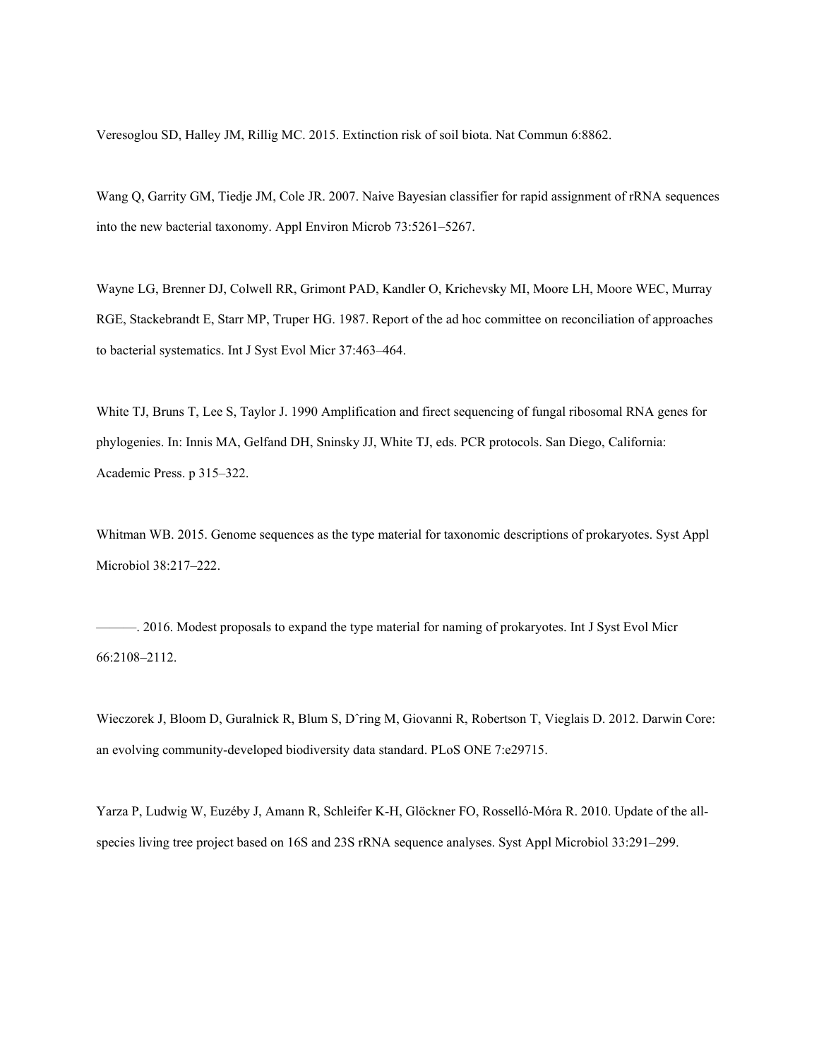Veresoglou SD, Halley JM, Rillig MC. 2015. Extinction risk of soil biota. Nat Commun 6:8862.

Wang Q, Garrity GM, Tiedje JM, Cole JR. 2007. Naive Bayesian classifier for rapid assignment of rRNA sequences into the new bacterial taxonomy. Appl Environ Microb 73:5261–5267.

Wayne LG, Brenner DJ, Colwell RR, Grimont PAD, Kandler O, Krichevsky MI, Moore LH, Moore WEC, Murray RGE, Stackebrandt E, Starr MP, Truper HG. 1987. Report of the ad hoc committee on reconciliation of approaches to bacterial systematics. Int J Syst Evol Micr 37:463–464.

White TJ, Bruns T, Lee S, Taylor J. 1990 Amplification and firect sequencing of fungal ribosomal RNA genes for phylogenies. In: Innis MA, Gelfand DH, Sninsky JJ, White TJ, eds. PCR protocols. San Diego, California: Academic Press. p 315–322.

Whitman WB. 2015. Genome sequences as the type material for taxonomic descriptions of prokaryotes. Syst Appl Microbiol 38:217–222.

———. 2016. Modest proposals to expand the type material for naming of prokaryotes. Int J Syst Evol Micr 66:2108–2112.

Wieczorek J, Bloom D, Guralnick R, Blum S, Dˆring M, Giovanni R, Robertson T, Vieglais D. 2012. Darwin Core: an evolving community-developed biodiversity data standard. PLoS ONE 7:e29715.

Yarza P, Ludwig W, Euzéby J, Amann R, Schleifer K-H, Glöckner FO, Rosselló-Móra R. 2010. Update of the all-species living tree project based on 16S and 23S rRNA sequence analyses. Syst Appl Microbiol 33:291–299.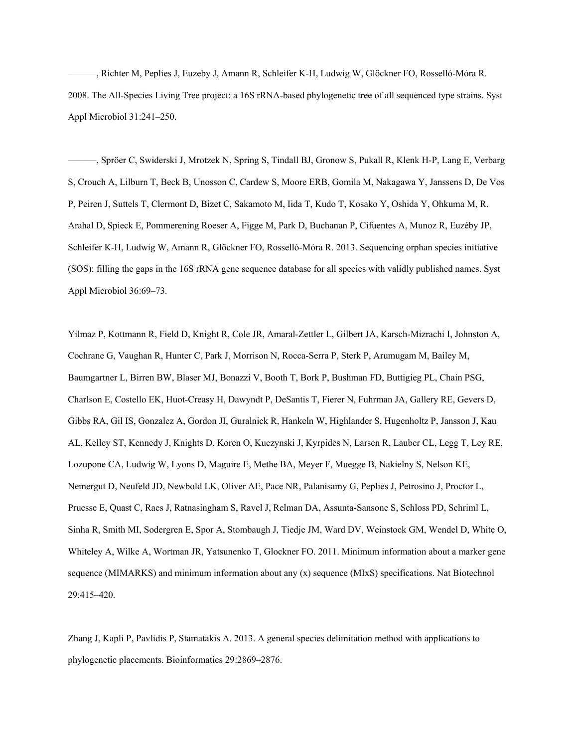———, Richter M, Peplies J, Euzeby J, Amann R, Schleifer K-H, Ludwig W, Glöckner FO, Rosselló-Móra R. 2008. The All-Species Living Tree project: a 16S rRNA-based phylogenetic tree of all sequenced type strains. Syst Appl Microbiol 31:241–250.

———, Spröer C, Swiderski J, Mrotzek N, Spring S, Tindall BJ, Gronow S, Pukall R, Klenk H-P, Lang E, Verbarg S, Crouch A, Lilburn T, Beck B, Unosson C, Cardew S, Moore ERB, Gomila M, Nakagawa Y, Janssens D, De Vos P, Peiren J, Suttels T, Clermont D, Bizet C, Sakamoto M, Iida T, Kudo T, Kosako Y, Oshida Y, Ohkuma M, R. Arahal D, Spieck E, Pommerening Roeser A, Figge M, Park D, Buchanan P, Cifuentes A, Munoz R, Euzéby JP, Schleifer K-H, Ludwig W, Amann R, Glöckner FO, Rosselló-Móra R. 2013. Sequencing orphan species initiative (SOS): filling the gaps in the 16S rRNA gene sequence database for all species with validly published names. Syst Appl Microbiol 36:69–73.

Yilmaz P, Kottmann R, Field D, Knight R, Cole JR, Amaral-Zettler L, Gilbert JA, Karsch-Mizrachi I, Johnston A, Cochrane G, Vaughan R, Hunter C, Park J, Morrison N, Rocca-Serra P, Sterk P, Arumugam M, Bailey M, Baumgartner L, Birren BW, Blaser MJ, Bonazzi V, Booth T, Bork P, Bushman FD, Buttigieg PL, Chain PSG, Charlson E, Costello EK, Huot-Creasy H, Dawyndt P, DeSantis T, Fierer N, Fuhrman JA, Gallery RE, Gevers D, Gibbs RA, Gil IS, Gonzalez A, Gordon JI, Guralnick R, Hankeln W, Highlander S, Hugenholtz P, Jansson J, Kau AL, Kelley ST, Kennedy J, Knights D, Koren O, Kuczynski J, Kyrpides N, Larsen R, Lauber CL, Legg T, Ley RE, Lozupone CA, Ludwig W, Lyons D, Maguire E, Methe BA, Meyer F, Muegge B, Nakielny S, Nelson KE, Nemergut D, Neufeld JD, Newbold LK, Oliver AE, Pace NR, Palanisamy G, Peplies J, Petrosino J, Proctor L, Pruesse E, Quast C, Raes J, Ratnasingham S, Ravel J, Relman DA, Assunta-Sansone S, Schloss PD, Schriml L, Sinha R, Smith MI, Sodergren E, Spor A, Stombaugh J, Tiedje JM, Ward DV, Weinstock GM, Wendel D, White O, Whiteley A, Wilke A, Wortman JR, Yatsunenko T, Glockner FO. 2011. Minimum information about a marker gene sequence (MIMARKS) and minimum information about any (x) sequence (MIxS) specifications. Nat Biotechnol 29:415–420.

Zhang J, Kapli P, Pavlidis P, Stamatakis A. 2013. A general species delimitation method with applications to phylogenetic placements. Bioinformatics 29:2869–2876.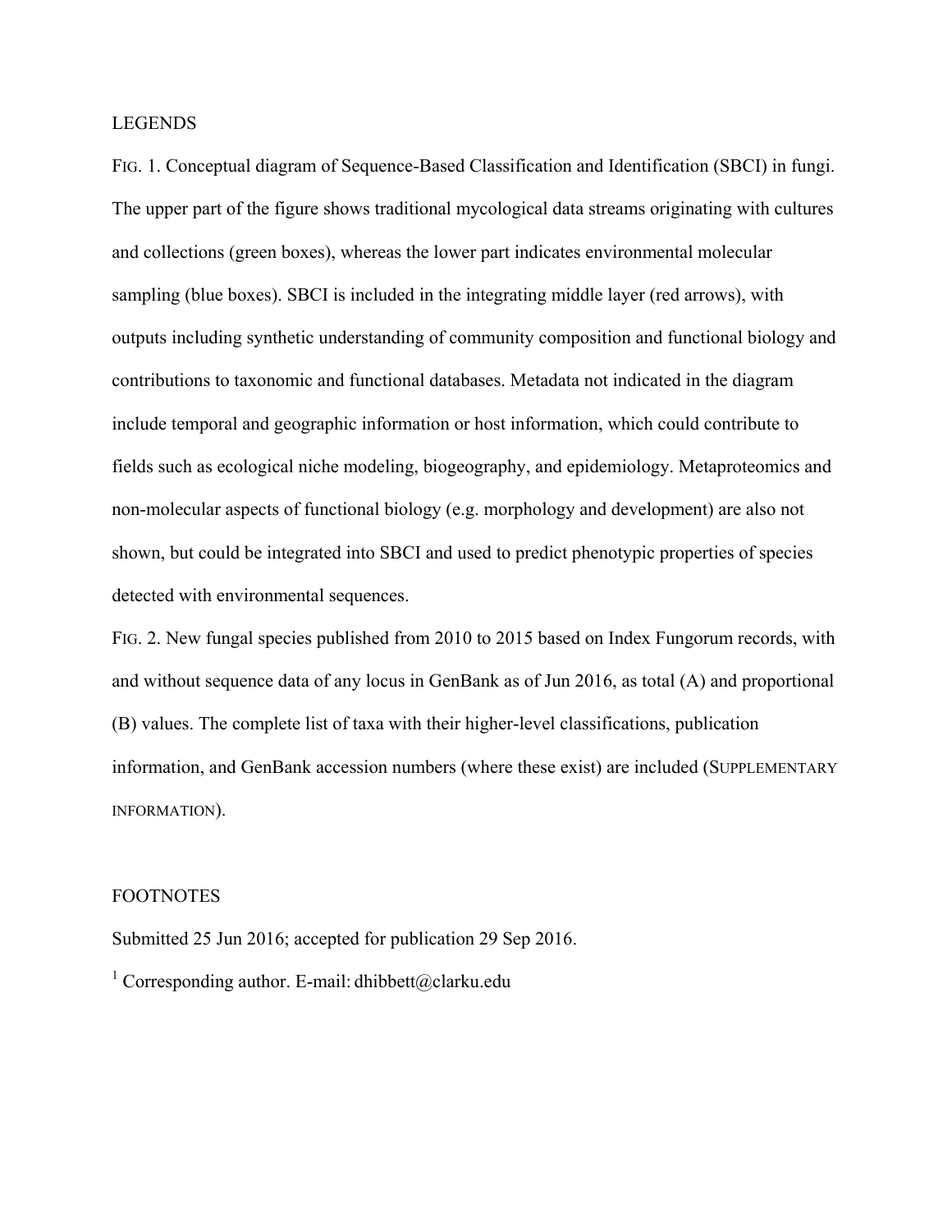LEGENDS

FIG. 1. Conceptual diagram of Sequence-Based Classification and Identification (SBCI) in fungi. The upper part of the figure shows traditional mycological data streams originating with cultures and collections (green boxes), whereas the lower part indicates environmental molecular sampling (blue boxes). SBCI is included in the integrating middle layer (red arrows), with outputs including synthetic understanding of community composition and functional biology and contributions to taxonomic and functional databases. Metadata not indicated in the diagram include temporal and geographic information or host information, which could contribute to fields such as ecological niche modeling, biogeography, and epidemiology. Metaproteomics and non-molecular aspects of functional biology (e.g. morphology and development) are also not shown, but could be integrated into SBCI and used to predict phenotypic properties of species detected with environmental sequences.

FIG. 2. New fungal species published from 2010 to 2015 based on Index Fungorum records, with and without sequence data of any locus in GenBank as of Jun 2016, as total (A) and proportional (B) values. The complete list of taxa with their higher-level classifications, publication information, and GenBank accession numbers (where these exist) are included (SUPPLEMENTARY INFORMATION).

FOOTNOTES

Submitted 25 Jun 2016; accepted for publication 29 Sep 2016.

[1] Corresponding author. E-mail: dhibbett@clarku.edu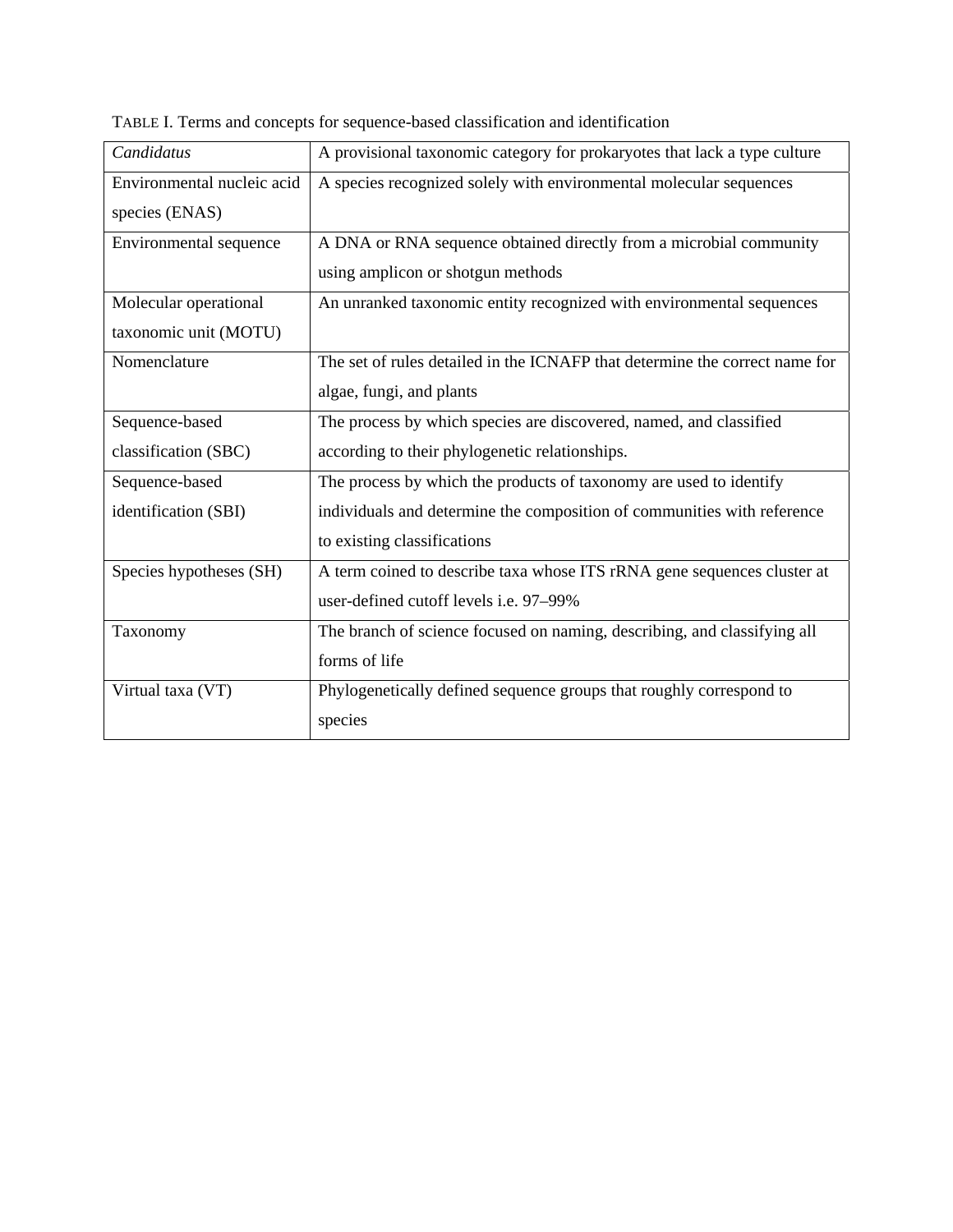TABLE I. Terms and concepts for sequence-based classification and identification

| | |
|---|---|
| *Candidatus* | A provisional taxonomic category for prokaryotes that lack a type culture |
| Environmental nucleic acid species (ENAS) | A species recognized solely with environmental molecular sequences |
| Environmental sequence | A DNA or RNA sequence obtained directly from a microbial community using amplicon or shotgun methods |
| Molecular operational taxonomic unit (MOTU) | An unranked taxonomic entity recognized with environmental sequences |
| Nomenclature | The set of rules detailed in the ICNAFP that determine the correct name for algae, fungi, and plants |
| Sequence-based classification (SBC) | The process by which species are discovered, named, and classified according to their phylogenetic relationships. |
| Sequence-based identification (SBI) | The process by which the products of taxonomy are used to identify individuals and determine the composition of communities with reference to existing classifications |
| Species hypotheses (SH) | A term coined to describe taxa whose ITS rRNA gene sequences cluster at user-defined cutoff levels i.e. 97–99% |
| Taxonomy | The branch of science focused on naming, describing, and classifying all forms of life |
| Virtual taxa (VT) | Phylogenetically defined sequence groups that roughly correspond to species |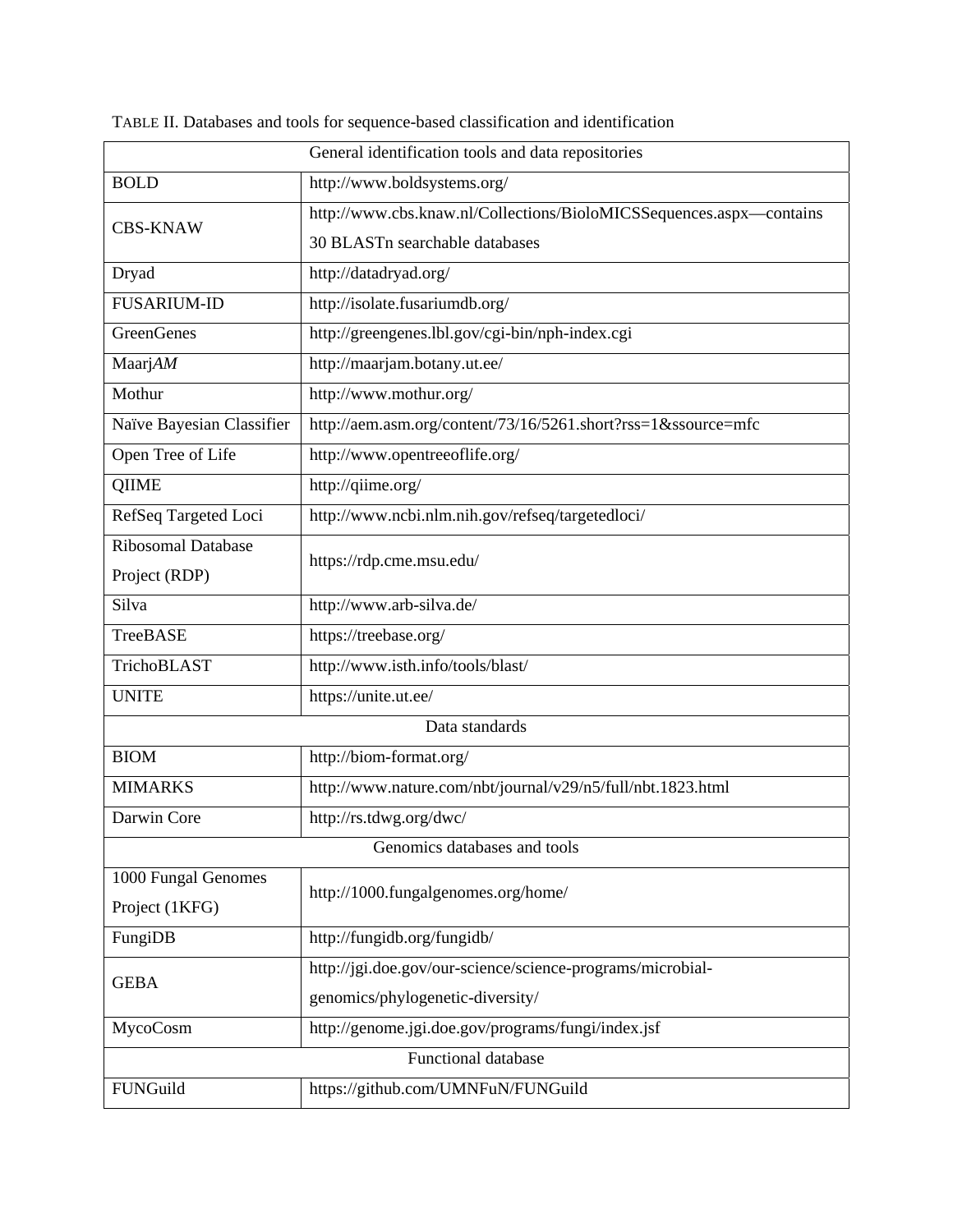TABLE II. Databases and tools for sequence-based classification and identification

| General identification tools and data repositories | |
|---|---|
| BOLD | http://www.boldsystems.org/ |
| CBS-KNAW | http://www.cbs.knaw.nl/Collections/BioloMICSSequences.aspx—contains 30 BLASTn searchable databases |
| Dryad | http://datadryad.org/ |
| FUSARIUM-ID | http://isolate.fusariumdb.org/ |
| GreenGenes | http://greengenes.lbl.gov/cgi-bin/nph-index.cgi |
| Maarj*AM* | http://maarjam.botany.ut.ee/ |
| Mothur | http://www.mothur.org/ |
| Naïve Bayesian Classifier | http://aem.asm.org/content/73/16/5261.short?rss=1&ssource=mfc |
| Open Tree of Life | http://www.opentreeoflife.org/ |
| QIIME | http://qiime.org/ |
| RefSeq Targeted Loci | http://www.ncbi.nlm.nih.gov/refseq/targetedloci/ |
| Ribosomal Database Project (RDP) | https://rdp.cme.msu.edu/ |
| Silva | http://www.arb-silva.de/ |
| TreeBASE | https://treebase.org/ |
| TrichoBLAST | http://www.isth.info/tools/blast/ |
| UNITE | https://unite.ut.ee/ |
| **Data standards** | |
| BIOM | http://biom-format.org/ |
| MIMARKS | http://www.nature.com/nbt/journal/v29/n5/full/nbt.1823.html |
| Darwin Core | http://rs.tdwg.org/dwc/ |
| **Genomics databases and tools** | |
| 1000 Fungal Genomes Project (1KFG) | http://1000.fungalgenomes.org/home/ |
| FungiDB | http://fungidb.org/fungidb/ |
| GEBA | http://jgi.doe.gov/our-science/science-programs/microbial-genomics/phylogenetic-diversity/ |
| MycoCosm | http://genome.jgi.doe.gov/programs/fungi/index.jsf |
| **Functional database** | |
| FUNGuild | https://github.com/UMNFuN/FUNGuild |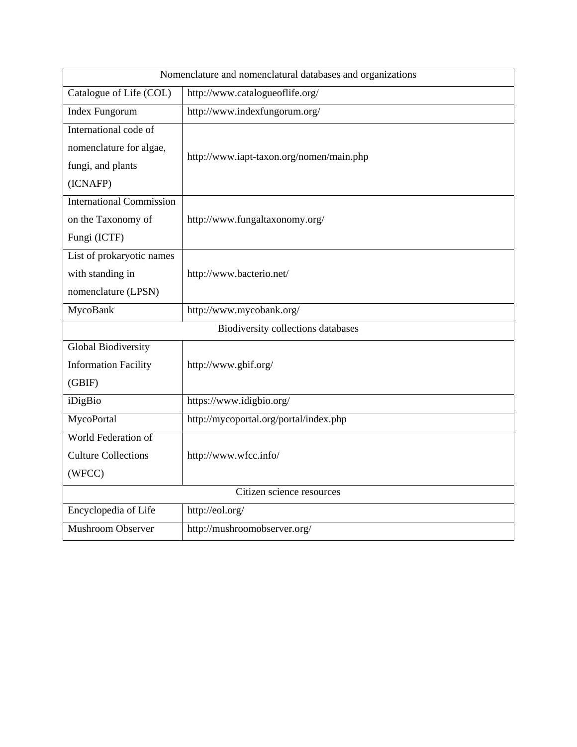| Nomenclature and nomenclatural databases and organizations | |
|---|---|
| Catalogue of Life (COL) | http://www.catalogueoflife.org/ |
| Index Fungorum | http://www.indexfungorum.org/ |
| International code of nomenclature for algae, fungi, and plants (ICNAFP) | http://www.iapt-taxon.org/nomen/main.php |
| International Commission on the Taxonomy of Fungi (ICTF) | http://www.fungaltaxonomy.org/ |
| List of prokaryotic names with standing in nomenclature (LPSN) | http://www.bacterio.net/ |
| MycoBank | http://www.mycobank.org/ |
| Biodiversity collections databases | |
| Global Biodiversity Information Facility (GBIF) | http://www.gbif.org/ |
| iDigBio | https://www.idigbio.org/ |
| MycoPortal | http://mycoportal.org/portal/index.php |
| World Federation of Culture Collections (WFCC) | http://www.wfcc.info/ |
| Citizen science resources | |
| Encyclopedia of Life | http://eol.org/ |
| Mushroom Observer | http://mushroomobserver.org/ |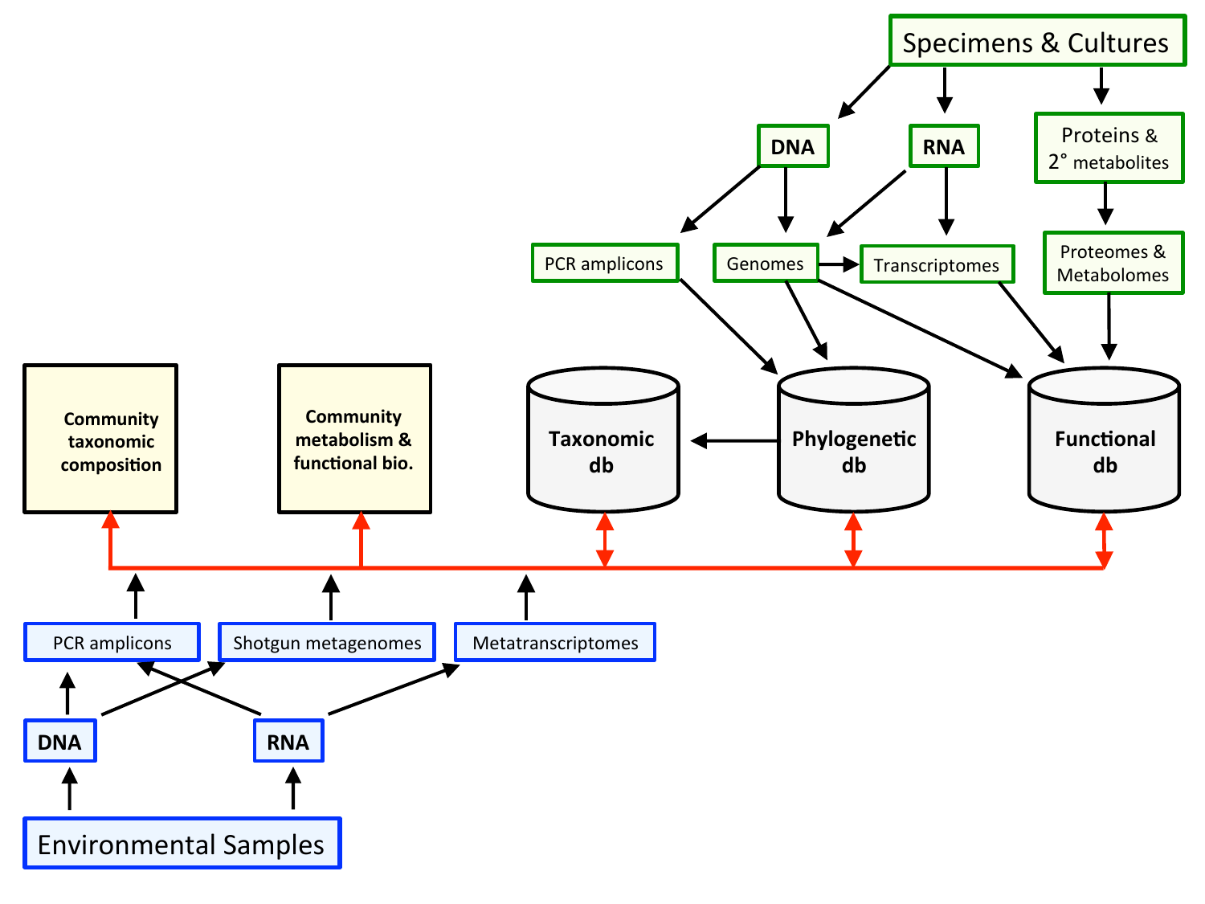Specimens & Cultures

DNA

RNA

Proteins & 2° metabolites

PCR amplicons

Genomes

Transcriptomes

Proteomes & Metabolomes

**Community taxonomic composition**

**Community metabolism & functional bio.**

**Taxonomic db**

**Phylogenetic db**

**Functional db**

PCR amplicons

Shotgun metagenomes

Metatranscriptomes

**DNA**

**RNA**

Environmental Samples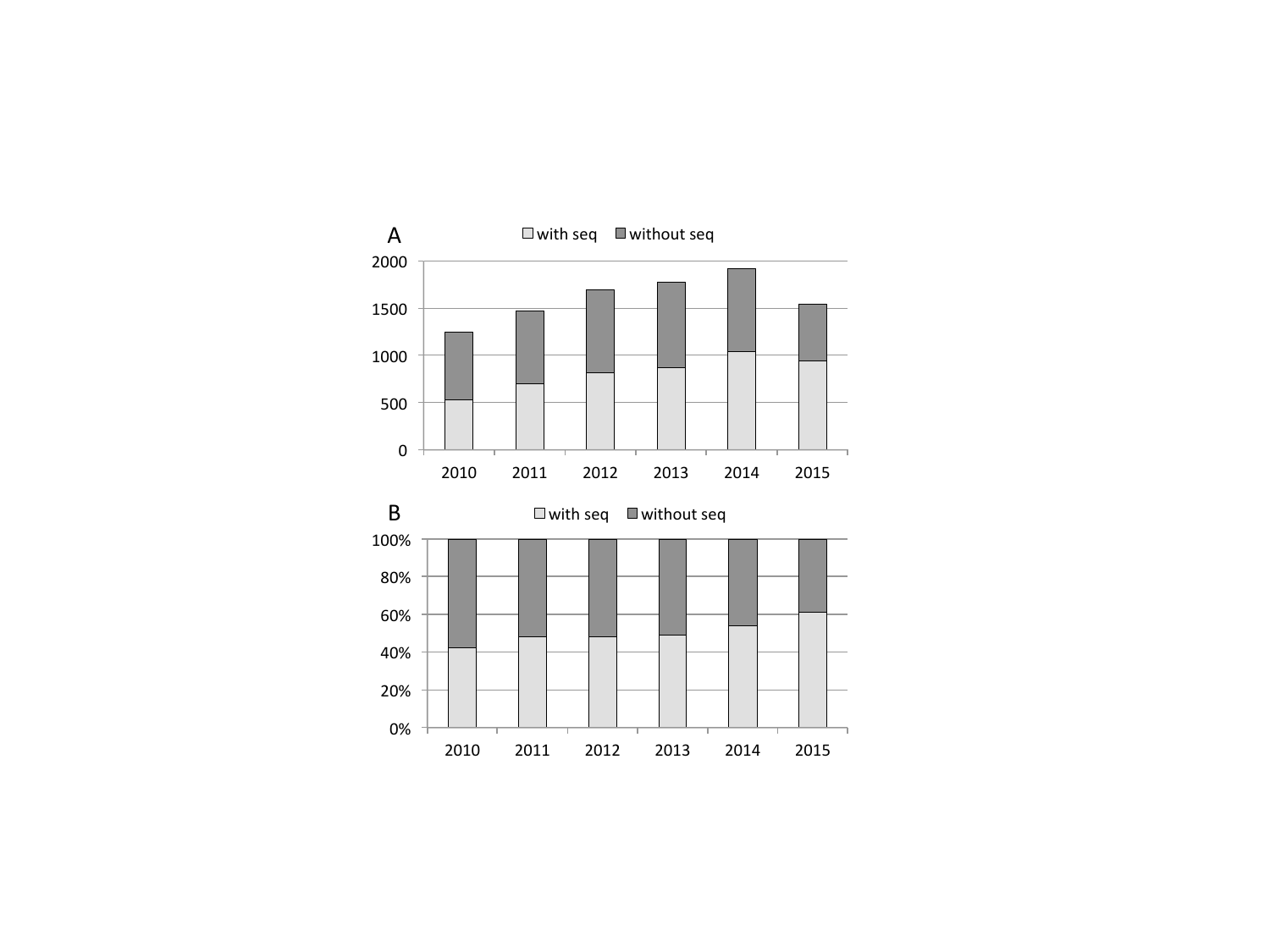A

with seq without seq

2000

1500

1000

500

0

2010 2011 2012 2013 2014 2015

B

with seq without seq

100%

80%

60%

40%

20%

0%

2010 2011 2012 2013 2014 2015